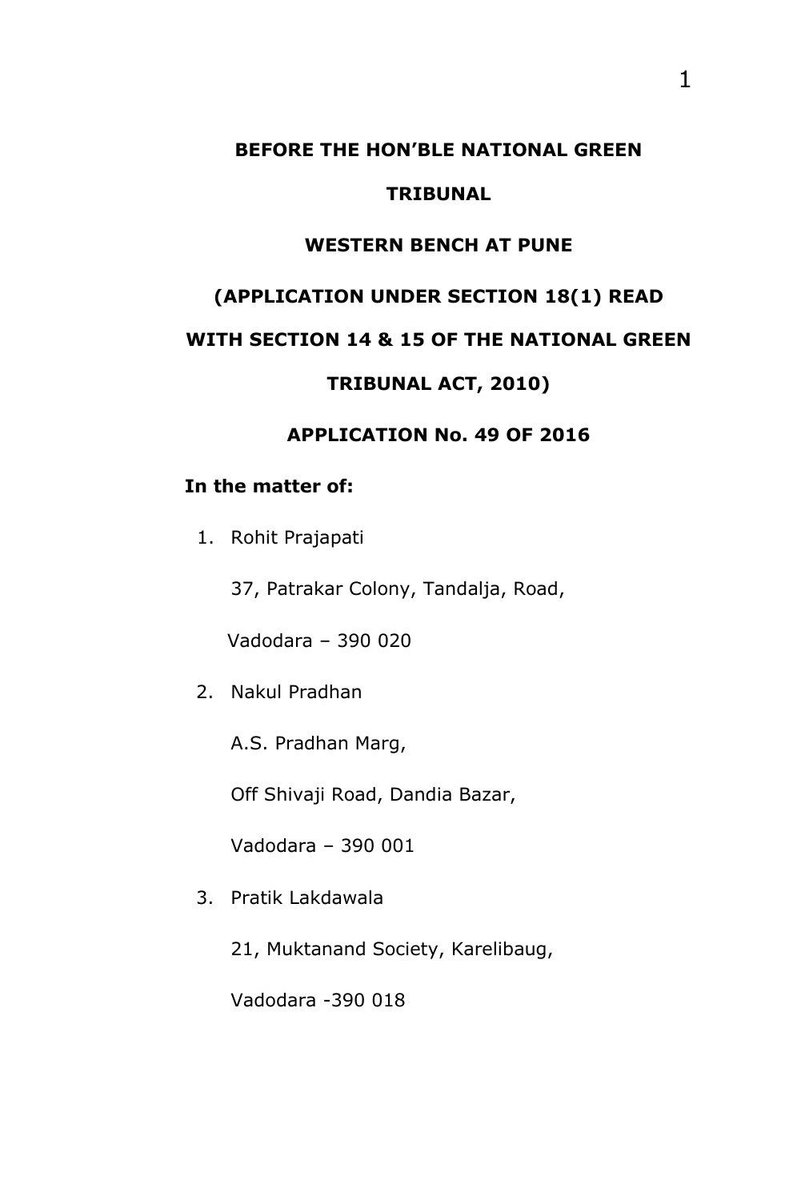**BEFORE THE HON'BLE NATIONAL GREEN TRIBUNAL**

**WESTERN BENCH AT PUNE**

**(APPLICATION UNDER SECTION 18(1) READ WITH SECTION 14 & 15 OF THE NATIONAL GREEN TRIBUNAL ACT, 2010)**

**APPLICATION No. 49 OF 2016**

**In the matter of:**

1. Rohit Prajapati

   37, Patrakar Colony, Tandalja, Road,

   Vadodara – 390 020

2. Nakul Pradhan

   A.S. Pradhan Marg,

   Off Shivaji Road, Dandia Bazar,

   Vadodara – 390 001

3. Pratik Lakdawala

   21, Muktanand Society, Karelibaug,

   Vadodara -390 018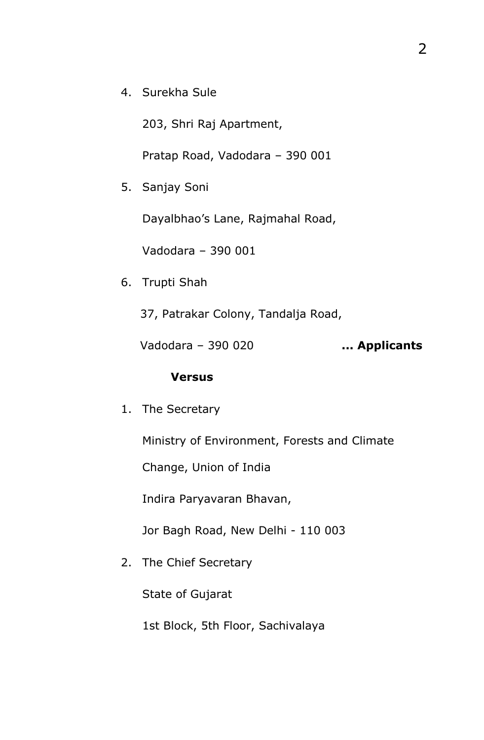4. Surekha Sule

   203, Shri Raj Apartment,

   Pratap Road, Vadodara – 390 001

5. Sanjay Soni

   Dayalbhao's Lane, Rajmahal Road,

   Vadodara – 390 001

6. Trupti Shah

   37, Patrakar Colony, Tandalja Road,

   Vadodara – 390 020 **... Applicants**

**Versus**

1. The Secretary

   Ministry of Environment, Forests and Climate Change, Union of India

   Indira Paryavaran Bhavan,

   Jor Bagh Road, New Delhi - 110 003

2. The Chief Secretary

   State of Gujarat

   1st Block, 5th Floor, Sachivalaya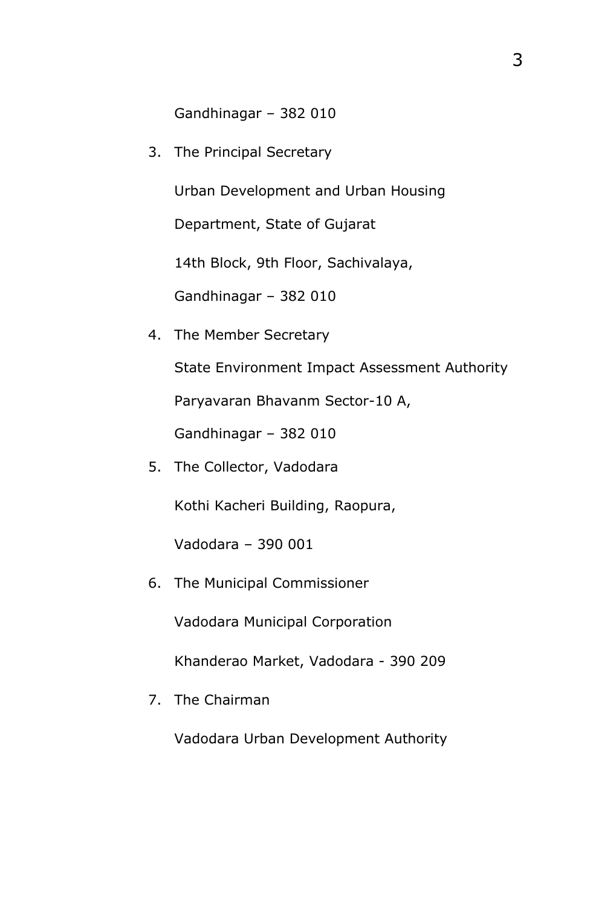Gandhinagar – 382 010

3. The Principal Secretary

   Urban Development and Urban Housing

   Department, State of Gujarat

   14th Block, 9th Floor, Sachivalaya,

   Gandhinagar – 382 010

4. The Member Secretary

   State Environment Impact Assessment Authority

   Paryavaran Bhavanm Sector-10 A,

   Gandhinagar – 382 010

5. The Collector, Vadodara

   Kothi Kacheri Building, Raopura,

   Vadodara – 390 001

6. The Municipal Commissioner

   Vadodara Municipal Corporation

   Khanderao Market, Vadodara - 390 209

7. The Chairman

   Vadodara Urban Development Authority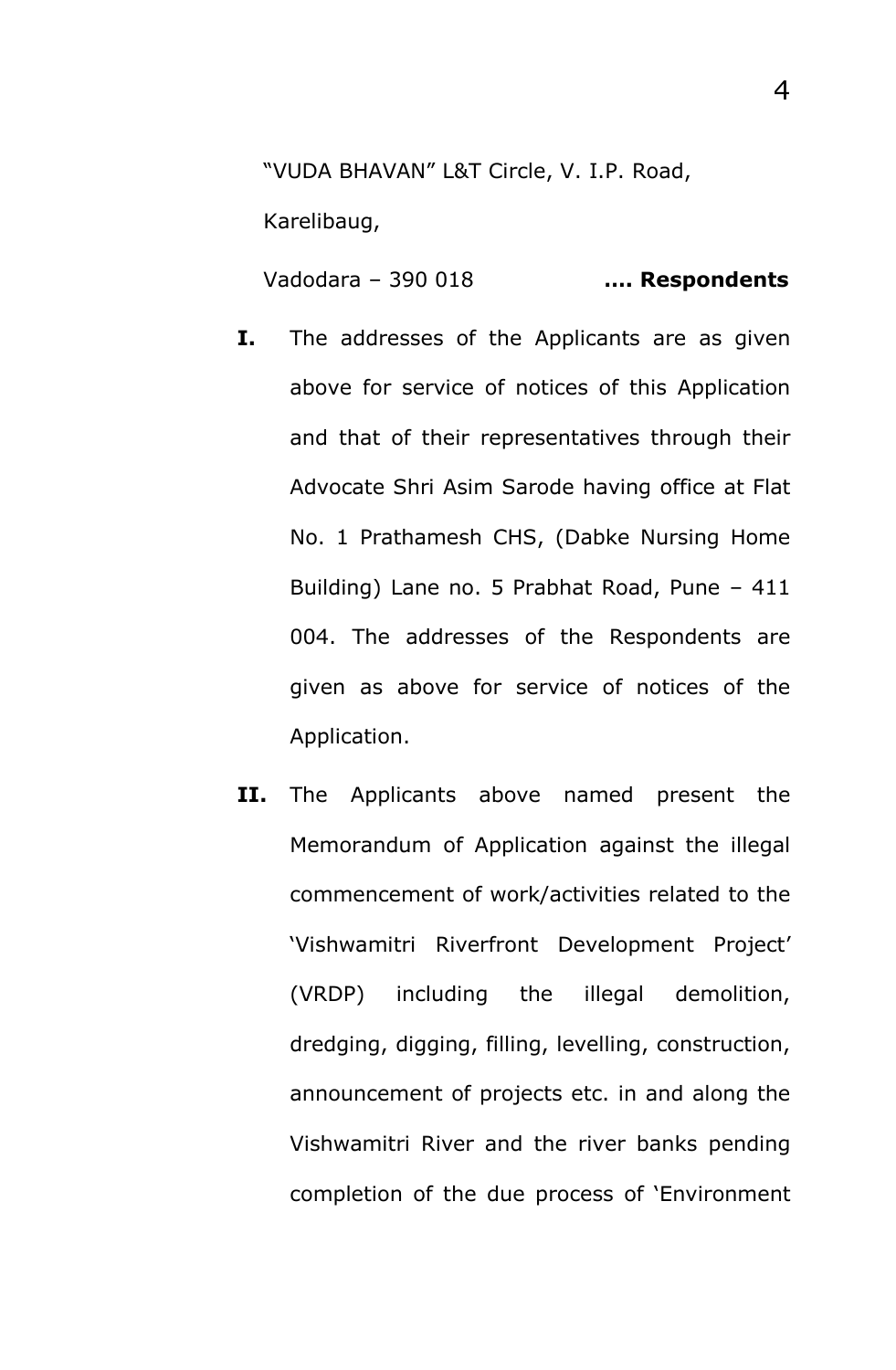"VUDA BHAVAN" L&T Circle, V. I.P. Road,

Karelibaug,

Vadodara – 390 018 **…. Respondents**

**I.** The addresses of the Applicants are as given above for service of notices of this Application and that of their representatives through their Advocate Shri Asim Sarode having office at Flat No. 1 Prathamesh CHS, (Dabke Nursing Home Building) Lane no. 5 Prabhat Road, Pune – 411 004. The addresses of the Respondents are given as above for service of notices of the Application.

**II.** The Applicants above named present the Memorandum of Application against the illegal commencement of work/activities related to the 'Vishwamitri Riverfront Development Project' (VRDP) including the illegal demolition, dredging, digging, filling, levelling, construction, announcement of projects etc. in and along the Vishwamitri River and the river banks pending completion of the due process of 'Environment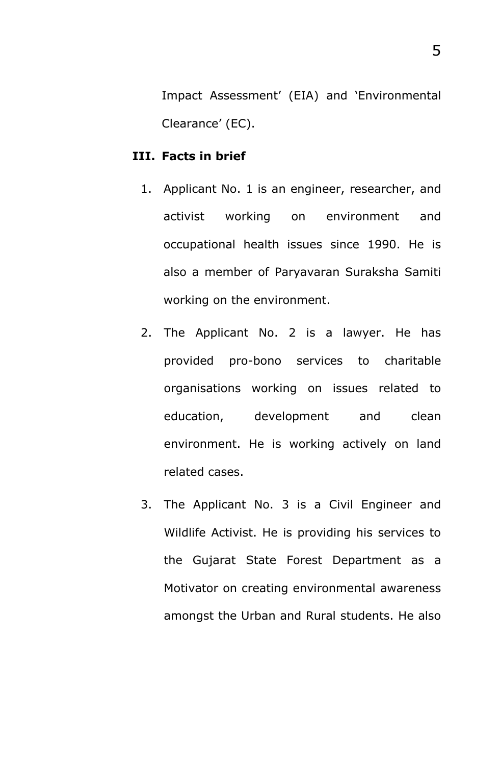Impact Assessment' (EIA) and 'Environmental Clearance' (EC).

### III. Facts in brief

1. Applicant No. 1 is an engineer, researcher, and activist working on environment and occupational health issues since 1990. He is also a member of Paryavaran Suraksha Samiti working on the environment.
2. The Applicant No. 2 is a lawyer. He has provided pro-bono services to charitable organisations working on issues related to education, development and clean environment. He is working actively on land related cases.
3. The Applicant No. 3 is a Civil Engineer and Wildlife Activist. He is providing his services to the Gujarat State Forest Department as a Motivator on creating environmental awareness amongst the Urban and Rural students. He also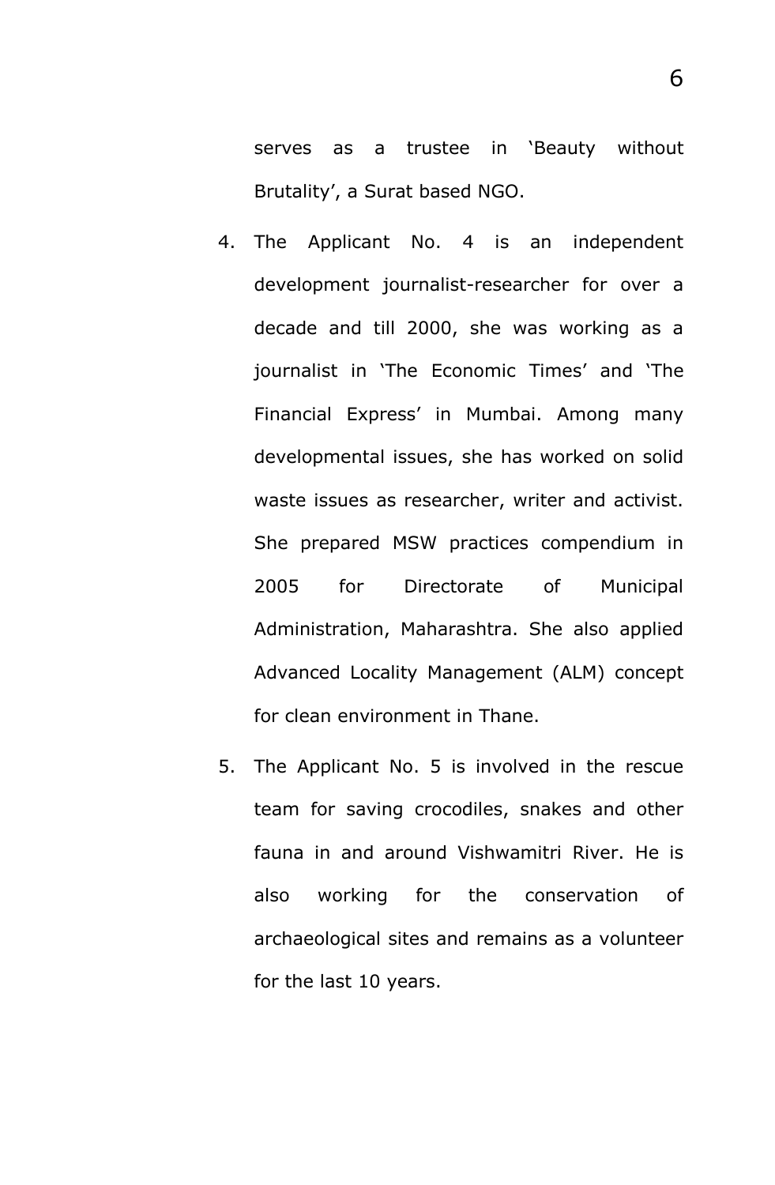serves as a trustee in 'Beauty without Brutality', a Surat based NGO.

4. The Applicant No. 4 is an independent development journalist-researcher for over a decade and till 2000, she was working as a journalist in 'The Economic Times' and 'The Financial Express' in Mumbai. Among many developmental issues, she has worked on solid waste issues as researcher, writer and activist. She prepared MSW practices compendium in 2005 for Directorate of Municipal Administration, Maharashtra. She also applied Advanced Locality Management (ALM) concept for clean environment in Thane.

5. The Applicant No. 5 is involved in the rescue team for saving crocodiles, snakes and other fauna in and around Vishwamitri River. He is also working for the conservation of archaeological sites and remains as a volunteer for the last 10 years.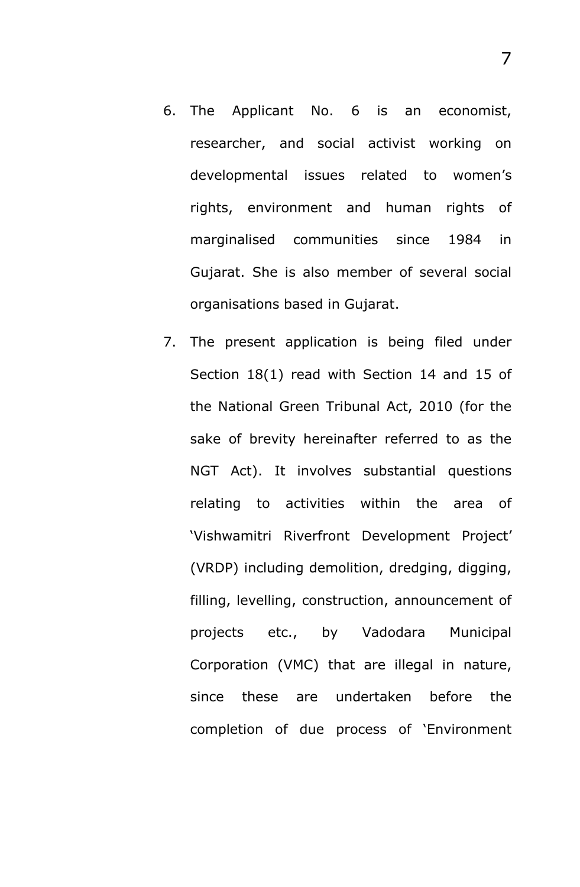6. The Applicant No. 6 is an economist, researcher, and social activist working on developmental issues related to women's rights, environment and human rights of marginalised communities since 1984 in Gujarat. She is also member of several social organisations based in Gujarat.

7. The present application is being filed under Section 18(1) read with Section 14 and 15 of the National Green Tribunal Act, 2010 (for the sake of brevity hereinafter referred to as the NGT Act). It involves substantial questions relating to activities within the area of 'Vishwamitri Riverfront Development Project' (VRDP) including demolition, dredging, digging, filling, levelling, construction, announcement of projects etc., by Vadodara Municipal Corporation (VMC) that are illegal in nature, since these are undertaken before the completion of due process of 'Environment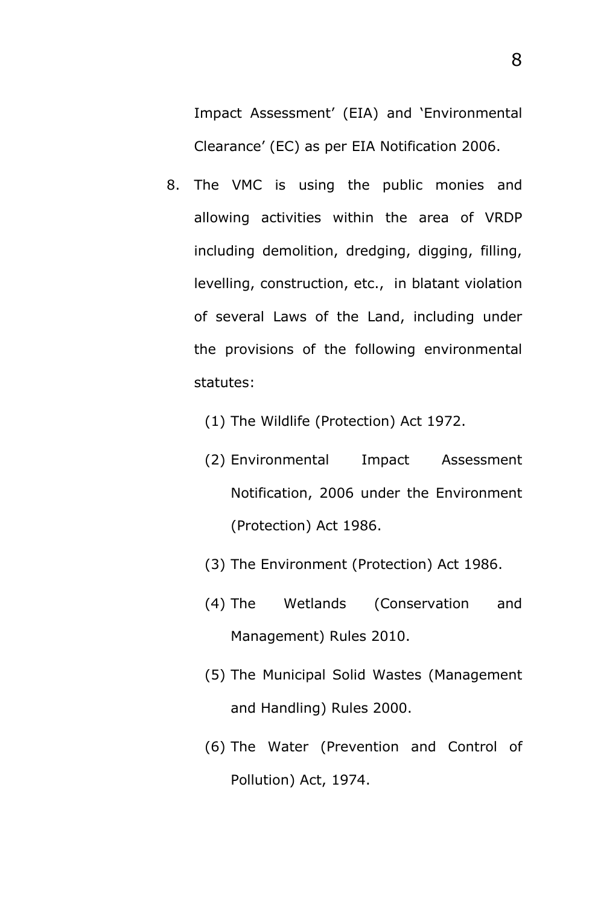Impact Assessment' (EIA) and 'Environmental Clearance' (EC) as per EIA Notification 2006.

8. The VMC is using the public monies and allowing activities within the area of VRDP including demolition, dredging, digging, filling, levelling, construction, etc., in blatant violation of several Laws of the Land, including under the provisions of the following environmental statutes:

   (1) The Wildlife (Protection) Act 1972.

   (2) Environmental Impact Assessment Notification, 2006 under the Environment (Protection) Act 1986.

   (3) The Environment (Protection) Act 1986.

   (4) The Wetlands (Conservation and Management) Rules 2010.

   (5) The Municipal Solid Wastes (Management and Handling) Rules 2000.

   (6) The Water (Prevention and Control of Pollution) Act, 1974.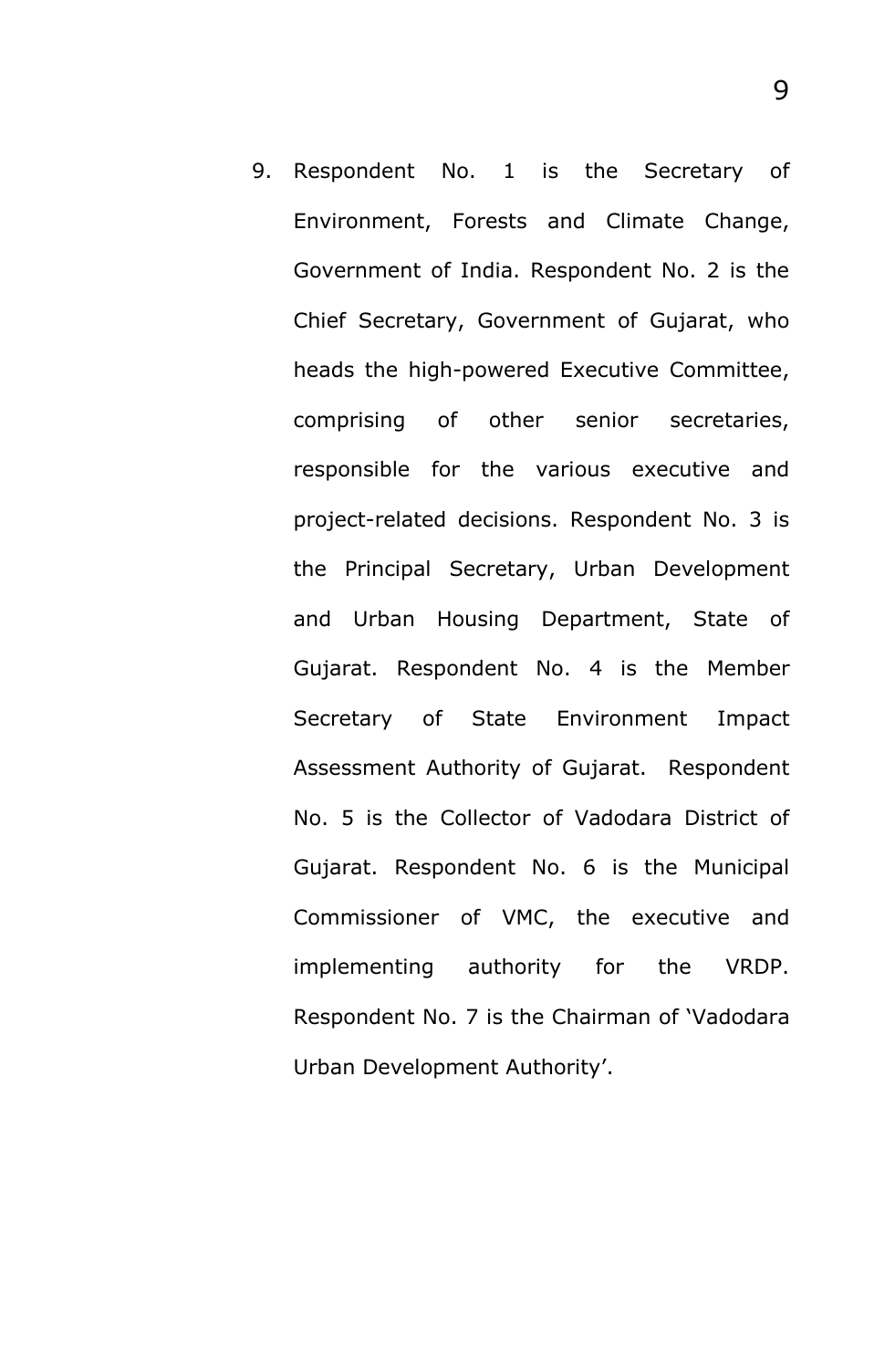9. Respondent No. 1 is the Secretary of Environment, Forests and Climate Change, Government of India. Respondent No. 2 is the Chief Secretary, Government of Gujarat, who heads the high-powered Executive Committee, comprising of other senior secretaries, responsible for the various executive and project-related decisions. Respondent No. 3 is the Principal Secretary, Urban Development and Urban Housing Department, State of Gujarat. Respondent No. 4 is the Member Secretary of State Environment Impact Assessment Authority of Gujarat. Respondent No. 5 is the Collector of Vadodara District of Gujarat. Respondent No. 6 is the Municipal Commissioner of VMC, the executive and implementing authority for the VRDP. Respondent No. 7 is the Chairman of 'Vadodara Urban Development Authority'.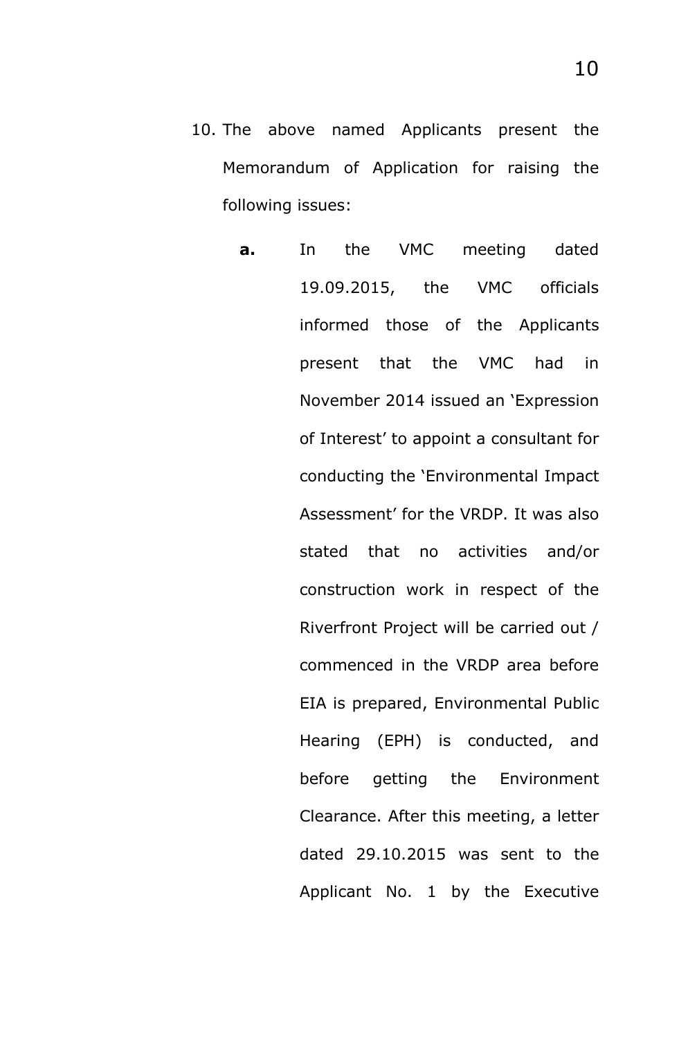10. The above named Applicants present the Memorandum of Application for raising the following issues:

    **a.** In the VMC meeting dated 19.09.2015, the VMC officials informed those of the Applicants present that the VMC had in November 2014 issued an 'Expression of Interest' to appoint a consultant for conducting the 'Environmental Impact Assessment' for the VRDP. It was also stated that no activities and/or construction work in respect of the Riverfront Project will be carried out / commenced in the VRDP area before EIA is prepared, Environmental Public Hearing (EPH) is conducted, and before getting the Environment Clearance. After this meeting, a letter dated 29.10.2015 was sent to the Applicant No. 1 by the Executive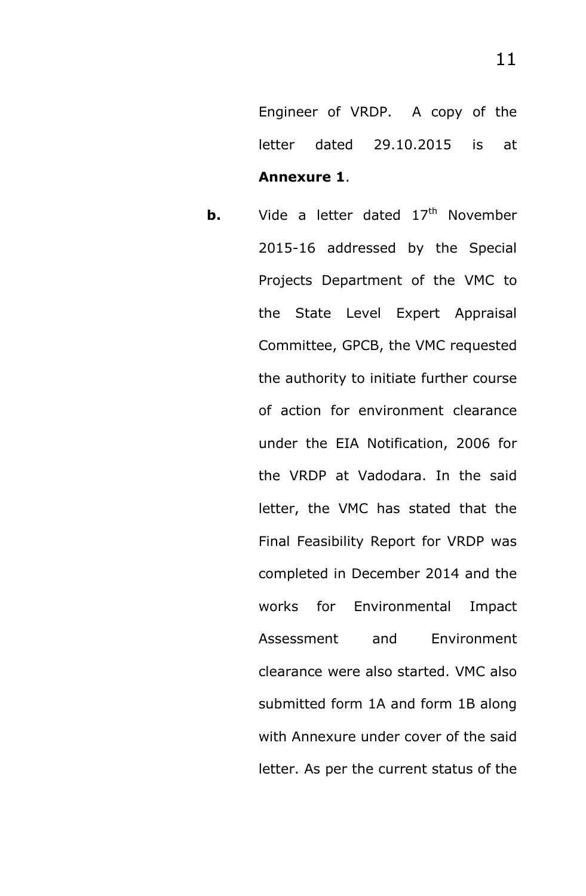Engineer of VRDP. A copy of the letter dated 29.10.2015 is at **Annexure 1**.

**b.** Vide a letter dated 17th November 2015-16 addressed by the Special Projects Department of the VMC to the State Level Expert Appraisal Committee, GPCB, the VMC requested the authority to initiate further course of action for environment clearance under the EIA Notification, 2006 for the VRDP at Vadodara. In the said letter, the VMC has stated that the Final Feasibility Report for VRDP was completed in December 2014 and the works for Environmental Impact Assessment and Environment clearance were also started. VMC also submitted form 1A and form 1B along with Annexure under cover of the said letter. As per the current status of the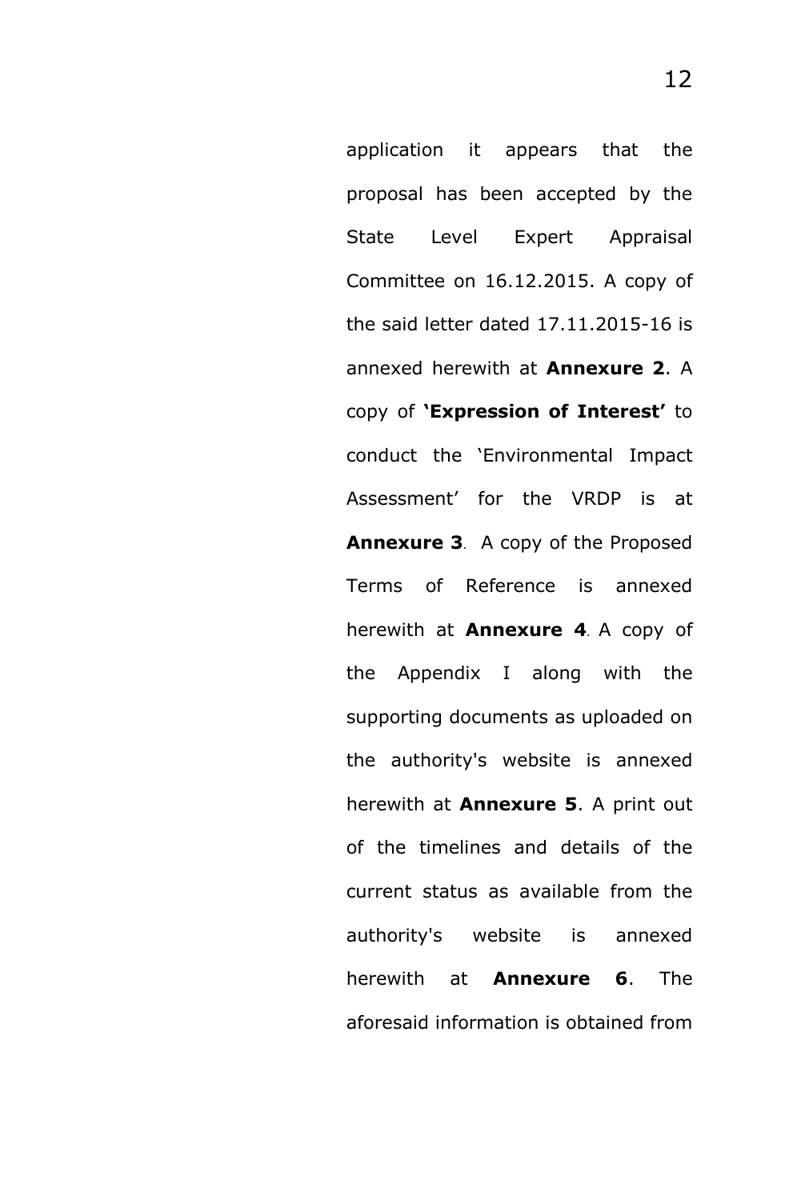application it appears that the proposal has been accepted by the State Level Expert Appraisal Committee on 16.12.2015. A copy of the said letter dated 17.11.2015-16 is annexed herewith at **Annexure 2**. A copy of **'Expression of Interest'** to conduct the 'Environmental Impact Assessment' for the VRDP is at **Annexure 3**. A copy of the Proposed Terms of Reference is annexed herewith at **Annexure 4**. A copy of the Appendix I along with the supporting documents as uploaded on the authority's website is annexed herewith at **Annexure 5**. A print out of the timelines and details of the current status as available from the authority's website is annexed herewith at **Annexure 6**. The aforesaid information is obtained from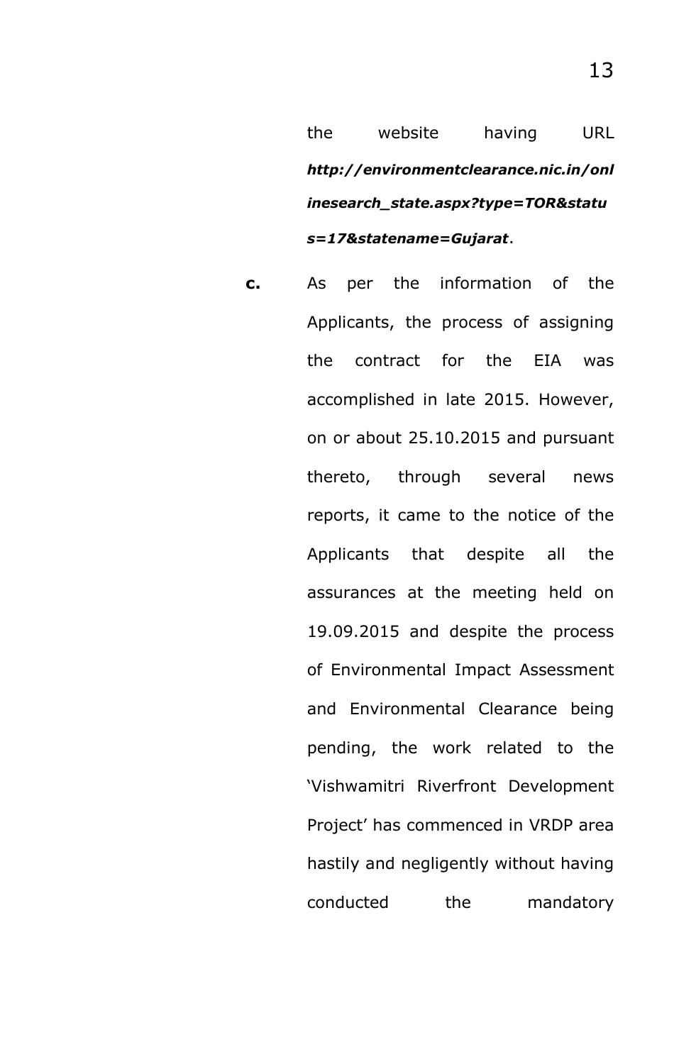the website having URL ***http://environmentclearance.nic.in/onlinesearch_state.aspx?type=TOR&status=17&statename=Gujarat***.

**c.** As per the information of the Applicants, the process of assigning the contract for the EIA was accomplished in late 2015. However, on or about 25.10.2015 and pursuant thereto, through several news reports, it came to the notice of the Applicants that despite all the assurances at the meeting held on 19.09.2015 and despite the process of Environmental Impact Assessment and Environmental Clearance being pending, the work related to the 'Vishwamitri Riverfront Development Project' has commenced in VRDP area hastily and negligently without having conducted the mandatory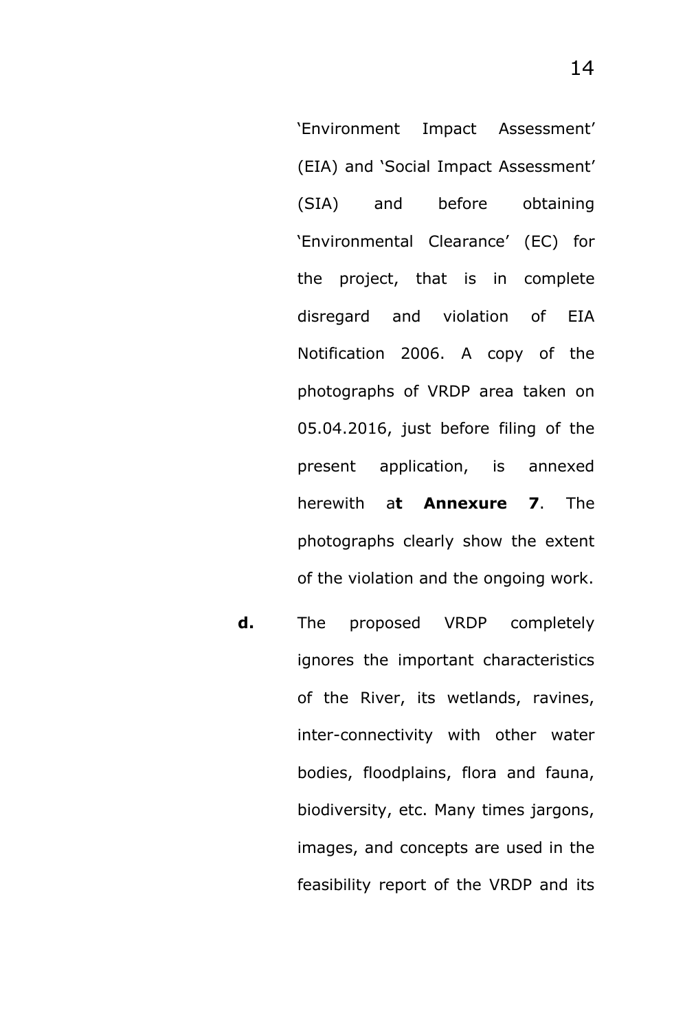'Environment Impact Assessment' (EIA) and 'Social Impact Assessment' (SIA) and before obtaining 'Environmental Clearance' (EC) for the project, that is in complete disregard and violation of EIA Notification 2006. A copy of the photographs of VRDP area taken on 05.04.2016, just before filing of the present application, is annexed herewith a**t Annexure 7**. The photographs clearly show the extent of the violation and the ongoing work.

**d.** The proposed VRDP completely ignores the important characteristics of the River, its wetlands, ravines, inter-connectivity with other water bodies, floodplains, flora and fauna, biodiversity, etc. Many times jargons, images, and concepts are used in the feasibility report of the VRDP and its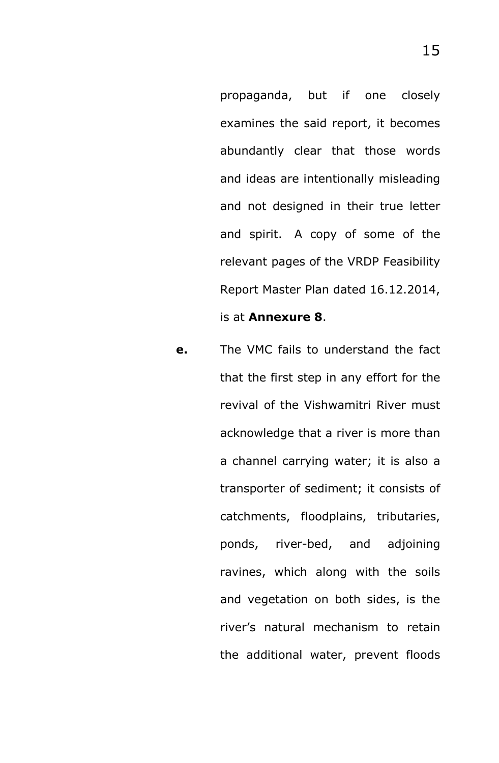propaganda, but if one closely examines the said report, it becomes abundantly clear that those words and ideas are intentionally misleading and not designed in their true letter and spirit. A copy of some of the relevant pages of the VRDP Feasibility Report Master Plan dated 16.12.2014, is at **Annexure 8**.

**e.** The VMC fails to understand the fact that the first step in any effort for the revival of the Vishwamitri River must acknowledge that a river is more than a channel carrying water; it is also a transporter of sediment; it consists of catchments, floodplains, tributaries, ponds, river-bed, and adjoining ravines, which along with the soils and vegetation on both sides, is the river's natural mechanism to retain the additional water, prevent floods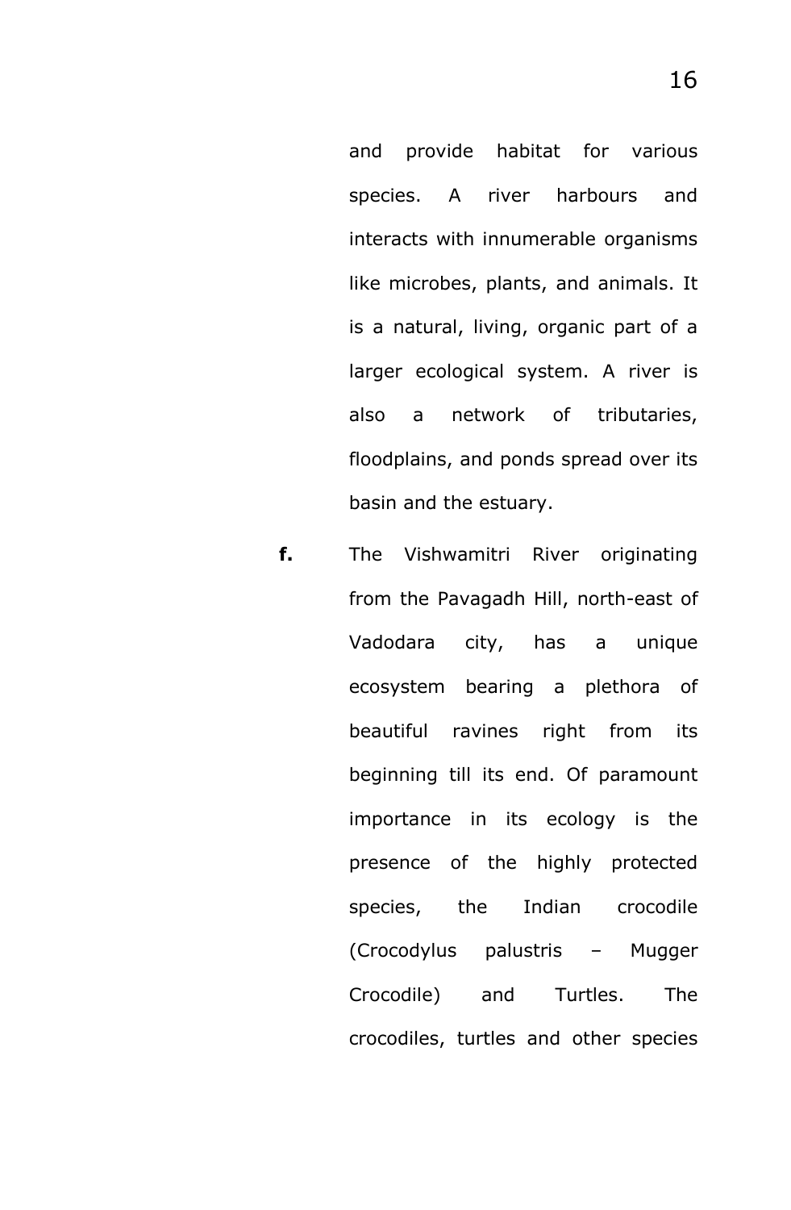and provide habitat for various species. A river harbours and interacts with innumerable organisms like microbes, plants, and animals. It is a natural, living, organic part of a larger ecological system. A river is also a network of tributaries, floodplains, and ponds spread over its basin and the estuary.

**f.** The Vishwamitri River originating from the Pavagadh Hill, north-east of Vadodara city, has a unique ecosystem bearing a plethora of beautiful ravines right from its beginning till its end. Of paramount importance in its ecology is the presence of the highly protected species, the Indian crocodile (Crocodylus palustris – Mugger Crocodile) and Turtles. The crocodiles, turtles and other species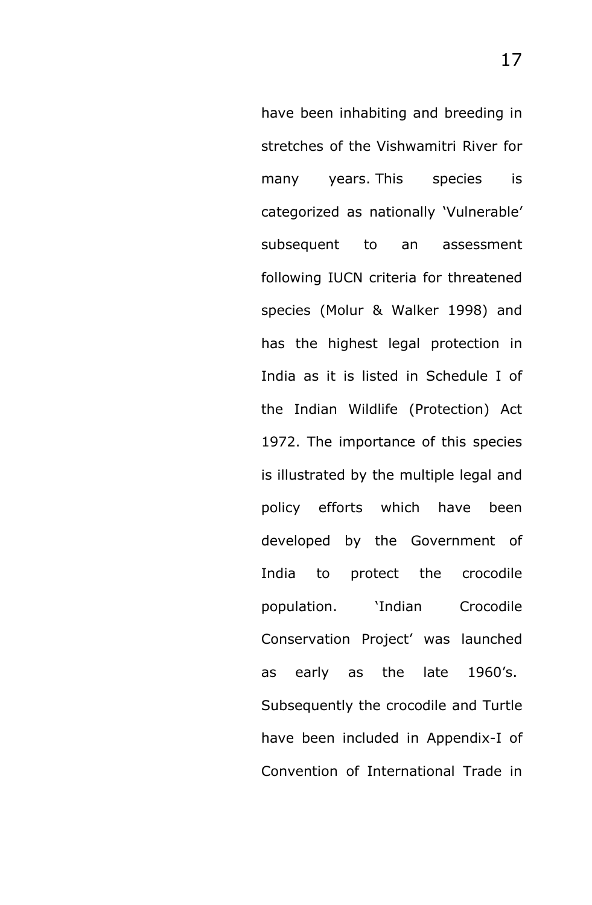have been inhabiting and breeding in stretches of the Vishwamitri River for many years. This species is categorized as nationally 'Vulnerable' subsequent to an assessment following IUCN criteria for threatened species (Molur & Walker 1998) and has the highest legal protection in India as it is listed in Schedule I of the Indian Wildlife (Protection) Act 1972. The importance of this species is illustrated by the multiple legal and policy efforts which have been developed by the Government of India to protect the crocodile population. 'Indian Crocodile Conservation Project' was launched as early as the late 1960's. Subsequently the crocodile and Turtle have been included in Appendix-I of Convention of International Trade in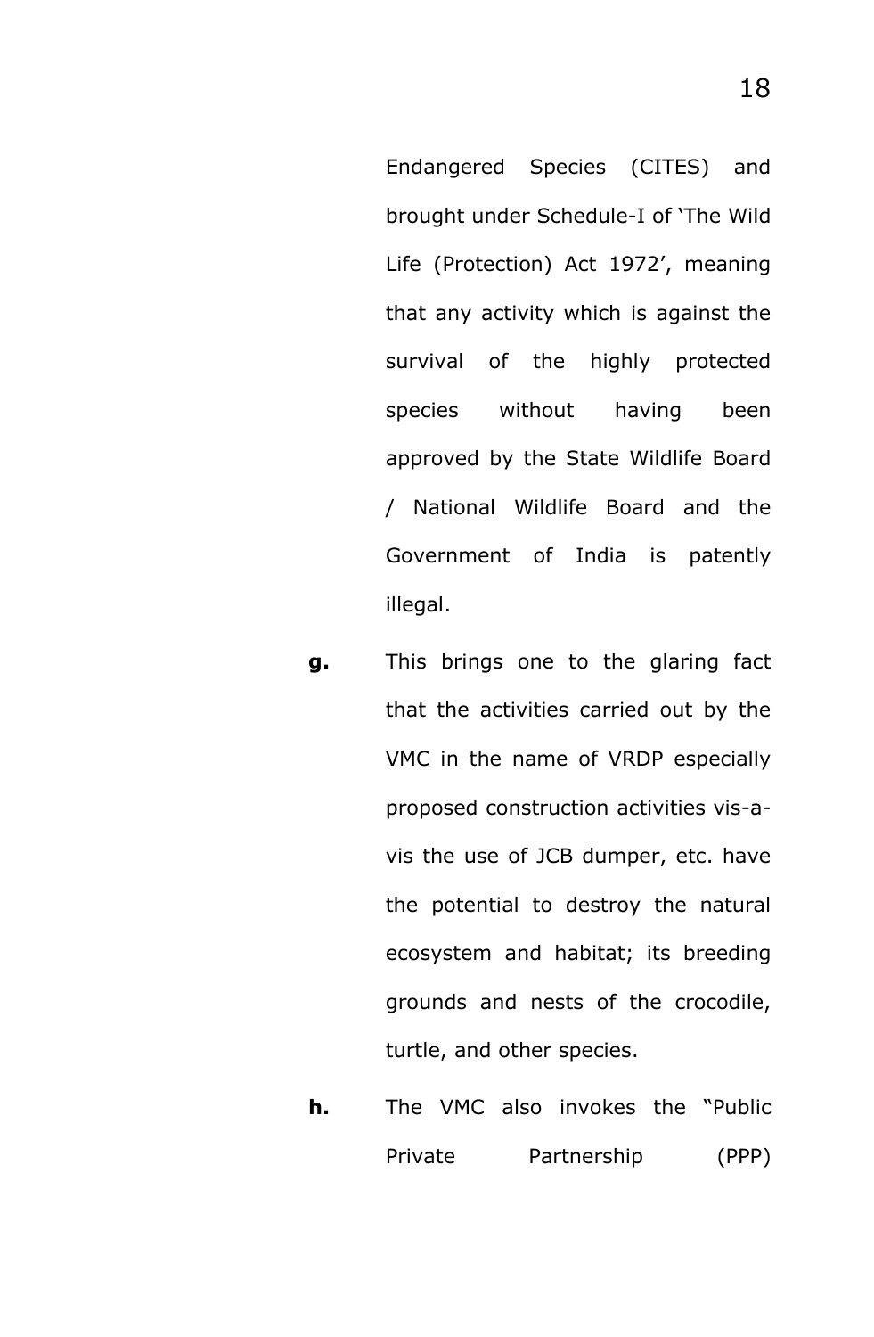Endangered Species (CITES) and brought under Schedule-I of 'The Wild Life (Protection) Act 1972', meaning that any activity which is against the survival of the highly protected species without having been approved by the State Wildlife Board / National Wildlife Board and the Government of India is patently illegal.

**g.** This brings one to the glaring fact that the activities carried out by the VMC in the name of VRDP especially proposed construction activities vis-a-vis the use of JCB dumper, etc. have the potential to destroy the natural ecosystem and habitat; its breeding grounds and nests of the crocodile, turtle, and other species.

**h.** The VMC also invokes the "Public Private Partnership (PPP)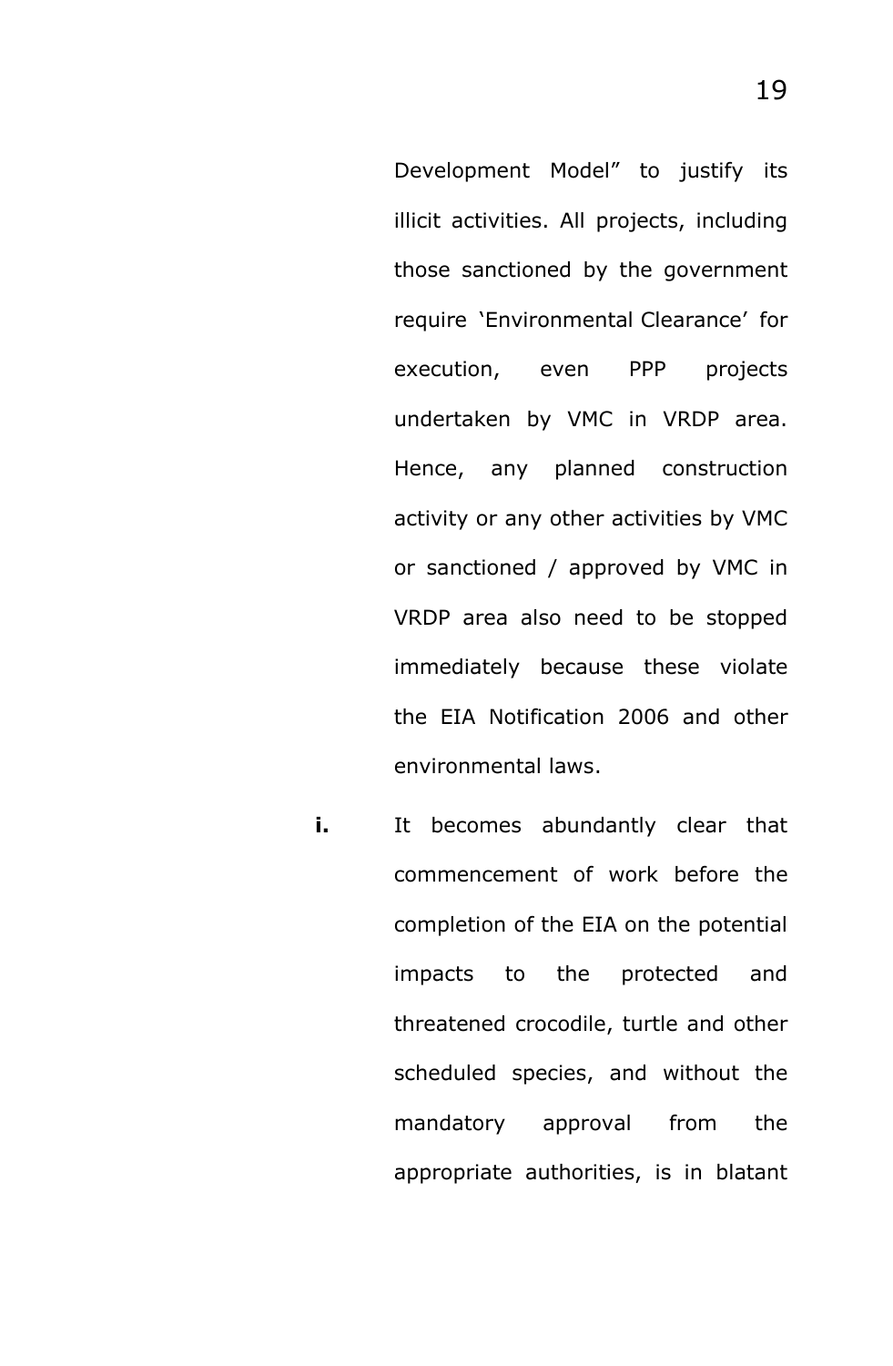Development Model” to justify its illicit activities. All projects, including those sanctioned by the government require ‘Environmental Clearance’ for execution, even PPP projects undertaken by VMC in VRDP area. Hence, any planned construction activity or any other activities by VMC or sanctioned / approved by VMC in VRDP area also need to be stopped immediately because these violate the EIA Notification 2006 and other environmental laws.

**i.** It becomes abundantly clear that commencement of work before the completion of the EIA on the potential impacts to the protected and threatened crocodile, turtle and other scheduled species, and without the mandatory approval from the appropriate authorities, is in blatant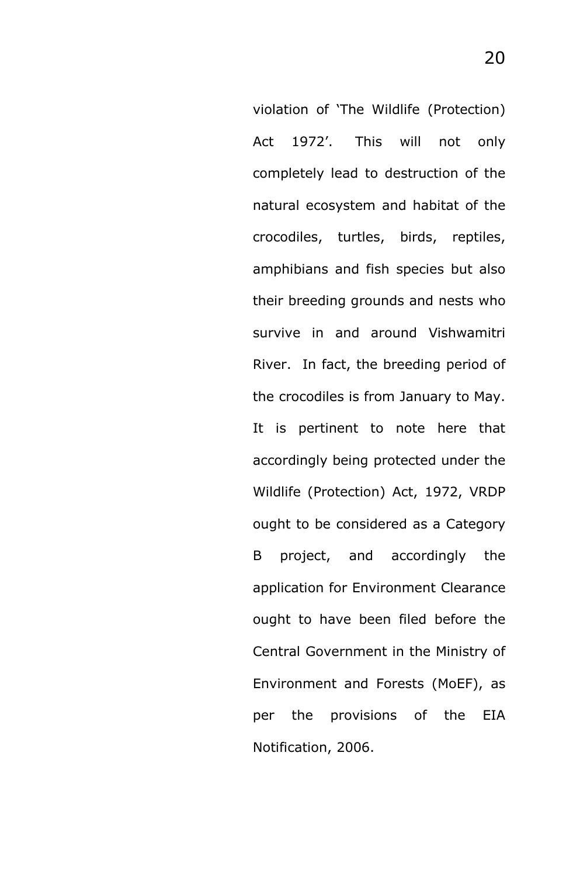violation of 'The Wildlife (Protection) Act 1972'. This will not only completely lead to destruction of the natural ecosystem and habitat of the crocodiles, turtles, birds, reptiles, amphibians and fish species but also their breeding grounds and nests who survive in and around Vishwamitri River. In fact, the breeding period of the crocodiles is from January to May. It is pertinent to note here that accordingly being protected under the Wildlife (Protection) Act, 1972, VRDP ought to be considered as a Category B project, and accordingly the application for Environment Clearance ought to have been filed before the Central Government in the Ministry of Environment and Forests (MoEF), as per the provisions of the EIA Notification, 2006.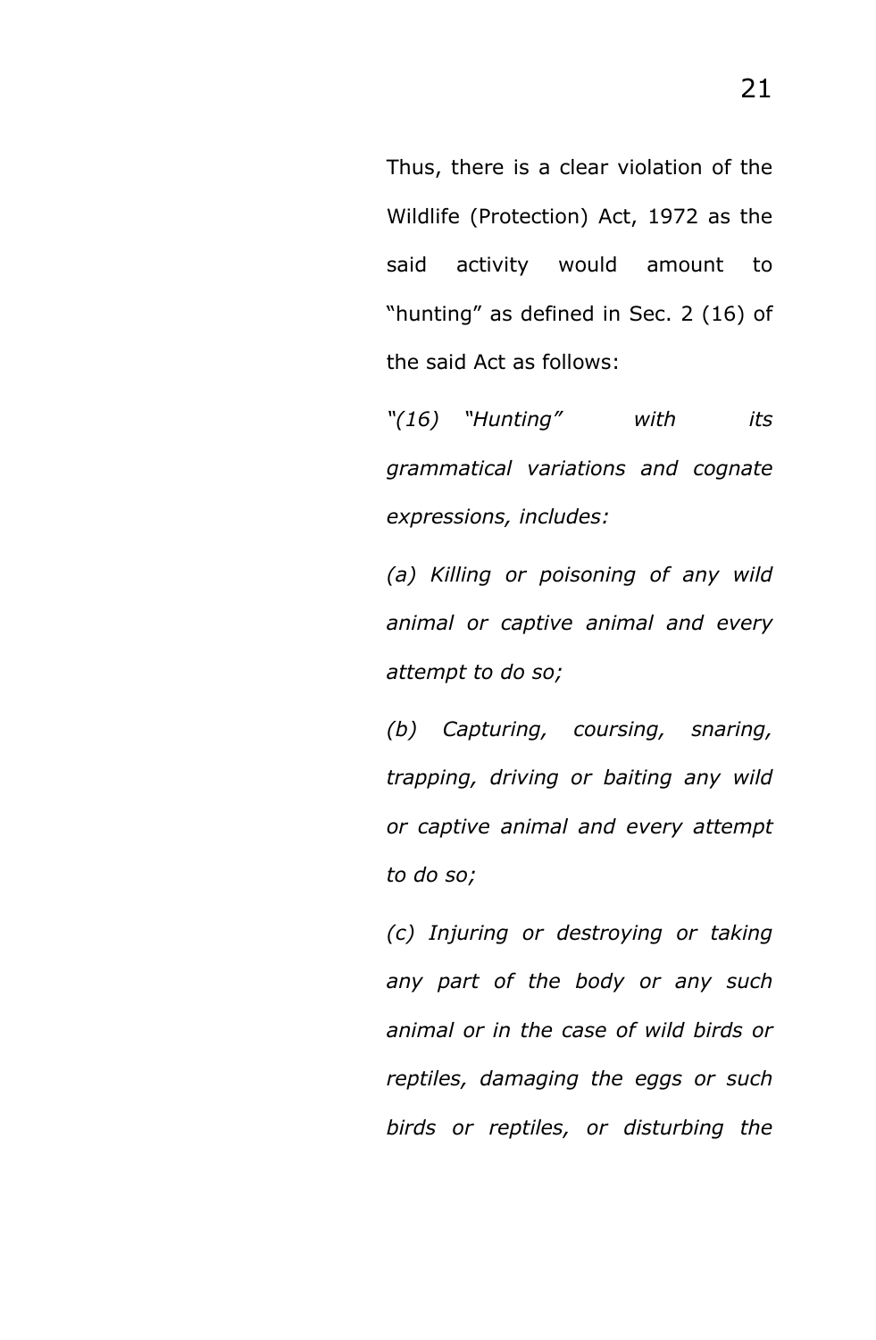Thus, there is a clear violation of the Wildlife (Protection) Act, 1972 as the said activity would amount to "hunting" as defined in Sec. 2 (16) of the said Act as follows:

*"(16) "Hunting" with its grammatical variations and cognate expressions, includes:*

*(a) Killing or poisoning of any wild animal or captive animal and every attempt to do so;*

*(b) Capturing, coursing, snaring, trapping, driving or baiting any wild or captive animal and every attempt to do so;*

*(c) Injuring or destroying or taking any part of the body or any such animal or in the case of wild birds or reptiles, damaging the eggs or such birds or reptiles, or disturbing the*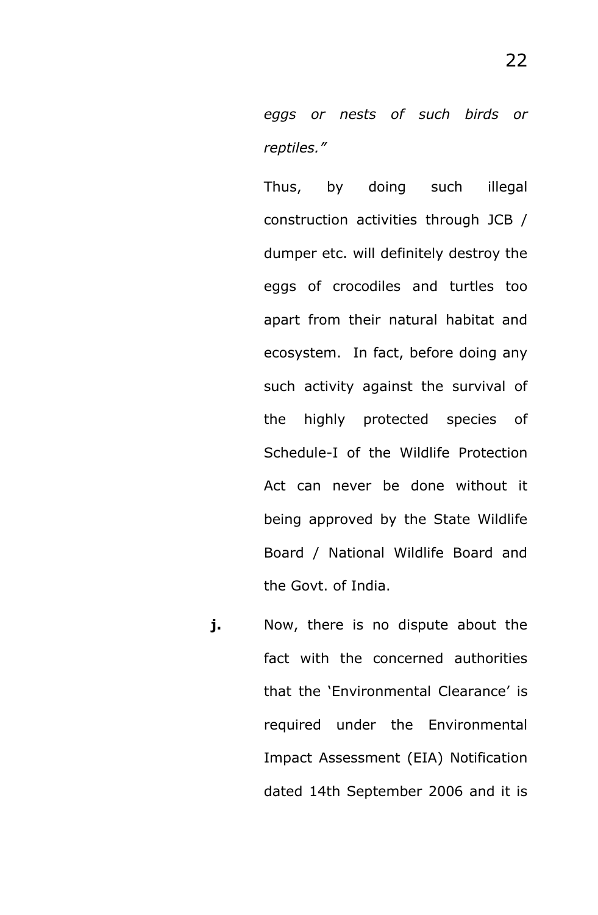*eggs or nests of such birds or reptiles."*

Thus, by doing such illegal construction activities through JCB / dumper etc. will definitely destroy the eggs of crocodiles and turtles too apart from their natural habitat and ecosystem. In fact, before doing any such activity against the survival of the highly protected species of Schedule-I of the Wildlife Protection Act can never be done without it being approved by the State Wildlife Board / National Wildlife Board and the Govt. of India.

**j.** Now, there is no dispute about the fact with the concerned authorities that the 'Environmental Clearance' is required under the Environmental Impact Assessment (EIA) Notification dated 14th September 2006 and it is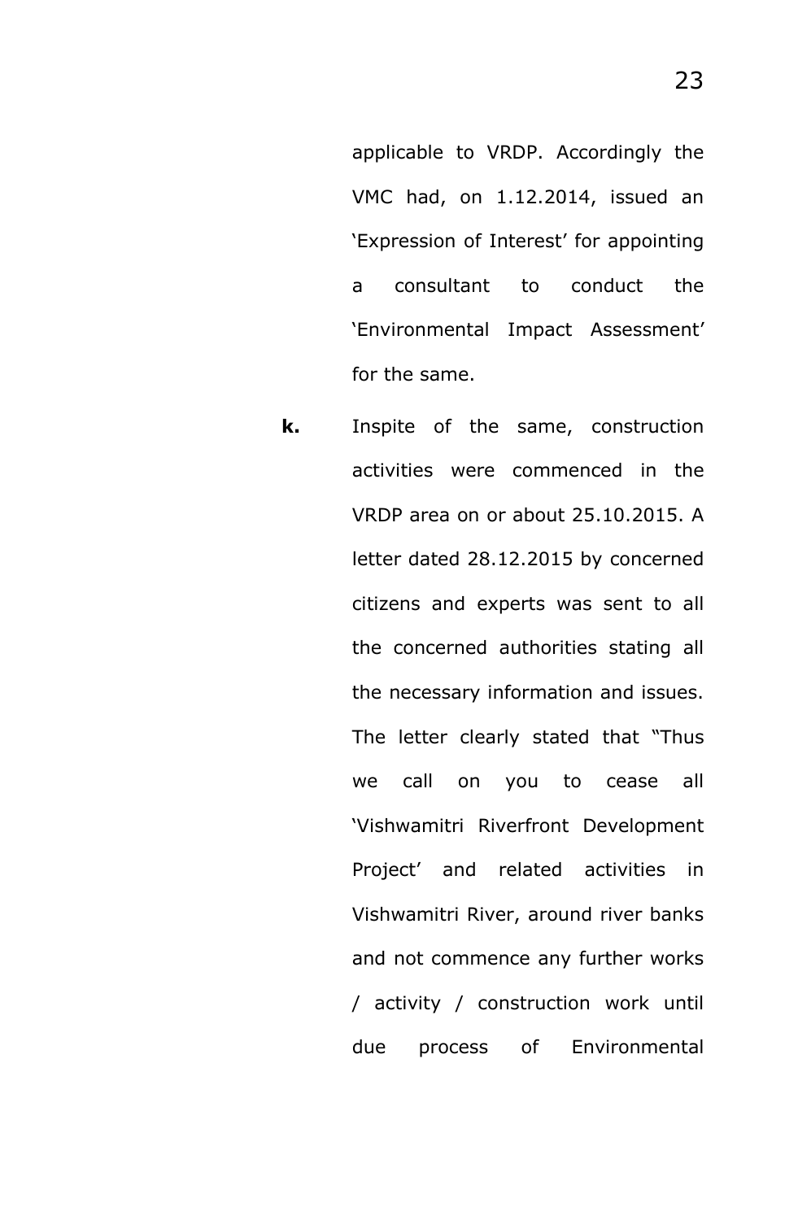applicable to VRDP. Accordingly the VMC had, on 1.12.2014, issued an 'Expression of Interest' for appointing a consultant to conduct the 'Environmental Impact Assessment' for the same.

**k.** Inspite of the same, construction activities were commenced in the VRDP area on or about 25.10.2015. A letter dated 28.12.2015 by concerned citizens and experts was sent to all the concerned authorities stating all the necessary information and issues. The letter clearly stated that "Thus we call on you to cease all 'Vishwamitri Riverfront Development Project' and related activities in Vishwamitri River, around river banks and not commence any further works / activity / construction work until due process of Environmental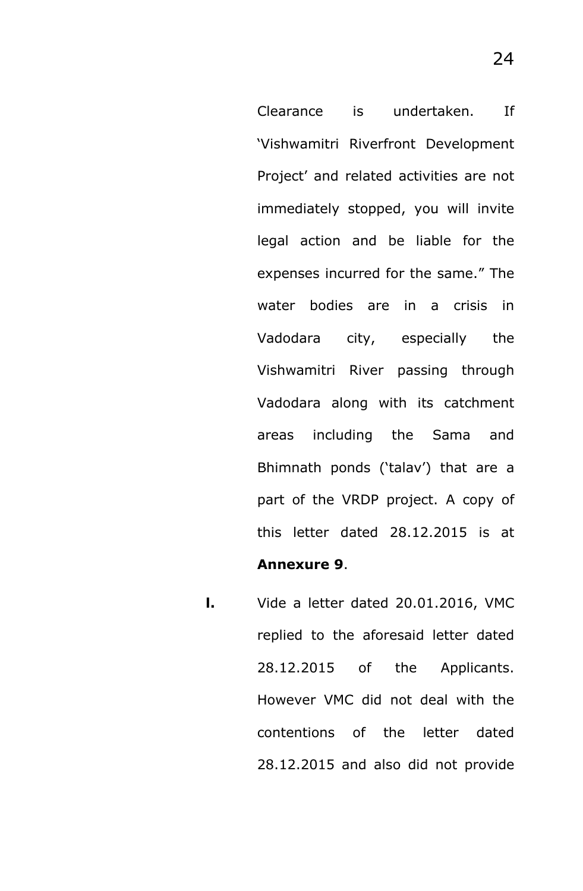Clearance is undertaken. If 'Vishwamitri Riverfront Development Project' and related activities are not immediately stopped, you will invite legal action and be liable for the expenses incurred for the same." The water bodies are in a crisis in Vadodara city, especially the Vishwamitri River passing through Vadodara along with its catchment areas including the Sama and Bhimnath ponds ('talav') that are a part of the VRDP project. A copy of this letter dated 28.12.2015 is at **Annexure 9**.

**I.** Vide a letter dated 20.01.2016, VMC replied to the aforesaid letter dated 28.12.2015 of the Applicants. However VMC did not deal with the contentions of the letter dated 28.12.2015 and also did not provide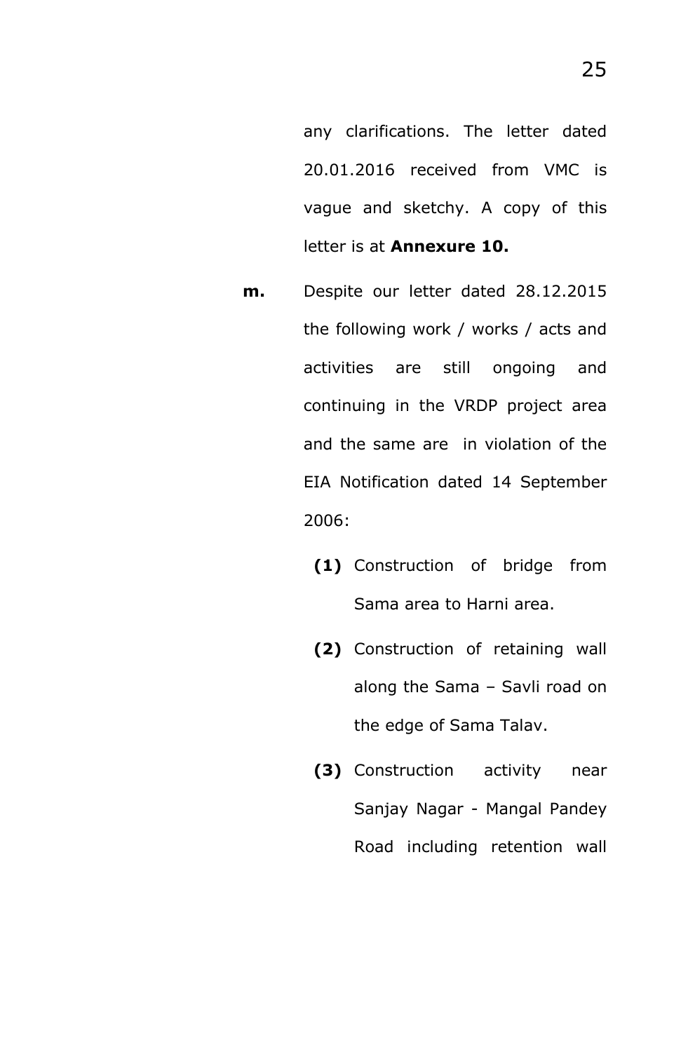any clarifications. The letter dated 20.01.2016 received from VMC is vague and sketchy. A copy of this letter is at **Annexure 10.**

**m.** Despite our letter dated 28.12.2015 the following work / works / acts and activities are still ongoing and continuing in the VRDP project area and the same are in violation of the EIA Notification dated 14 September 2006:

**(1)** Construction of bridge from Sama area to Harni area.

**(2)** Construction of retaining wall along the Sama – Savli road on the edge of Sama Talav.

**(3)** Construction activity near Sanjay Nagar - Mangal Pandey Road including retention wall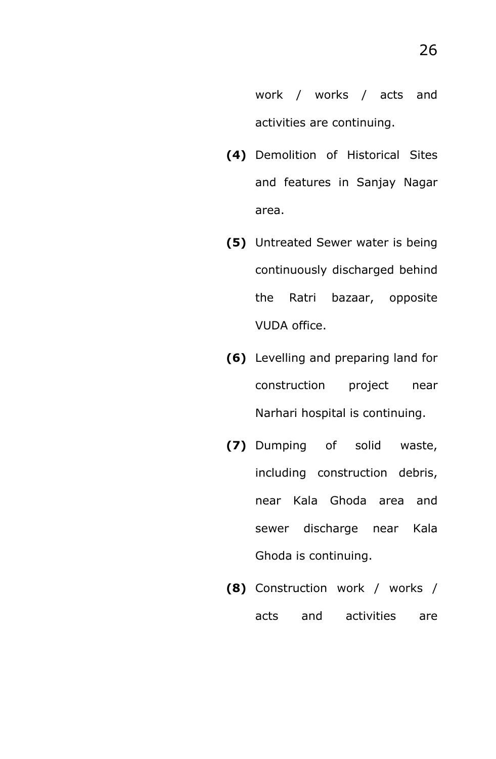work / works / acts and activities are continuing.

**(4)** Demolition of Historical Sites and features in Sanjay Nagar area.

**(5)** Untreated Sewer water is being continuously discharged behind the Ratri bazaar, opposite VUDA office.

**(6)** Levelling and preparing land for construction project near Narhari hospital is continuing.

**(7)** Dumping of solid waste, including construction debris, near Kala Ghoda area and sewer discharge near Kala Ghoda is continuing.

**(8)** Construction work / works / acts and activities are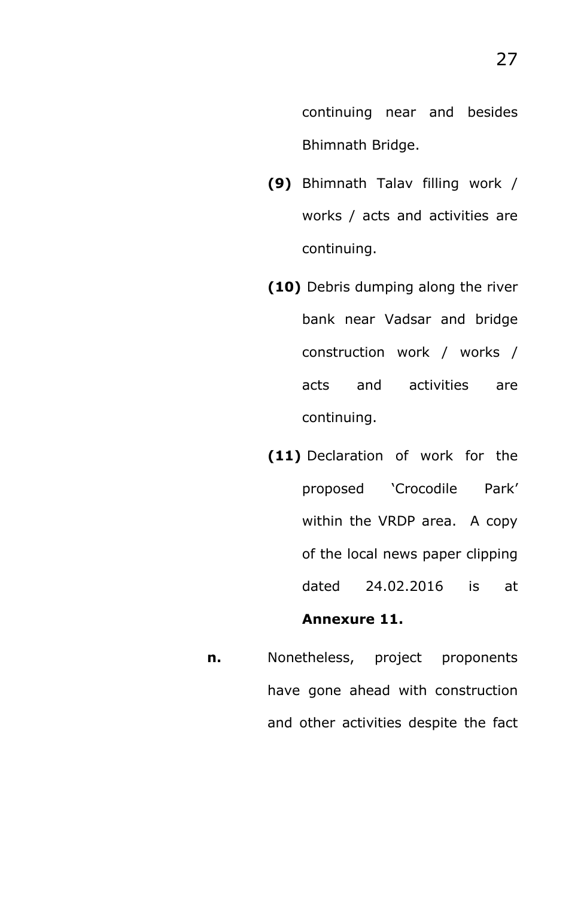continuing near and besides Bhimnath Bridge.

**(9)** Bhimnath Talav filling work / works / acts and activities are continuing.

**(10)** Debris dumping along the river bank near Vadsar and bridge construction work / works / acts and activities are continuing.

**(11)** Declaration of work for the proposed 'Crocodile Park' within the VRDP area. A copy of the local news paper clipping dated 24.02.2016 is at **Annexure 11.**

**n.** Nonetheless, project proponents have gone ahead with construction and other activities despite the fact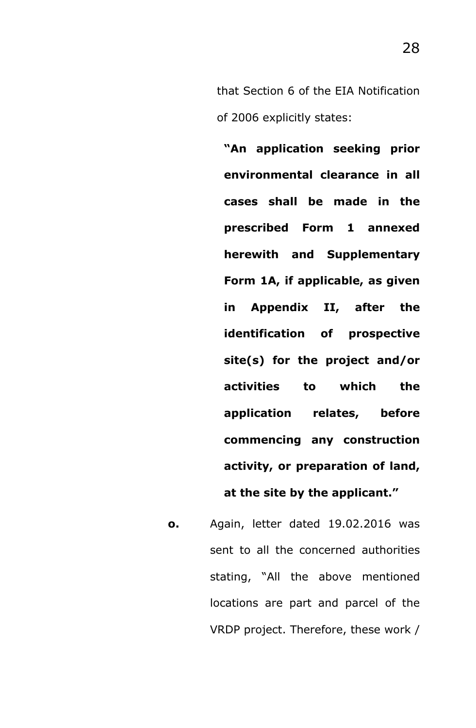that Section 6 of the EIA Notification of 2006 explicitly states:

> **"An application seeking prior environmental clearance in all cases shall be made in the prescribed Form 1 annexed herewith and Supplementary Form 1A, if applicable, as given in Appendix II, after the identification of prospective site(s) for the project and/or activities to which the application relates, before commencing any construction activity, or preparation of land, at the site by the applicant."**

**o.** Again, letter dated 19.02.2016 was sent to all the concerned authorities stating, "All the above mentioned locations are part and parcel of the VRDP project. Therefore, these work /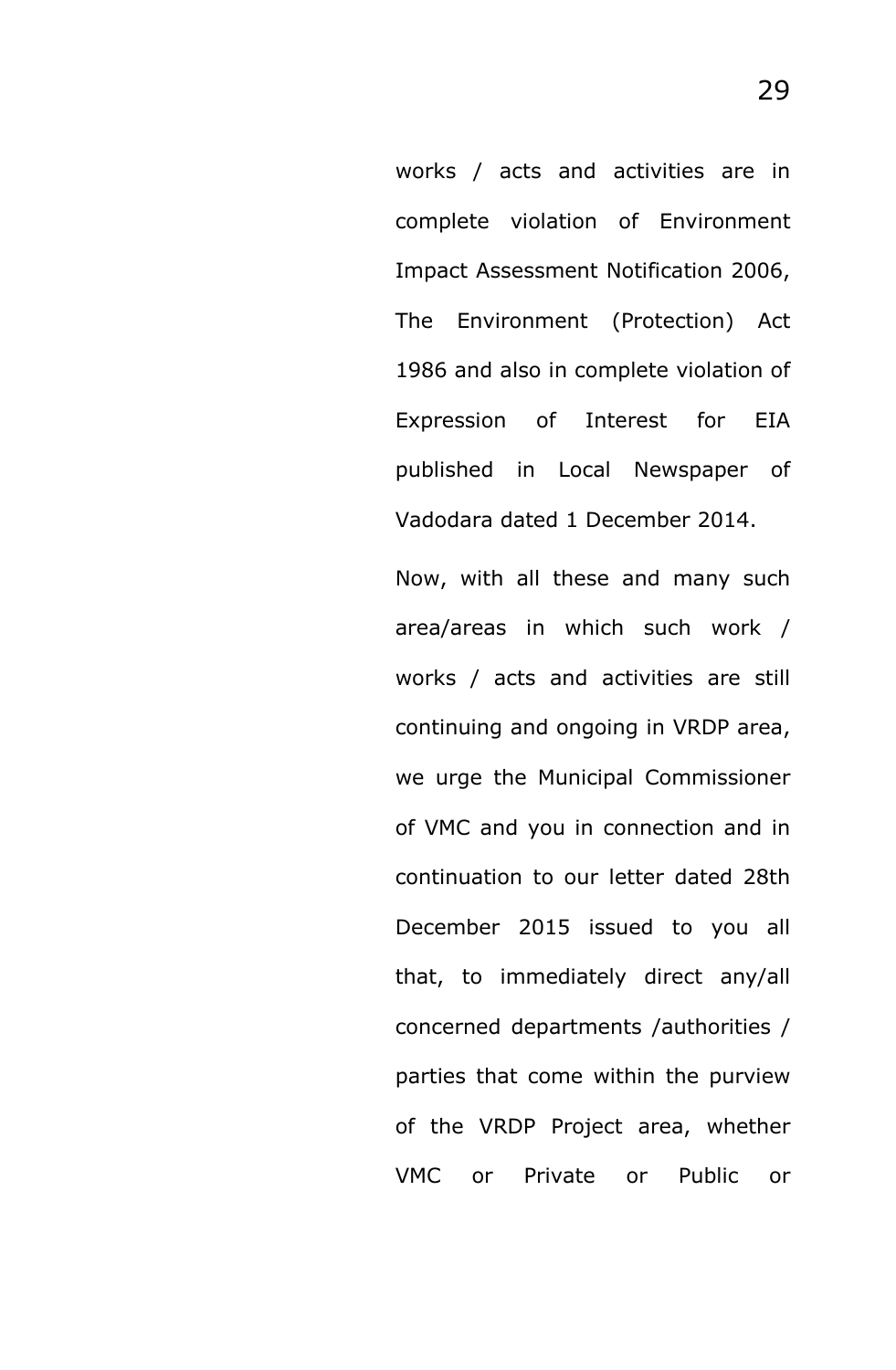works / acts and activities are in complete violation of Environment Impact Assessment Notification 2006, The Environment (Protection) Act 1986 and also in complete violation of Expression of Interest for EIA published in Local Newspaper of Vadodara dated 1 December 2014.

Now, with all these and many such area/areas in which such work / works / acts and activities are still continuing and ongoing in VRDP area, we urge the Municipal Commissioner of VMC and you in connection and in continuation to our letter dated 28th December 2015 issued to you all that, to immediately direct any/all concerned departments /authorities / parties that come within the purview of the VRDP Project area, whether VMC or Private or Public or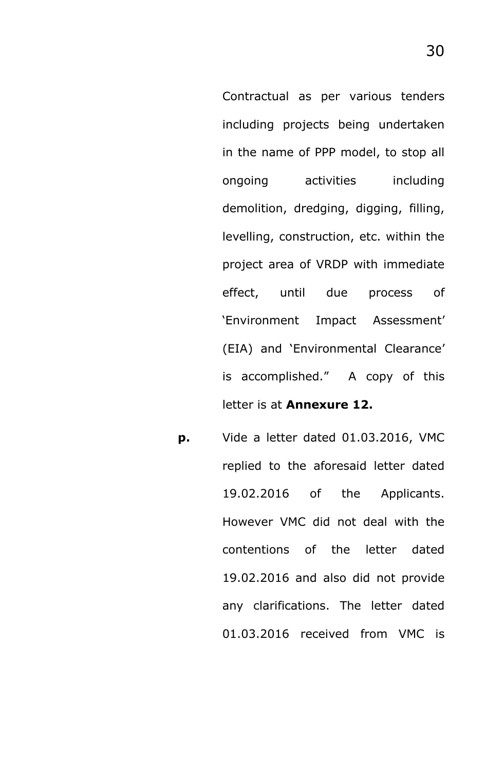Contractual as per various tenders including projects being undertaken in the name of PPP model, to stop all ongoing activities including demolition, dredging, digging, filling, levelling, construction, etc. within the project area of VRDP with immediate effect, until due process of 'Environment Impact Assessment' (EIA) and 'Environmental Clearance' is accomplished." A copy of this letter is at **Annexure 12.**

**p.** Vide a letter dated 01.03.2016, VMC replied to the aforesaid letter dated 19.02.2016 of the Applicants. However VMC did not deal with the contentions of the letter dated 19.02.2016 and also did not provide any clarifications. The letter dated 01.03.2016 received from VMC is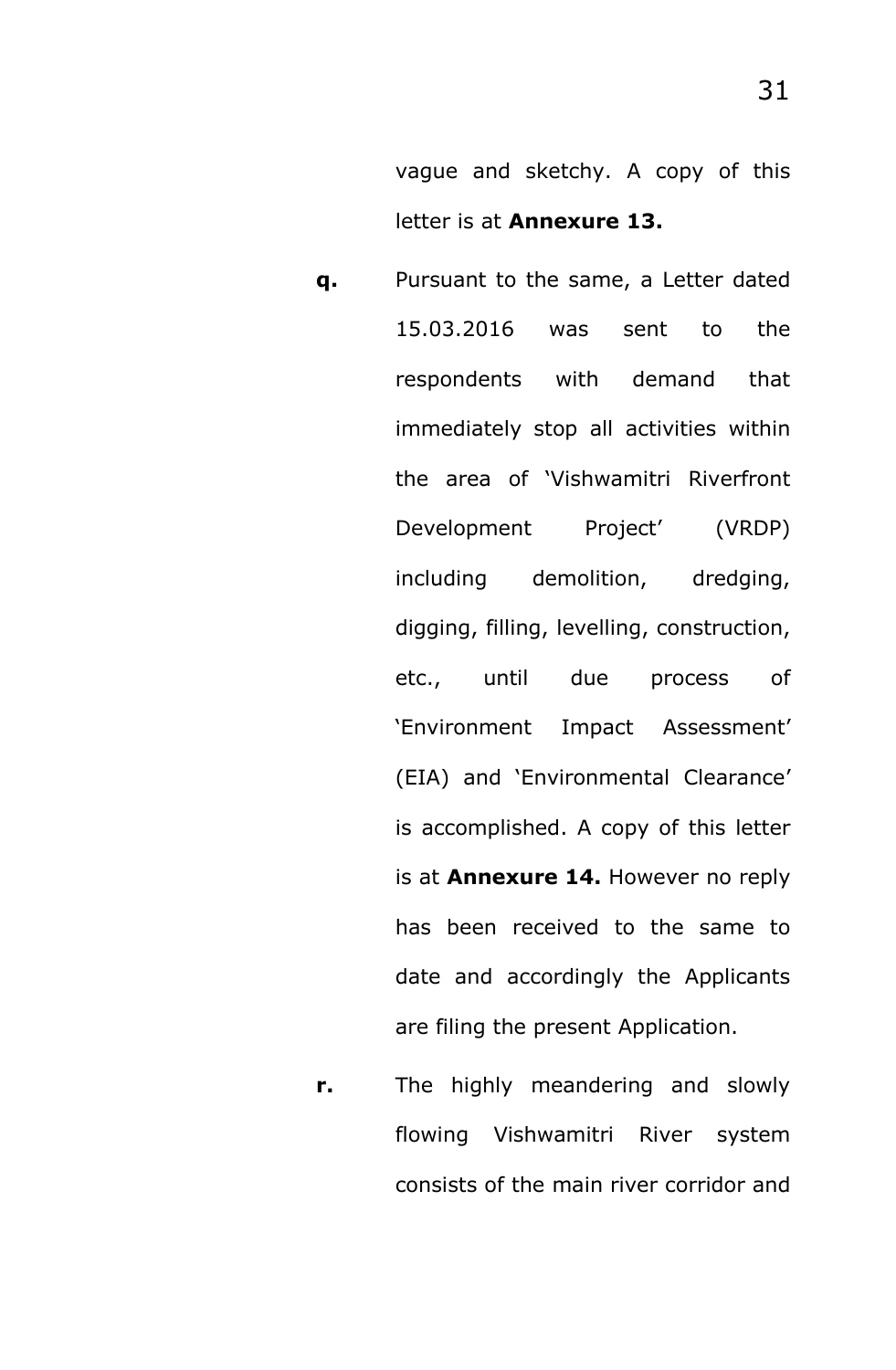vague and sketchy. A copy of this letter is at **Annexure 13.**

**q.** Pursuant to the same, a Letter dated 15.03.2016 was sent to the respondents with demand that immediately stop all activities within the area of 'Vishwamitri Riverfront Development Project' (VRDP) including demolition, dredging, digging, filling, levelling, construction, etc., until due process of 'Environment Impact Assessment' (EIA) and 'Environmental Clearance' is accomplished. A copy of this letter is at **Annexure 14.** However no reply has been received to the same to date and accordingly the Applicants are filing the present Application.

**r.** The highly meandering and slowly flowing Vishwamitri River system consists of the main river corridor and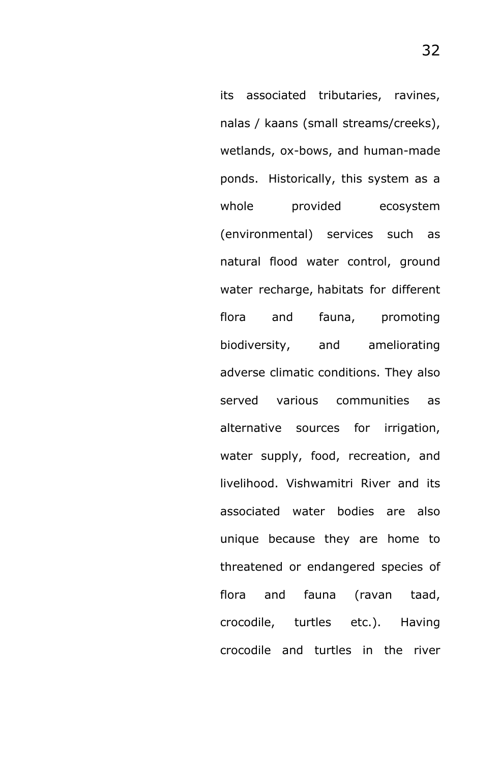its associated tributaries, ravines, nalas / kaans (small streams/creeks), wetlands, ox-bows, and human-made ponds. Historically, this system as a whole provided ecosystem (environmental) services such as natural flood water control, ground water recharge, habitats for different flora and fauna, promoting biodiversity, and ameliorating adverse climatic conditions. They also served various communities as alternative sources for irrigation, water supply, food, recreation, and livelihood. Vishwamitri River and its associated water bodies are also unique because they are home to threatened or endangered species of flora and fauna (ravan taad, crocodile, turtles etc.). Having crocodile and turtles in the river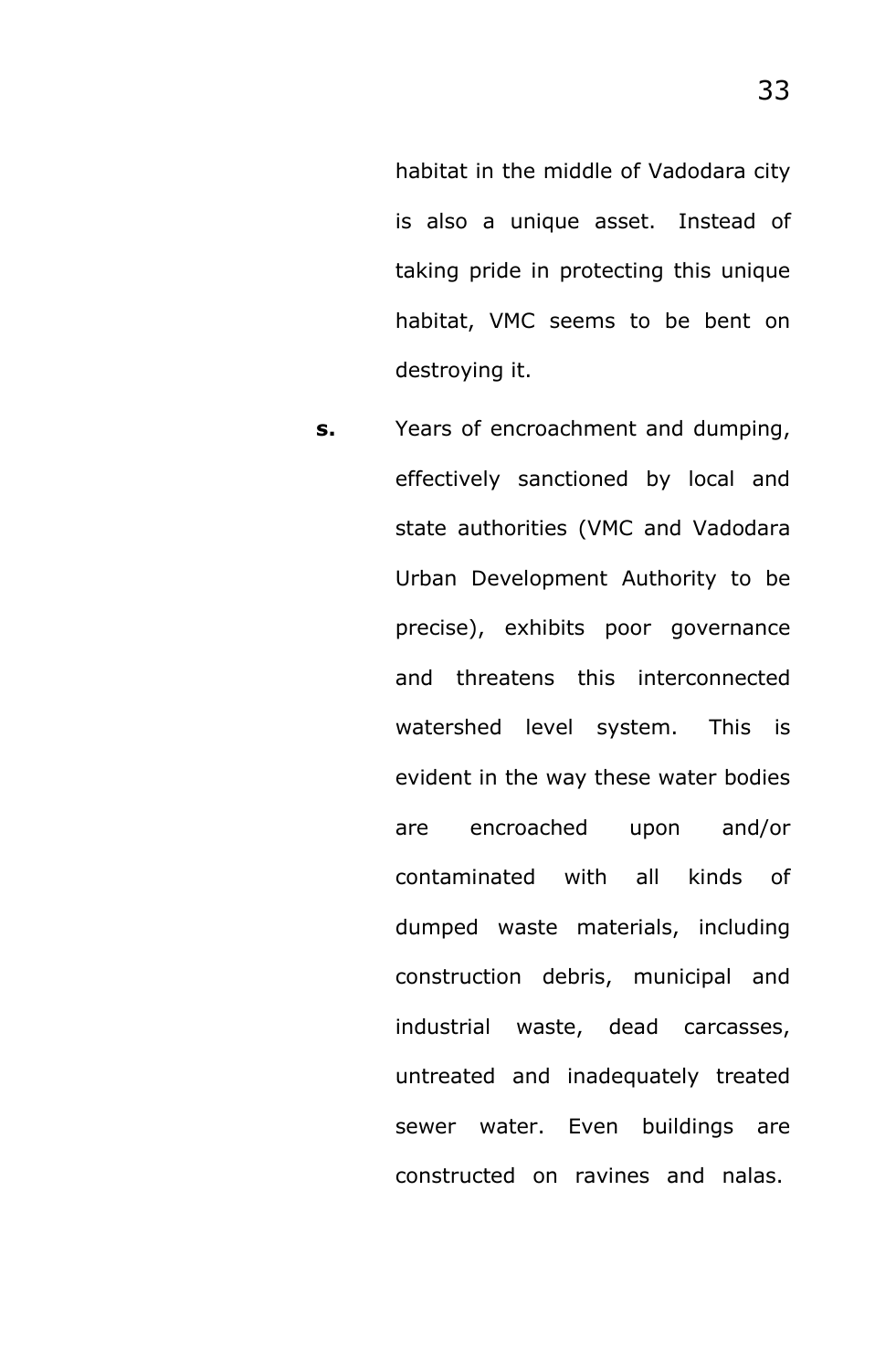habitat in the middle of Vadodara city is also a unique asset. Instead of taking pride in protecting this unique habitat, VMC seems to be bent on destroying it.

**s.** Years of encroachment and dumping, effectively sanctioned by local and state authorities (VMC and Vadodara Urban Development Authority to be precise), exhibits poor governance and threatens this interconnected watershed level system. This is evident in the way these water bodies are encroached upon and/or contaminated with all kinds of dumped waste materials, including construction debris, municipal and industrial waste, dead carcasses, untreated and inadequately treated sewer water. Even buildings are constructed on ravines and nalas.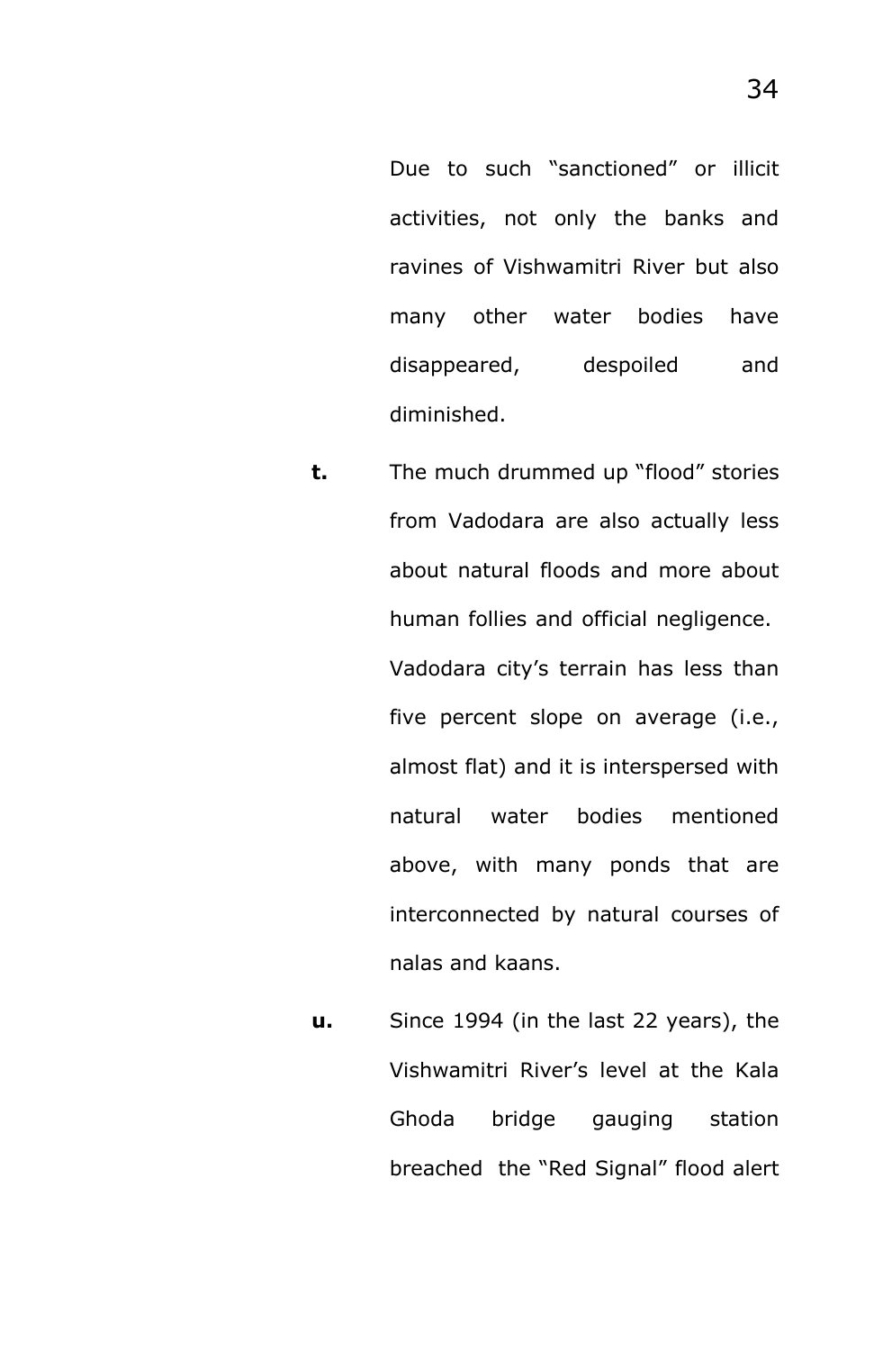Due to such "sanctioned" or illicit activities, not only the banks and ravines of Vishwamitri River but also many other water bodies have disappeared, despoiled and diminished.

**t.** The much drummed up "flood" stories from Vadodara are also actually less about natural floods and more about human follies and official negligence. Vadodara city's terrain has less than five percent slope on average (i.e., almost flat) and it is interspersed with natural water bodies mentioned above, with many ponds that are interconnected by natural courses of nalas and kaans.

**u.** Since 1994 (in the last 22 years), the Vishwamitri River's level at the Kala Ghoda bridge gauging station breached the "Red Signal" flood alert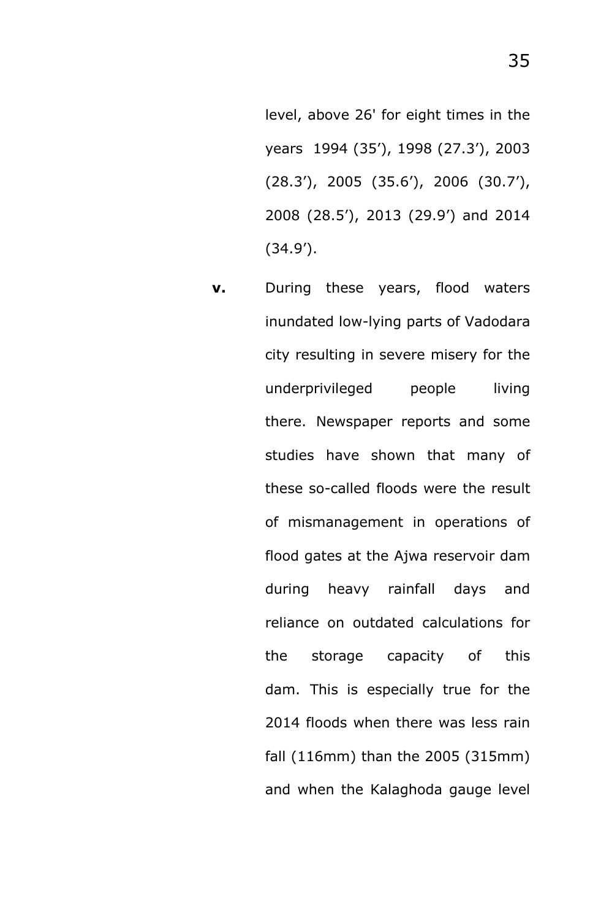level, above 26' for eight times in the years 1994 (35'), 1998 (27.3'), 2003 (28.3'), 2005 (35.6'), 2006 (30.7'), 2008 (28.5'), 2013 (29.9') and 2014 (34.9').

**v.** During these years, flood waters inundated low-lying parts of Vadodara city resulting in severe misery for the underprivileged people living there. Newspaper reports and some studies have shown that many of these so-called floods were the result of mismanagement in operations of flood gates at the Ajwa reservoir dam during heavy rainfall days and reliance on outdated calculations for the storage capacity of this dam. This is especially true for the 2014 floods when there was less rain fall (116mm) than the 2005 (315mm) and when the Kalaghoda gauge level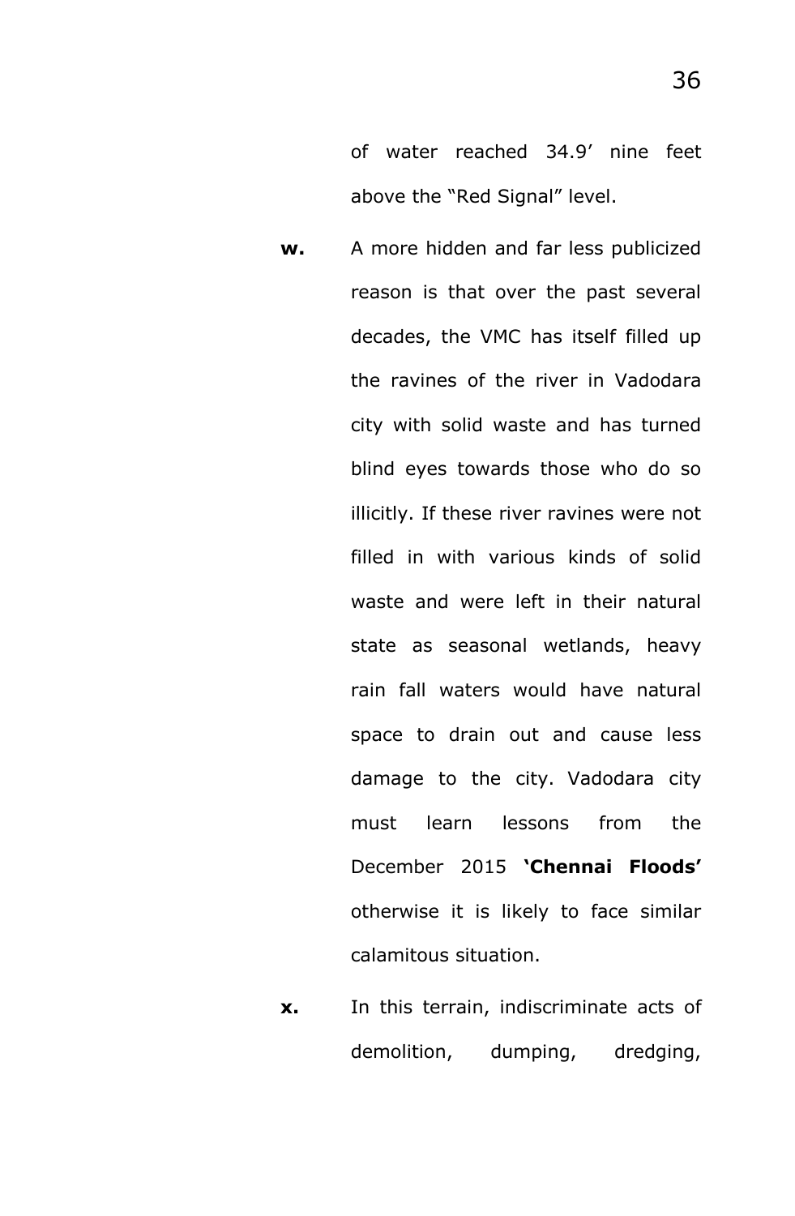of water reached 34.9' nine feet above the "Red Signal" level.

**w.** A more hidden and far less publicized reason is that over the past several decades, the VMC has itself filled up the ravines of the river in Vadodara city with solid waste and has turned blind eyes towards those who do so illicitly. If these river ravines were not filled in with various kinds of solid waste and were left in their natural state as seasonal wetlands, heavy rain fall waters would have natural space to drain out and cause less damage to the city. Vadodara city must learn lessons from the December 2015 **'Chennai Floods'** otherwise it is likely to face similar calamitous situation.

**x.** In this terrain, indiscriminate acts of demolition, dumping, dredging,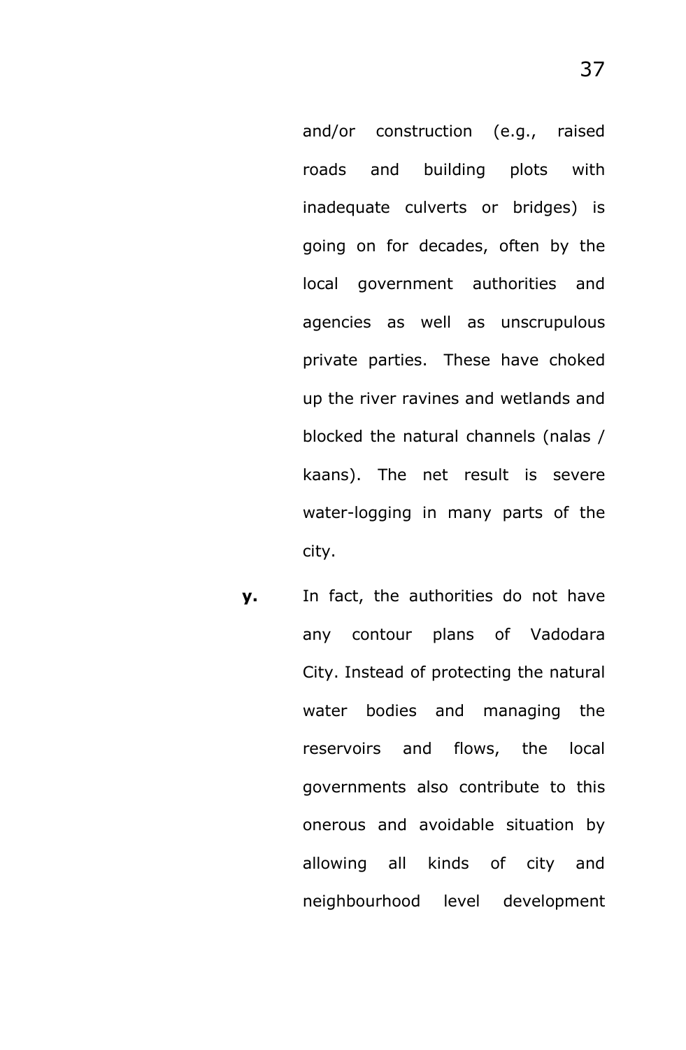and/or construction (e.g., raised roads and building plots with inadequate culverts or bridges) is going on for decades, often by the local government authorities and agencies as well as unscrupulous private parties. These have choked up the river ravines and wetlands and blocked the natural channels (nalas / kaans). The net result is severe water-logging in many parts of the city.

**y.** In fact, the authorities do not have any contour plans of Vadodara City. Instead of protecting the natural water bodies and managing the reservoirs and flows, the local governments also contribute to this onerous and avoidable situation by allowing all kinds of city and neighbourhood level development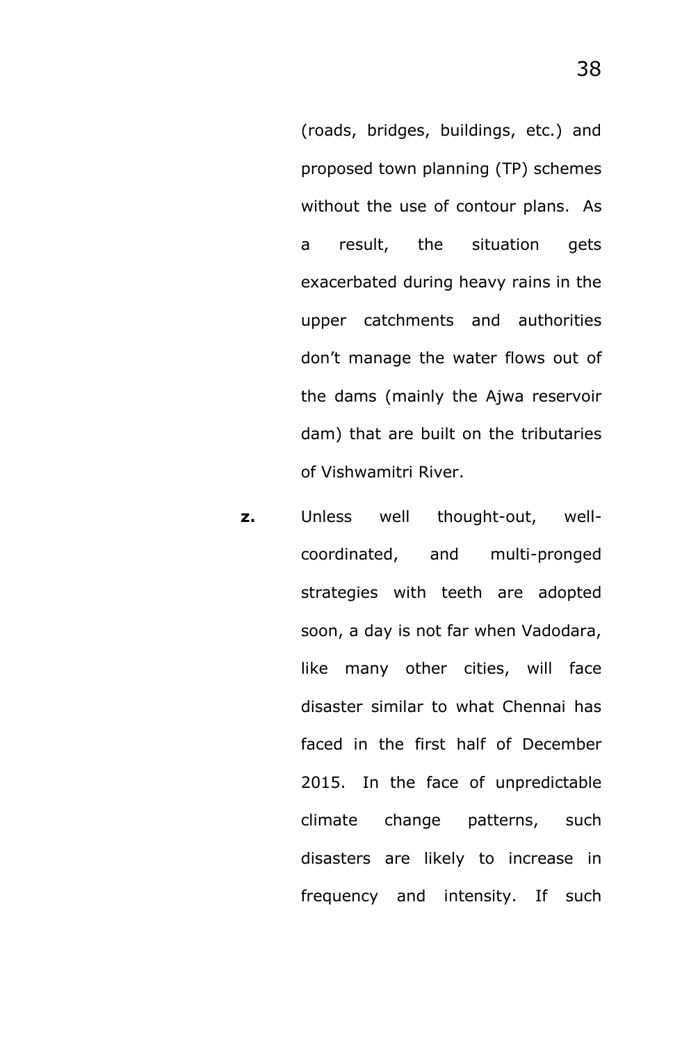(roads, bridges, buildings, etc.) and proposed town planning (TP) schemes without the use of contour plans. As a result, the situation gets exacerbated during heavy rains in the upper catchments and authorities don't manage the water flows out of the dams (mainly the Ajwa reservoir dam) that are built on the tributaries of Vishwamitri River.

**z.** Unless well thought-out, well-coordinated, and multi-pronged strategies with teeth are adopted soon, a day is not far when Vadodara, like many other cities, will face disaster similar to what Chennai has faced in the first half of December 2015. In the face of unpredictable climate change patterns, such disasters are likely to increase in frequency and intensity. If such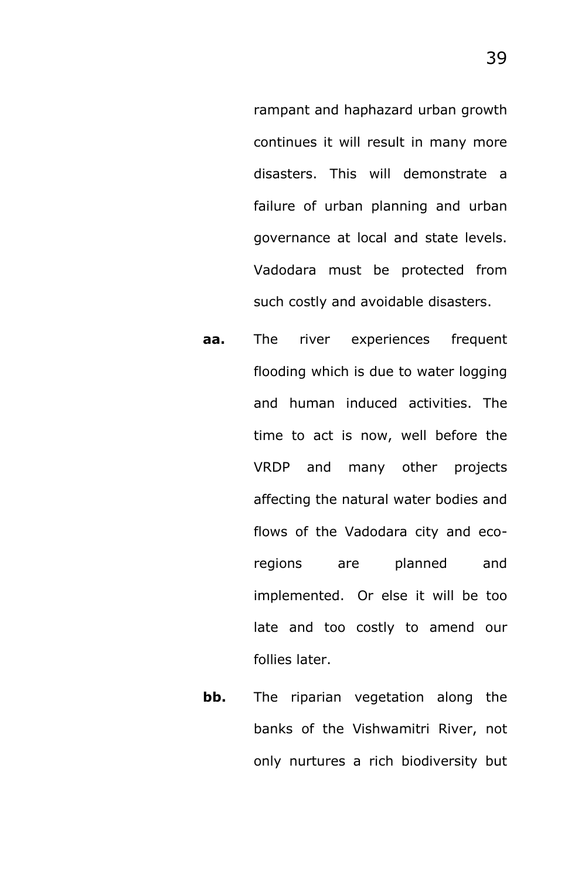rampant and haphazard urban growth continues it will result in many more disasters. This will demonstrate a failure of urban planning and urban governance at local and state levels. Vadodara must be protected from such costly and avoidable disasters.

**aa.** The river experiences frequent flooding which is due to water logging and human induced activities. The time to act is now, well before the VRDP and many other projects affecting the natural water bodies and flows of the Vadodara city and eco-regions are planned and implemented. Or else it will be too late and too costly to amend our follies later.

**bb.** The riparian vegetation along the banks of the Vishwamitri River, not only nurtures a rich biodiversity but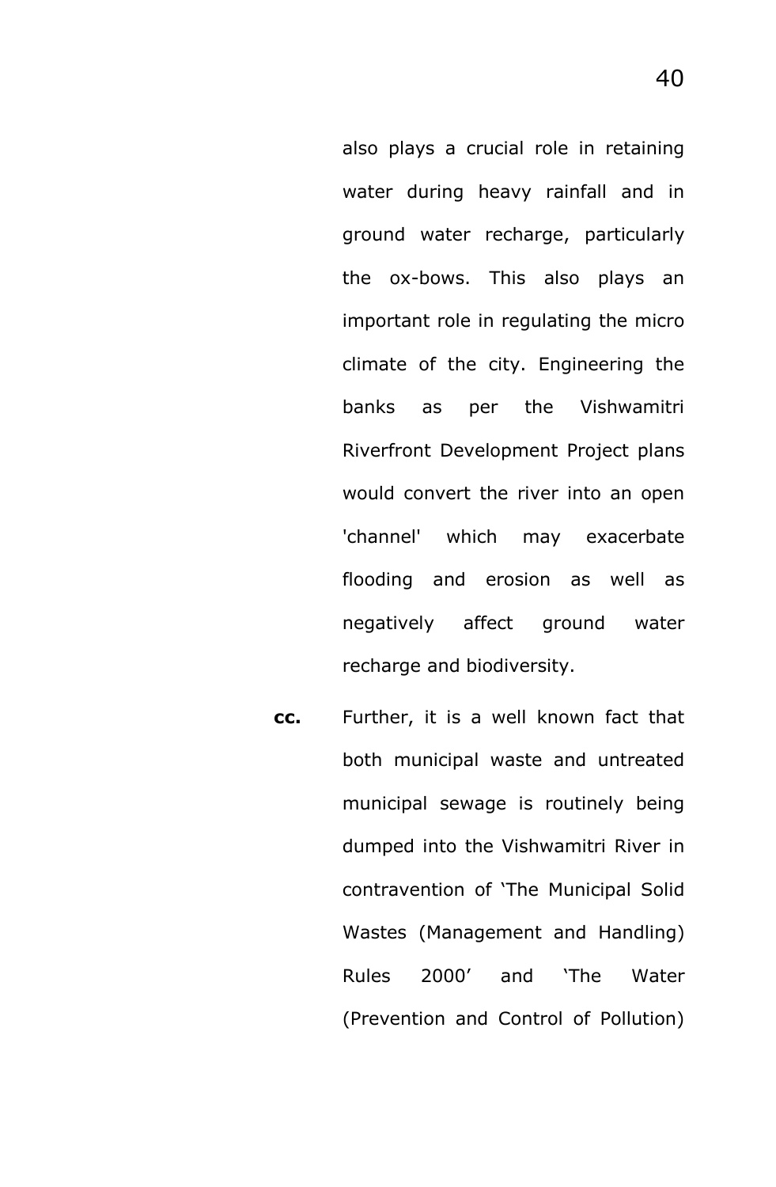also plays a crucial role in retaining water during heavy rainfall and in ground water recharge, particularly the ox-bows. This also plays an important role in regulating the micro climate of the city. Engineering the banks as per the Vishwamitri Riverfront Development Project plans would convert the river into an open 'channel' which may exacerbate flooding and erosion as well as negatively affect ground water recharge and biodiversity.

**cc.** Further, it is a well known fact that both municipal waste and untreated municipal sewage is routinely being dumped into the Vishwamitri River in contravention of 'The Municipal Solid Wastes (Management and Handling) Rules 2000' and 'The Water (Prevention and Control of Pollution)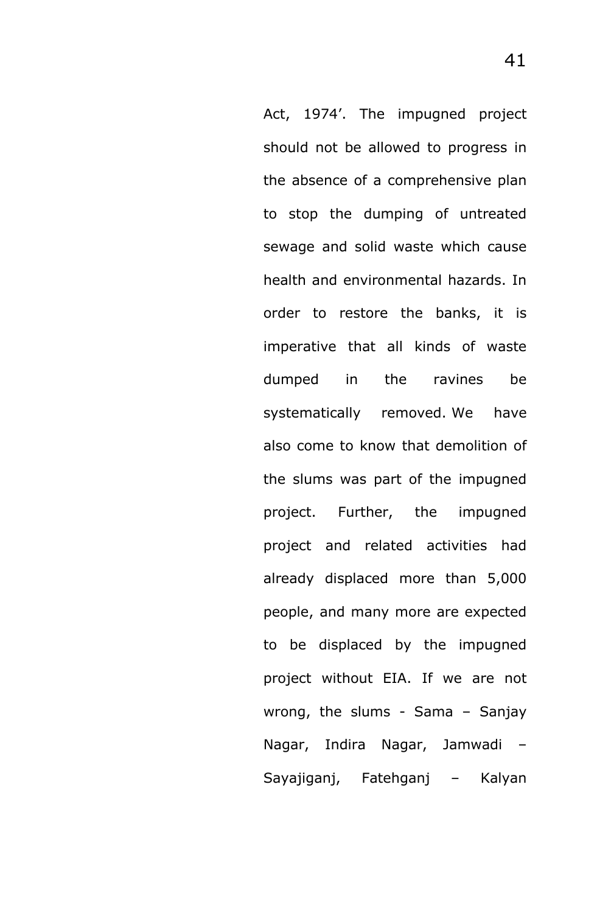Act, 1974'. The impugned project should not be allowed to progress in the absence of a comprehensive plan to stop the dumping of untreated sewage and solid waste which cause health and environmental hazards. In order to restore the banks, it is imperative that all kinds of waste dumped in the ravines be systematically removed. We have also come to know that demolition of the slums was part of the impugned project. Further, the impugned project and related activities had already displaced more than 5,000 people, and many more are expected to be displaced by the impugned project without EIA. If we are not wrong, the slums - Sama – Sanjay Nagar, Indira Nagar, Jamwadi – Sayajiganj, Fatehganj – Kalyan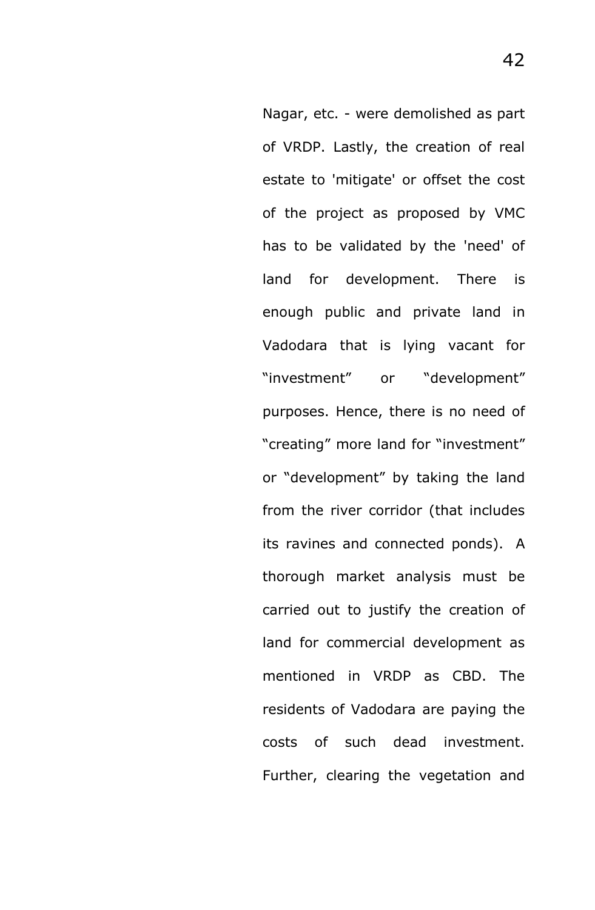Nagar, etc. - were demolished as part of VRDP. Lastly, the creation of real estate to 'mitigate' or offset the cost of the project as proposed by VMC has to be validated by the 'need' of land for development. There is enough public and private land in Vadodara that is lying vacant for “investment” or “development” purposes. Hence, there is no need of “creating” more land for “investment” or “development” by taking the land from the river corridor (that includes its ravines and connected ponds). A thorough market analysis must be carried out to justify the creation of land for commercial development as mentioned in VRDP as CBD. The residents of Vadodara are paying the costs of such dead investment. Further, clearing the vegetation and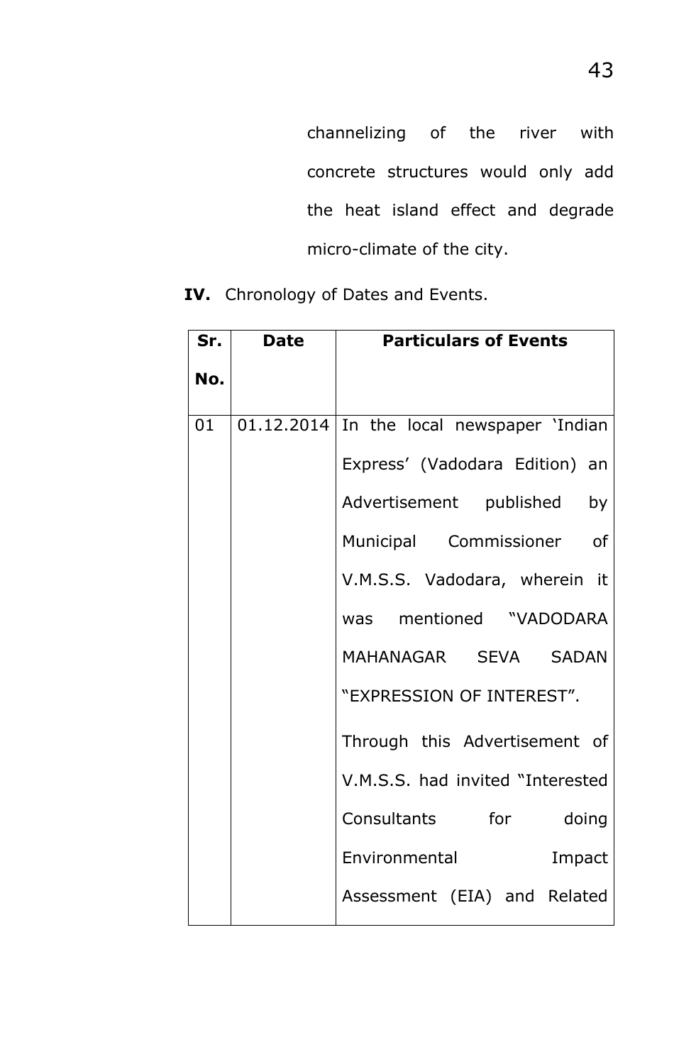channelizing of the river with concrete structures would only add the heat island effect and degrade micro-climate of the city.

**IV.** Chronology of Dates and Events.

| Sr. No. | Date | Particulars of Events |
|---|---|---|
| 01 | 01.12.2014 | In the local newspaper 'Indian Express' (Vadodara Edition) an Advertisement published by Municipal Commissioner of V.M.S.S. Vadodara, wherein it was mentioned "VADODARA MAHANAGAR SEVA SADAN "EXPRESSION OF INTEREST". Through this Advertisement of V.M.S.S. had invited "Interested Consultants for doing Environmental Impact Assessment (EIA) and Related |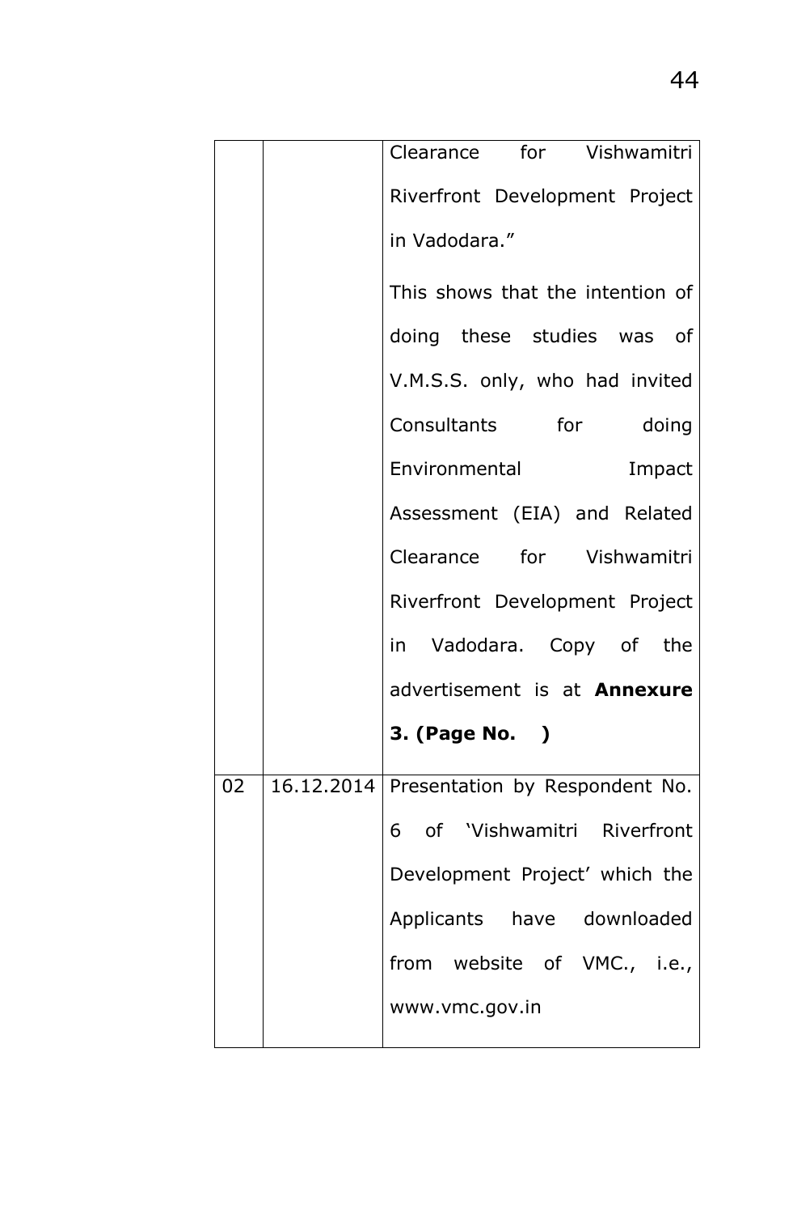| | | |
|---|---|---|
| | | Clearance for Vishwamitri Riverfront Development Project in Vadodara."<br><br>This shows that the intention of doing these studies was of V.M.S.S. only, who had invited Consultants for doing Environmental Impact Assessment (EIA) and Related Clearance for Vishwamitri Riverfront Development Project in Vadodara. Copy of the advertisement is at **Annexure 3. (Page No. )** |
| 02 | 16.12.2014 | Presentation by Respondent No. 6 of 'Vishwamitri Riverfront Development Project' which the Applicants have downloaded from website of VMC., i.e., www.vmc.gov.in |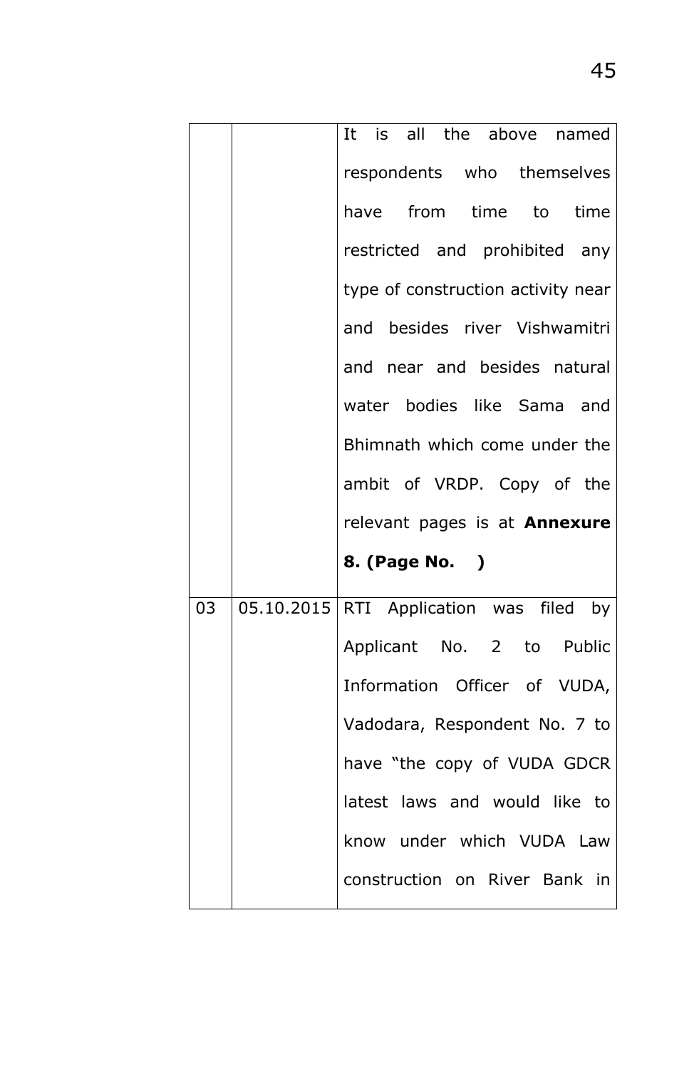| | | |
|---|---|---|
| | | It is all the above named respondents who themselves have from time to time restricted and prohibited any type of construction activity near and besides river Vishwamitri and near and besides natural water bodies like Sama and Bhimnath which come under the ambit of VRDP. Copy of the relevant pages is at **Annexure 8. (Page No. )** |
| 03 | 05.10.2015 | RTI Application was filed by Applicant No. 2 to Public Information Officer of VUDA, Vadodara, Respondent No. 7 to have "the copy of VUDA GDCR latest laws and would like to know under which VUDA Law construction on River Bank in |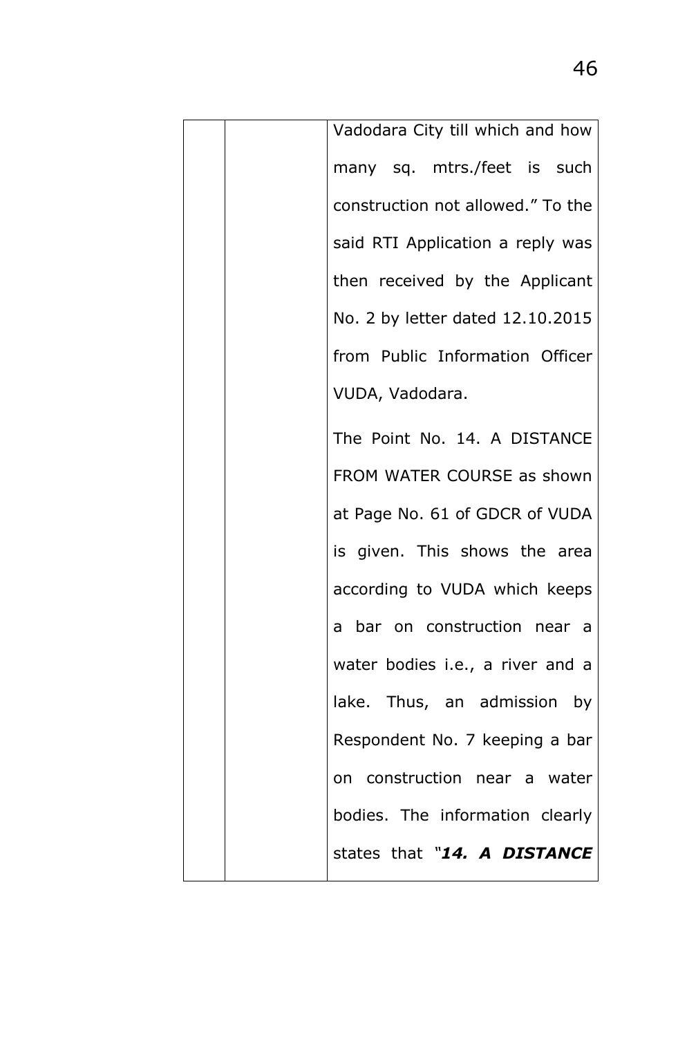|  |  |  |
|---|---|---|
|  |  | Vadodara City till which and how many sq. mtrs./feet is such construction not allowed." To the said RTI Application a reply was then received by the Applicant No. 2 by letter dated 12.10.2015 from Public Information Officer VUDA, Vadodara.<br><br>The Point No. 14. A DISTANCE FROM WATER COURSE as shown at Page No. 61 of GDCR of VUDA is given. This shows the area according to VUDA which keeps a bar on construction near a water bodies i.e., a river and a lake. Thus, an admission by Respondent No. 7 keeping a bar on construction near a water bodies. The information clearly states that "***14. A DISTANCE*** |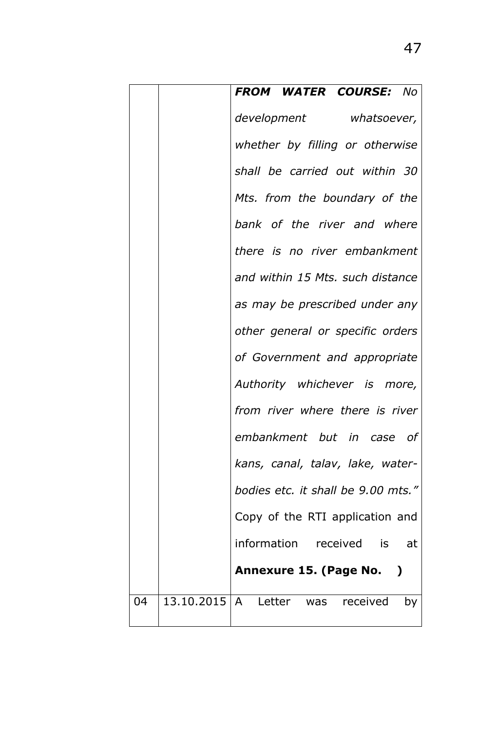| | | |
|---|---|---|
| | | ***FROM WATER COURSE:*** *No development whatsoever, whether by filling or otherwise shall be carried out within 30 Mts. from the boundary of the bank of the river and where there is no river embankment and within 15 Mts. such distance as may be prescribed under any other general or specific orders of Government and appropriate Authority whichever is more, from river where there is river embankment but in case of kans, canal, talav, lake, water-bodies etc. it shall be 9.00 mts."* Copy of the RTI application and information received is at **Annexure 15. (Page No. )** |
| 04 | 13.10.2015 | A Letter was received by |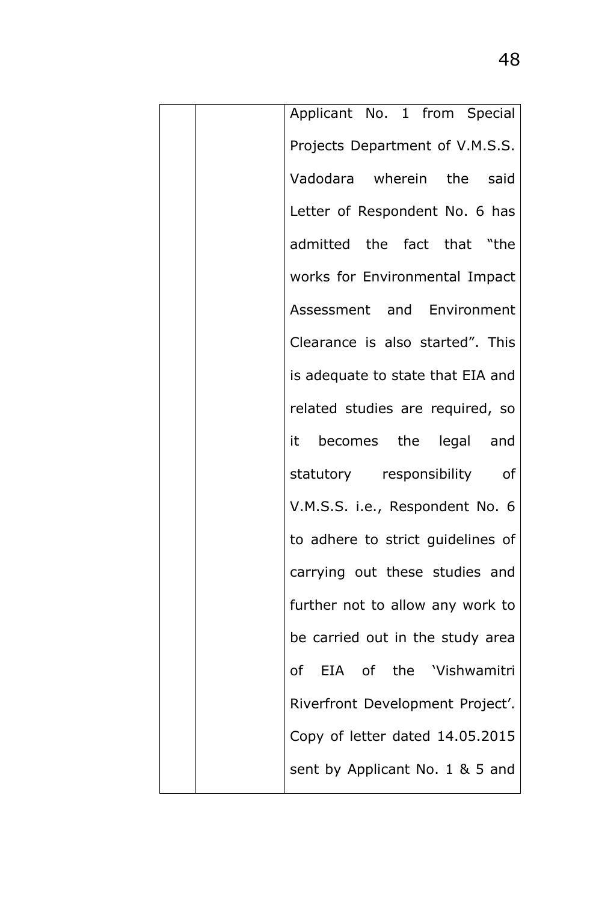| | | |
|---|---|---|
| | | Applicant No. 1 from Special Projects Department of V.M.S.S. Vadodara wherein the said Letter of Respondent No. 6 has admitted the fact that "the works for Environmental Impact Assessment and Environment Clearance is also started". This is adequate to state that EIA and related studies are required, so it becomes the legal and statutory responsibility of V.M.S.S. i.e., Respondent No. 6 to adhere to strict guidelines of carrying out these studies and further not to allow any work to be carried out in the study area of EIA of the 'Vishwamitri Riverfront Development Project'. Copy of letter dated 14.05.2015 sent by Applicant No. 1 & 5 and |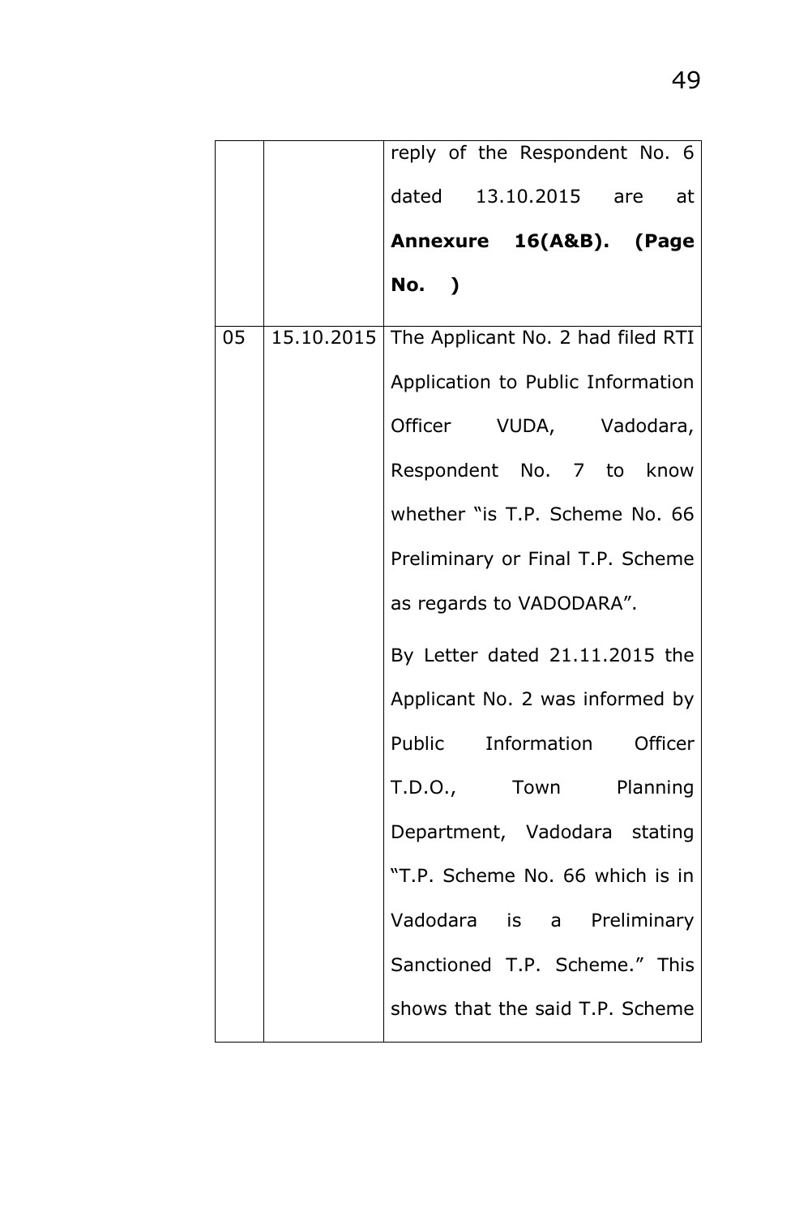| | | |
|---|---|---|
| | | reply of the Respondent No. 6 dated 13.10.2015 are at **Annexure 16(A&B). (Page No. )** |
| 05 | 15.10.2015 | The Applicant No. 2 had filed RTI Application to Public Information Officer VUDA, Vadodara, Respondent No. 7 to know whether "is T.P. Scheme No. 66 Preliminary or Final T.P. Scheme as regards to VADODARA".<br><br>By Letter dated 21.11.2015 the Applicant No. 2 was informed by Public Information Officer T.D.O., Town Planning Department, Vadodara stating "T.P. Scheme No. 66 which is in Vadodara is a Preliminary Sanctioned T.P. Scheme." This shows that the said T.P. Scheme |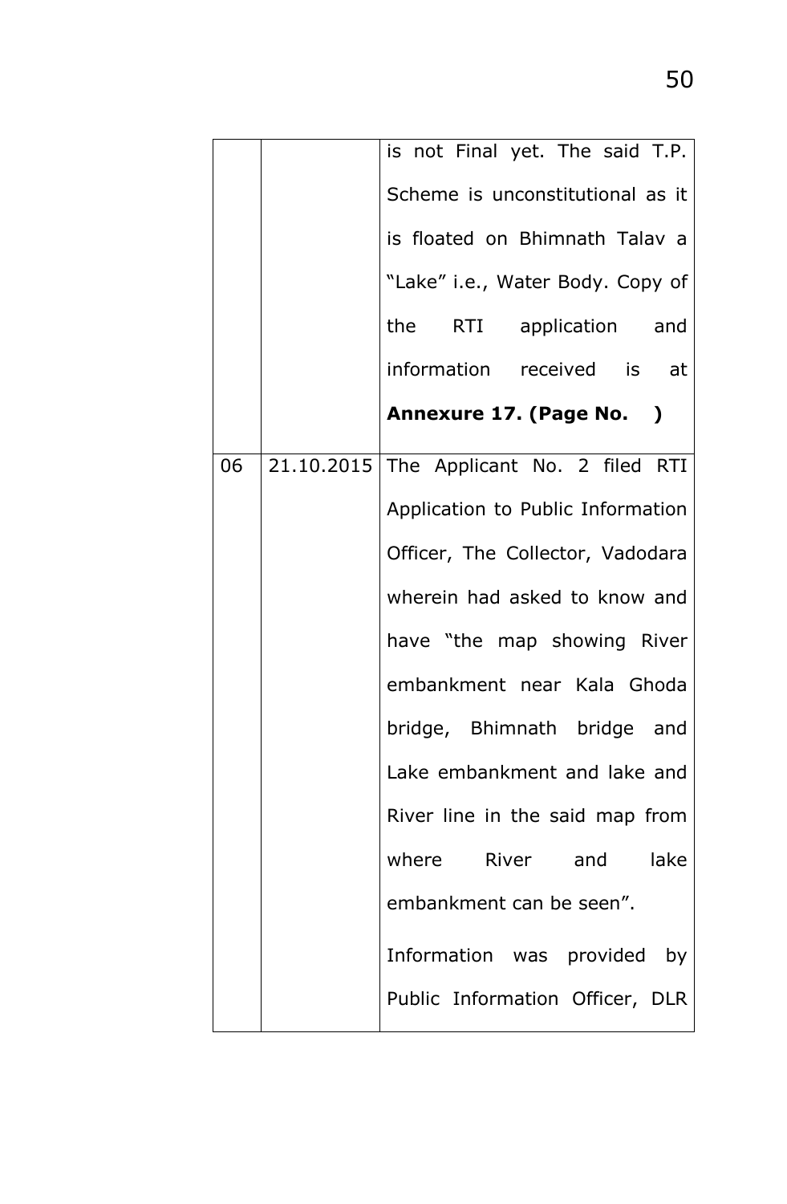| | | |
|---|---|---|
| | | is not Final yet. The said T.P. Scheme is unconstitutional as it is floated on Bhimnath Talav a "Lake" i.e., Water Body. Copy of the RTI application and information received is at **Annexure 17. (Page No. )** |
| 06 | 21.10.2015 | The Applicant No. 2 filed RTI Application to Public Information Officer, The Collector, Vadodara wherein had asked to know and have "the map showing River embankment near Kala Ghoda bridge, Bhimnath bridge and Lake embankment and lake and River line in the said map from where River and lake embankment can be seen".<br><br>Information was provided by Public Information Officer, DLR |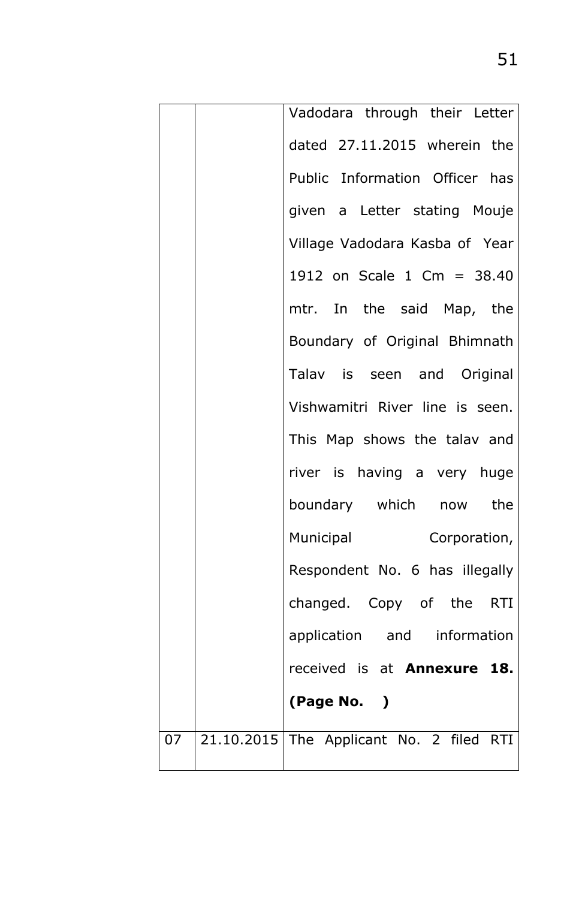| | | |
|---|---|---|
| | | Vadodara through their Letter dated 27.11.2015 wherein the Public Information Officer has given a Letter stating Mouje Village Vadodara Kasba of Year 1912 on Scale 1 Cm = 38.40 mtr. In the said Map, the Boundary of Original Bhimnath Talav is seen and Original Vishwamitri River line is seen. This Map shows the talav and river is having a very huge boundary which now the Municipal Corporation, Respondent No. 6 has illegally changed. Copy of the RTI application and information received is at **Annexure 18. (Page No. )** |
| 07 | 21.10.2015 | The Applicant No. 2 filed RTI |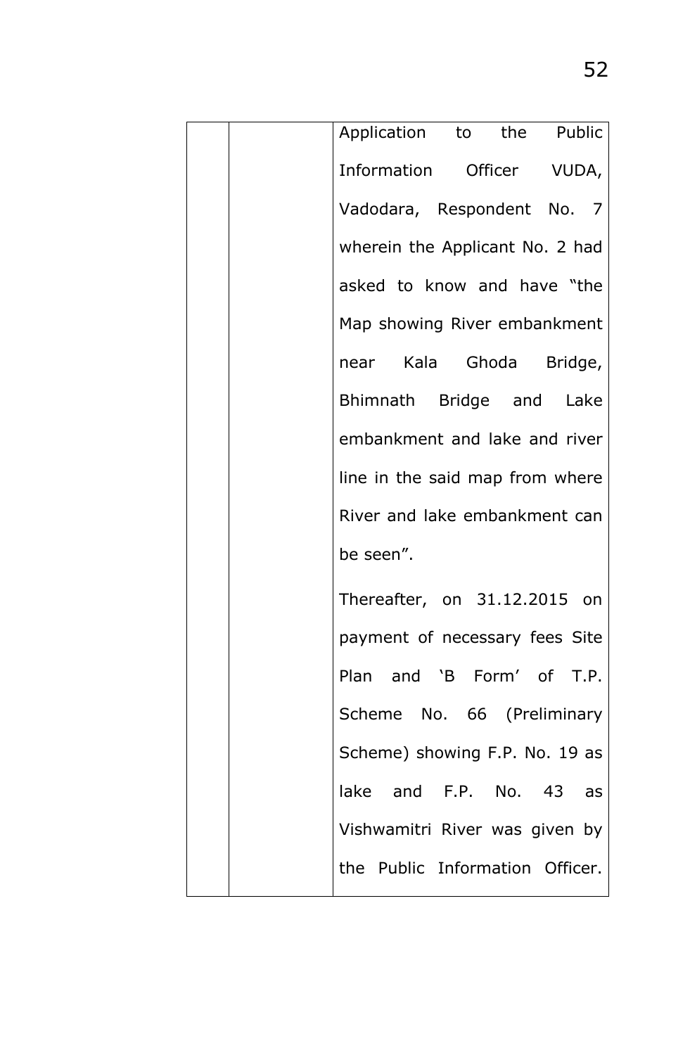|  |  |  |
|---|---|---|
|  |  | Application to the Public Information Officer VUDA, Vadodara, Respondent No. 7 wherein the Applicant No. 2 had asked to know and have "the Map showing River embankment near Kala Ghoda Bridge, Bhimnath Bridge and Lake embankment and lake and river line in the said map from where River and lake embankment can be seen".<br><br>Thereafter, on 31.12.2015 on payment of necessary fees Site Plan and 'B Form' of T.P. Scheme No. 66 (Preliminary Scheme) showing F.P. No. 19 as lake and F.P. No. 43 as Vishwamitri River was given by the Public Information Officer. |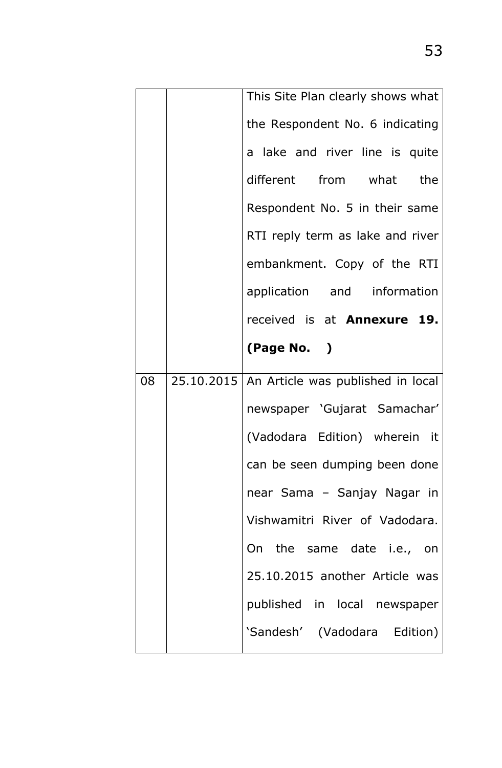|  |  |  |
|---|---|---|
|  |  | This Site Plan clearly shows what the Respondent No. 6 indicating a lake and river line is quite different from what the Respondent No. 5 in their same RTI reply term as lake and river embankment. Copy of the RTI application and information received is at **Annexure 19. (Page No. )** |
| 08 | 25.10.2015 | An Article was published in local newspaper 'Gujarat Samachar' (Vadodara Edition) wherein it can be seen dumping been done near Sama – Sanjay Nagar in Vishwamitri River of Vadodara. On the same date i.e., on 25.10.2015 another Article was published in local newspaper 'Sandesh' (Vadodara Edition) |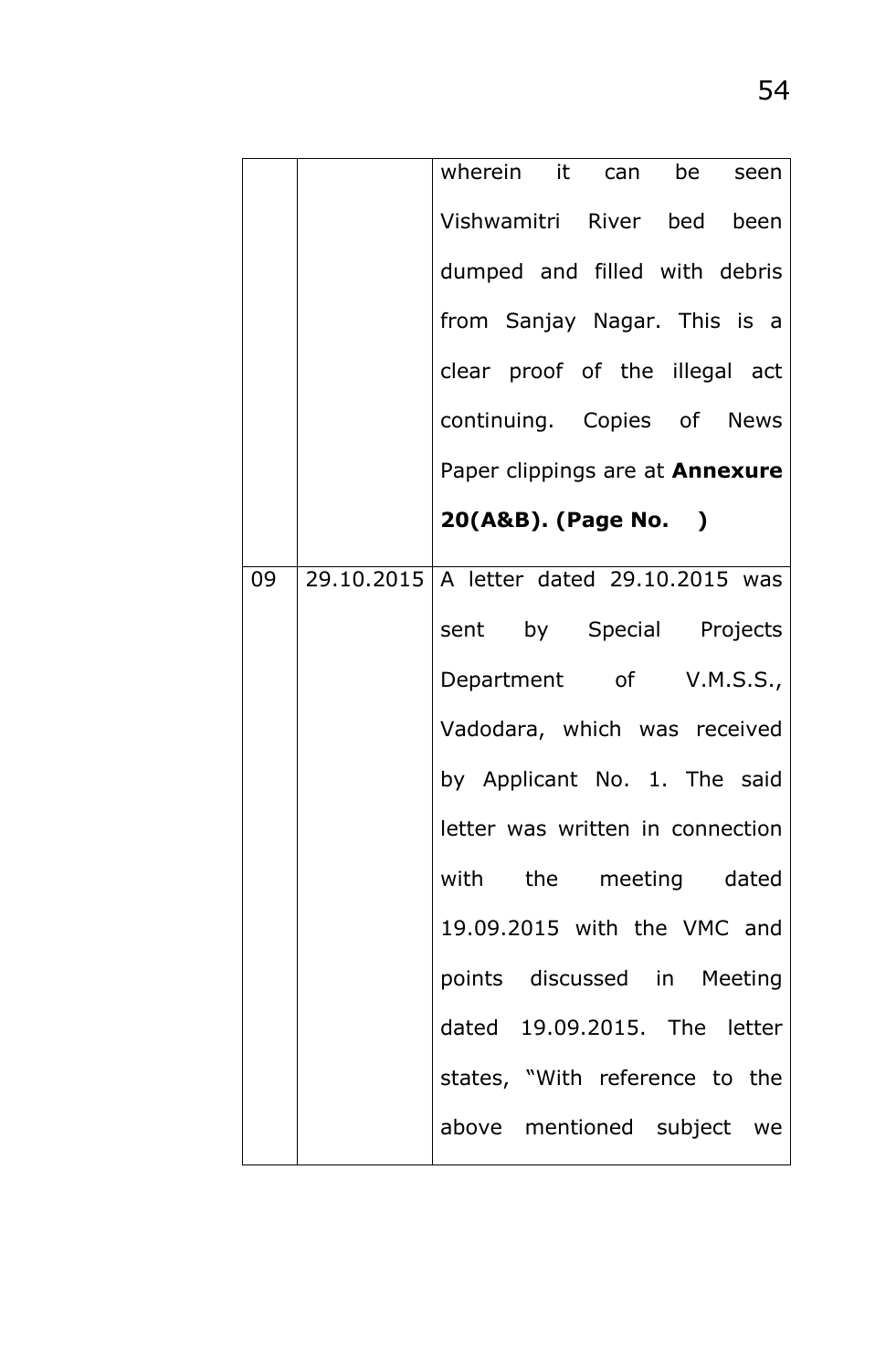| | | |
|---|---|---|
| | | wherein it can be seen Vishwamitri River bed been dumped and filled with debris from Sanjay Nagar. This is a clear proof of the illegal act continuing. Copies of News Paper clippings are at **Annexure 20(A&B). (Page No. )** |
| 09 | 29.10.2015 | A letter dated 29.10.2015 was sent by Special Projects Department of V.M.S.S., Vadodara, which was received by Applicant No. 1. The said letter was written in connection with the meeting dated 19.09.2015 with the VMC and points discussed in Meeting dated 19.09.2015. The letter states, "With reference to the above mentioned subject we |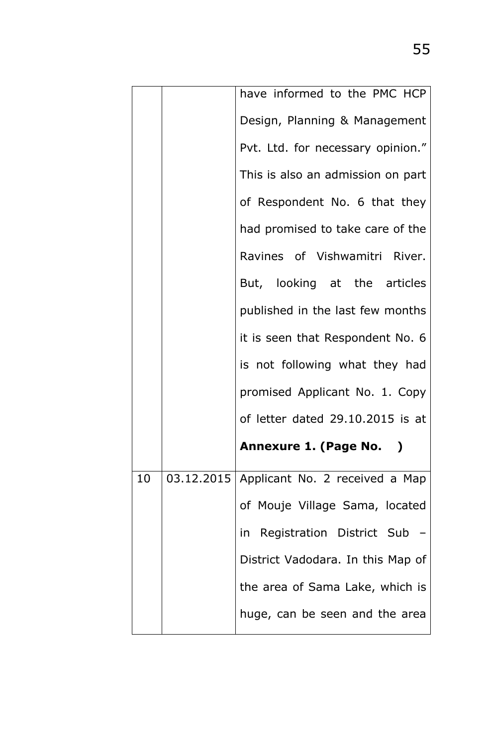| | | |
|---|---|---|
| | | have informed to the PMC HCP Design, Planning & Management Pvt. Ltd. for necessary opinion." This is also an admission on part of Respondent No. 6 that they had promised to take care of the Ravines of Vishwamitri River. But, looking at the articles published in the last few months it is seen that Respondent No. 6 is not following what they had promised Applicant No. 1. Copy of letter dated 29.10.2015 is at **Annexure 1. (Page No. )** |
| 10 | 03.12.2015 | Applicant No. 2 received a Map of Mouje Village Sama, located in Registration District Sub – District Vadodara. In this Map of the area of Sama Lake, which is huge, can be seen and the area |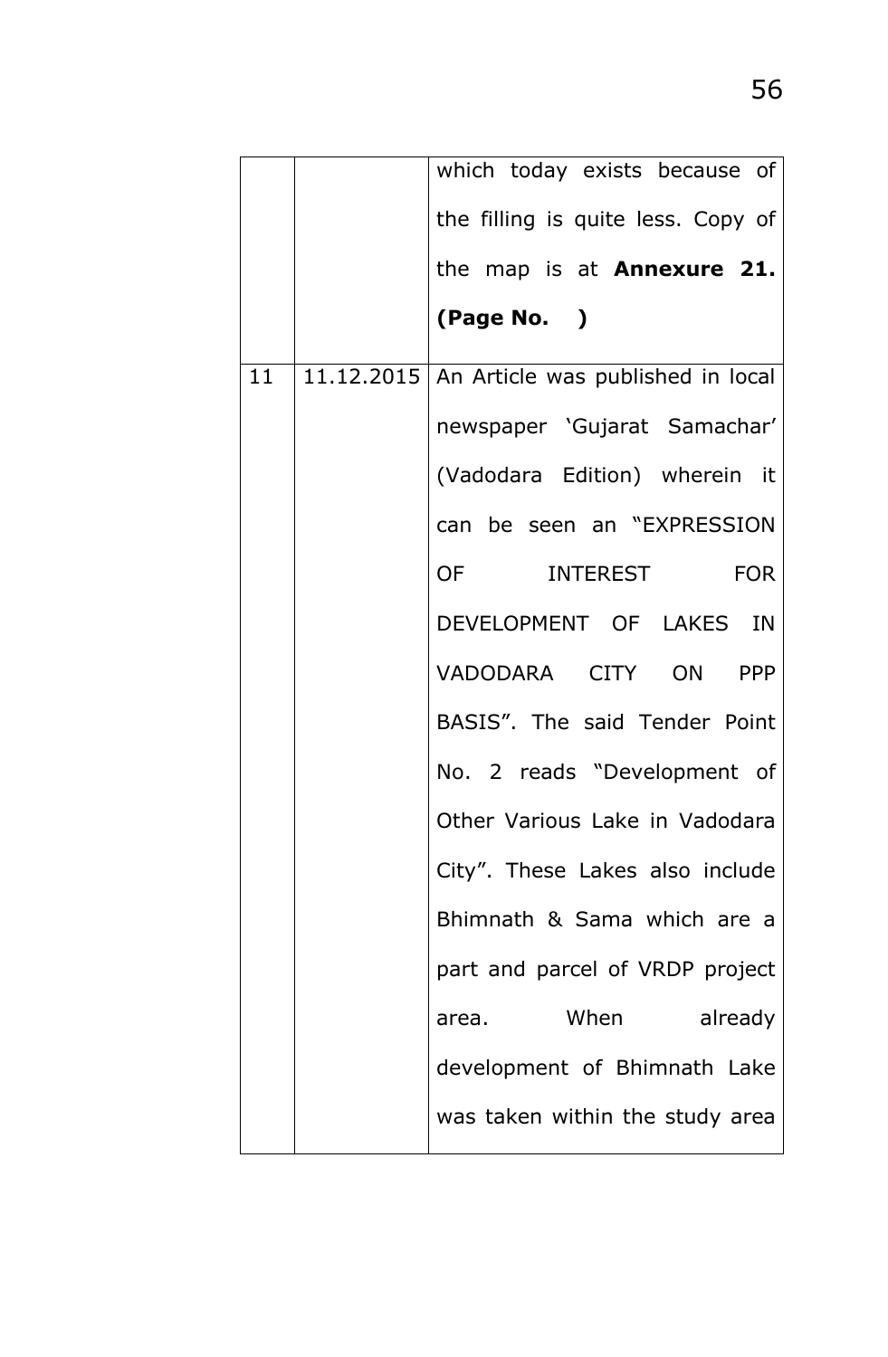| | | |
|---|---|---|
| | | which today exists because of the filling is quite less. Copy of the map is at **Annexure 21. (Page No. )** |
| 11 | 11.12.2015 | An Article was published in local newspaper 'Gujarat Samachar' (Vadodara Edition) wherein it can be seen an "EXPRESSION OF INTEREST FOR DEVELOPMENT OF LAKES IN VADODARA CITY ON PPP BASIS". The said Tender Point No. 2 reads "Development of Other Various Lake in Vadodara City". These Lakes also include Bhimnath & Sama which are a part and parcel of VRDP project area. When already development of Bhimnath Lake was taken within the study area |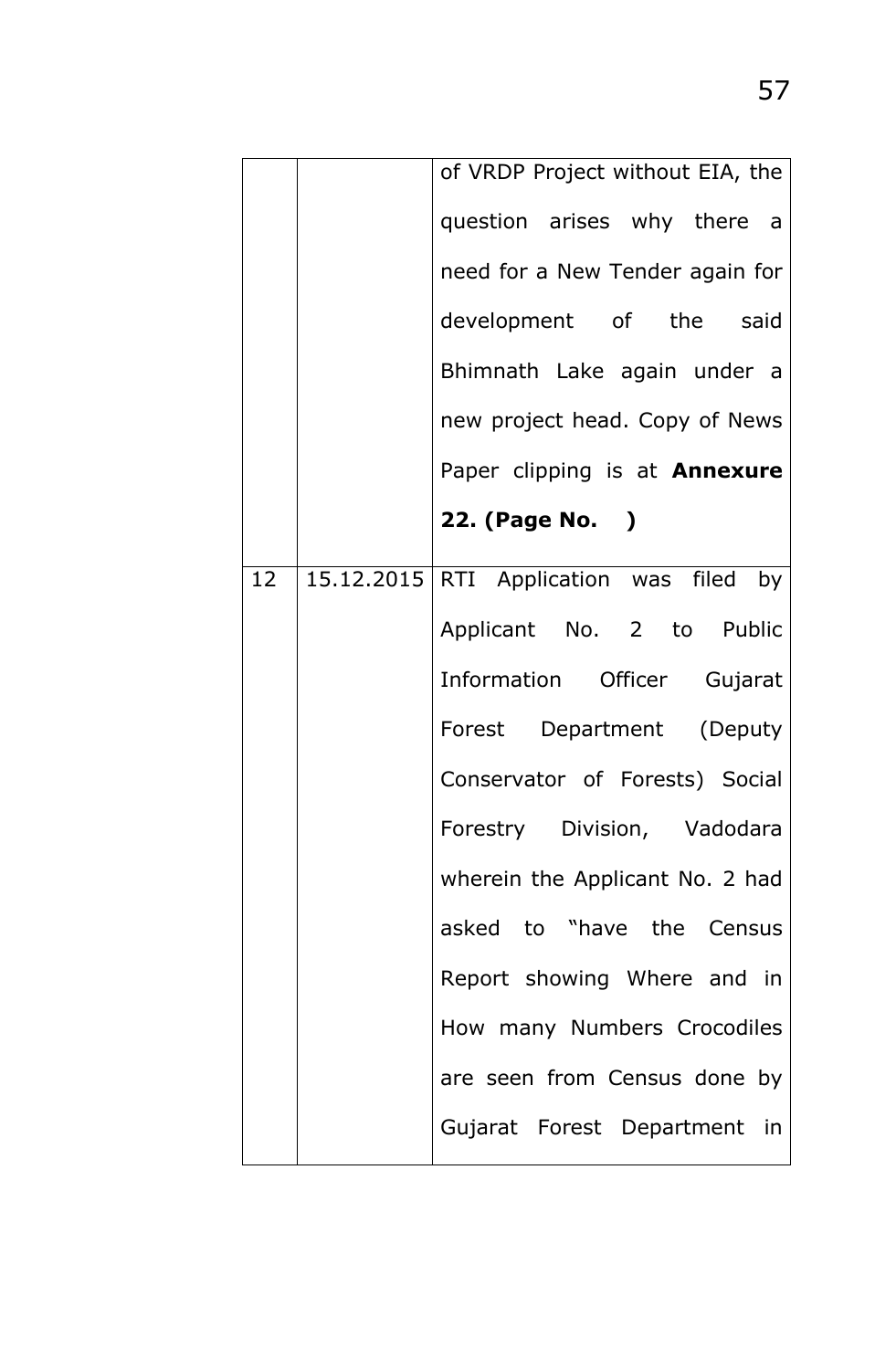| | | |
|---|---|---|
| | | of VRDP Project without EIA, the question arises why there a need for a New Tender again for development of the said Bhimnath Lake again under a new project head. Copy of News Paper clipping is at **Annexure 22. (Page No. )** |
| 12 | 15.12.2015 | RTI Application was filed by Applicant No. 2 to Public Information Officer Gujarat Forest Department (Deputy Conservator of Forests) Social Forestry Division, Vadodara wherein the Applicant No. 2 had asked to "have the Census Report showing Where and in How many Numbers Crocodiles are seen from Census done by Gujarat Forest Department in |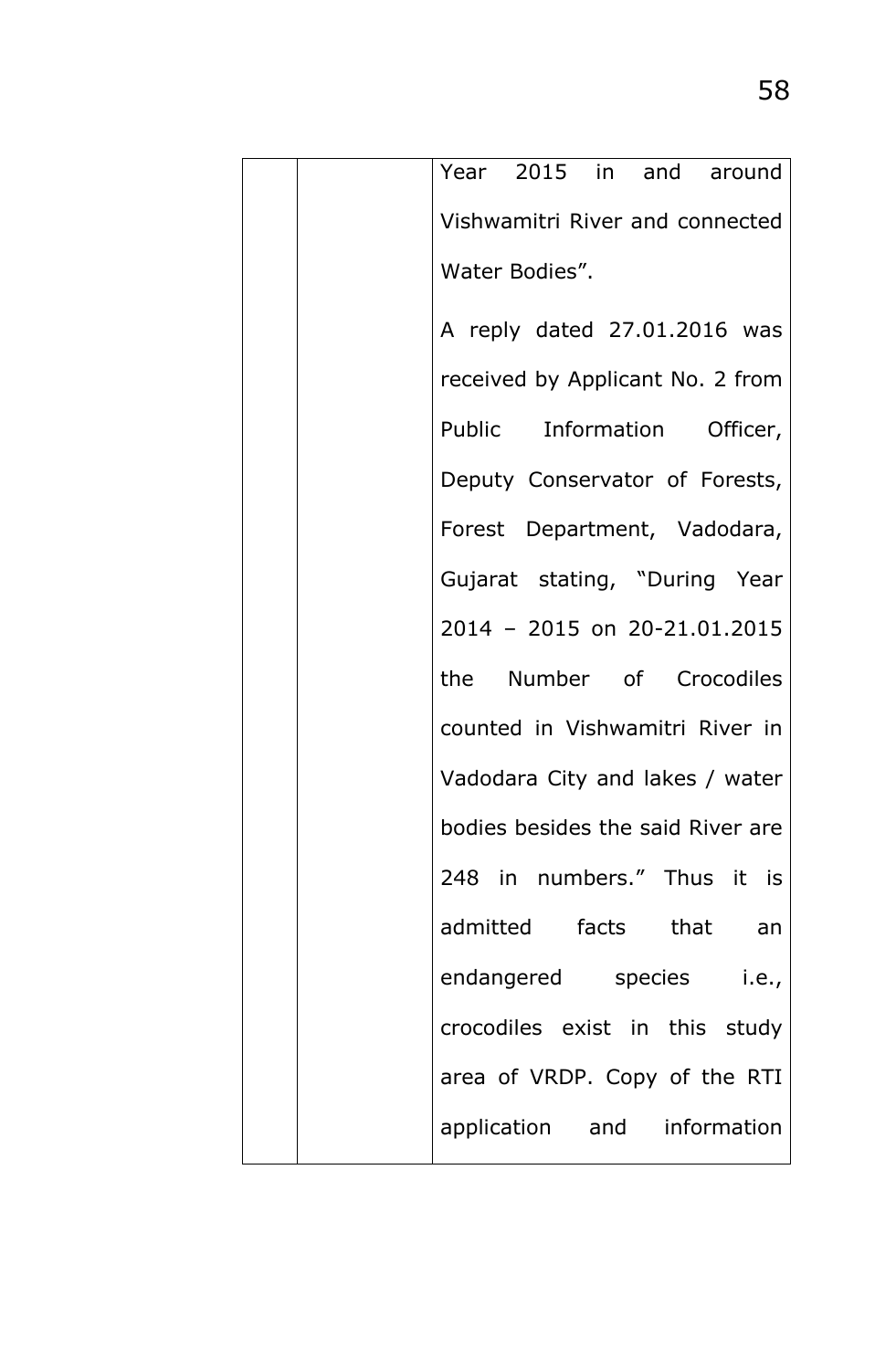| | | |
|---|---|---|
| | | Year 2015 in and around Vishwamitri River and connected Water Bodies”.<br><br>A reply dated 27.01.2016 was received by Applicant No. 2 from Public Information Officer, Deputy Conservator of Forests, Forest Department, Vadodara, Gujarat stating, “During Year 2014 – 2015 on 20-21.01.2015 the Number of Crocodiles counted in Vishwamitri River in Vadodara City and lakes / water bodies besides the said River are 248 in numbers.” Thus it is admitted facts that an endangered species i.e., crocodiles exist in this study area of VRDP. Copy of the RTI application and information |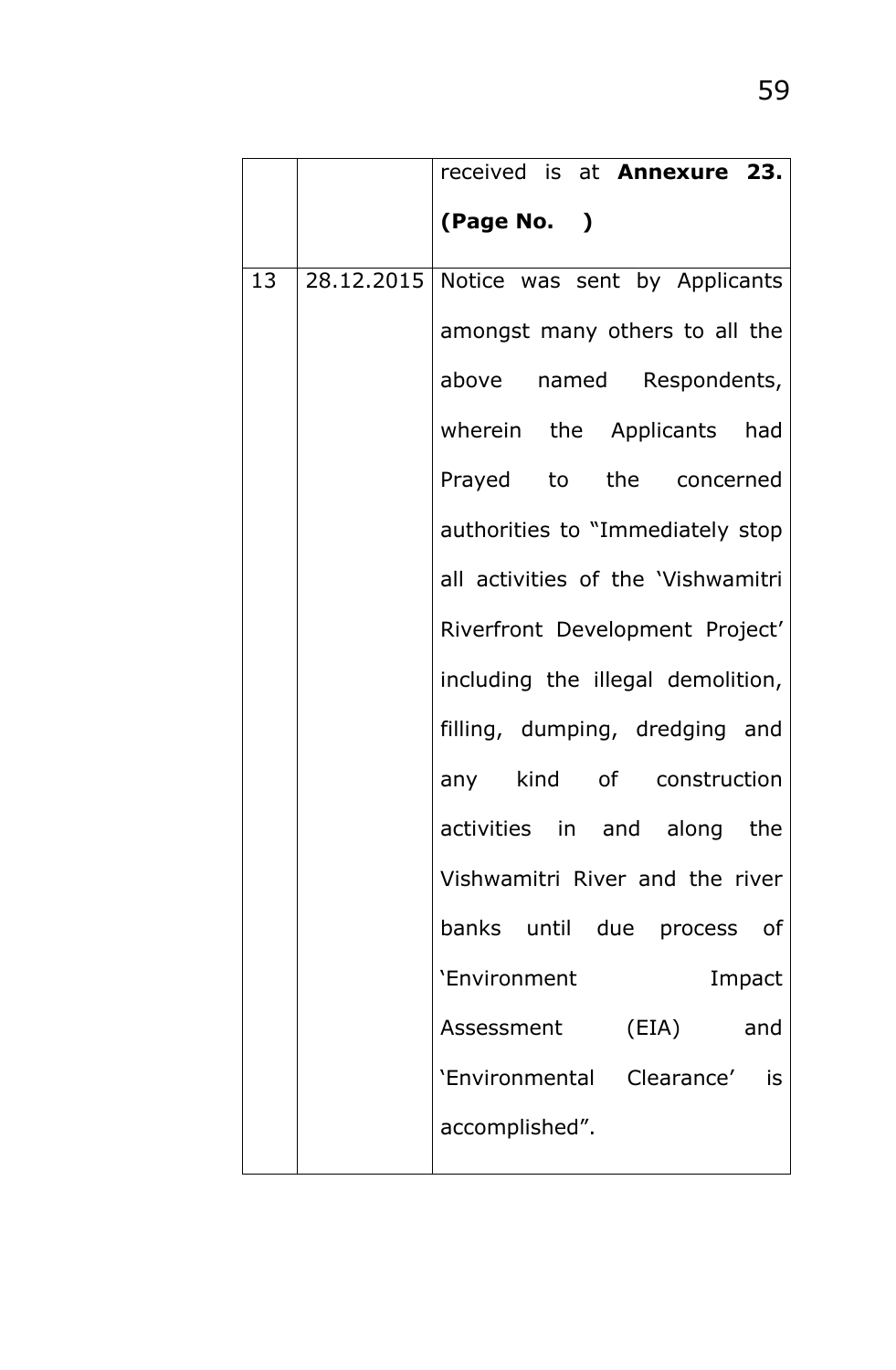| | | |
|---|---|---|
| | | received is at **Annexure 23. (Page No. )** |
| 13 | 28.12.2015 | Notice was sent by Applicants amongst many others to all the above named Respondents, wherein the Applicants had Prayed to the concerned authorities to "Immediately stop all activities of the 'Vishwamitri Riverfront Development Project' including the illegal demolition, filling, dumping, dredging and any kind of construction activities in and along the Vishwamitri River and the river banks until due process of 'Environment Impact Assessment (EIA) and 'Environmental Clearance' is accomplished". |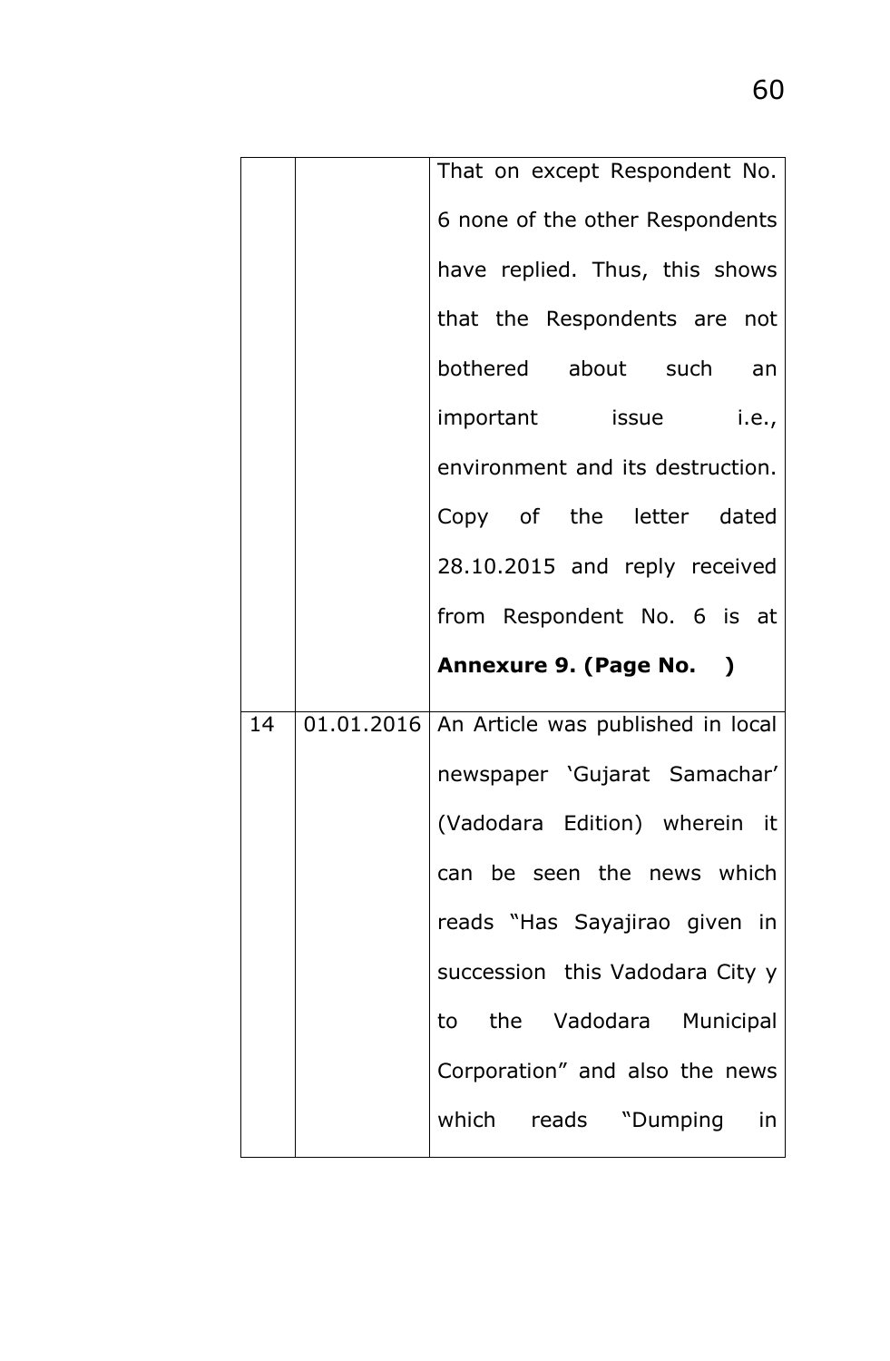| | | |
|---|---|---|
| | | That on except Respondent No. 6 none of the other Respondents have replied. Thus, this shows that the Respondents are not bothered about such an important issue i.e., environment and its destruction. Copy of the letter dated 28.10.2015 and reply received from Respondent No. 6 is at **Annexure 9. (Page No. )** |
| 14 | 01.01.2016 | An Article was published in local newspaper 'Gujarat Samachar' (Vadodara Edition) wherein it can be seen the news which reads "Has Sayajirao given in succession this Vadodara City y to the Vadodara Municipal Corporation" and also the news which reads "Dumping in |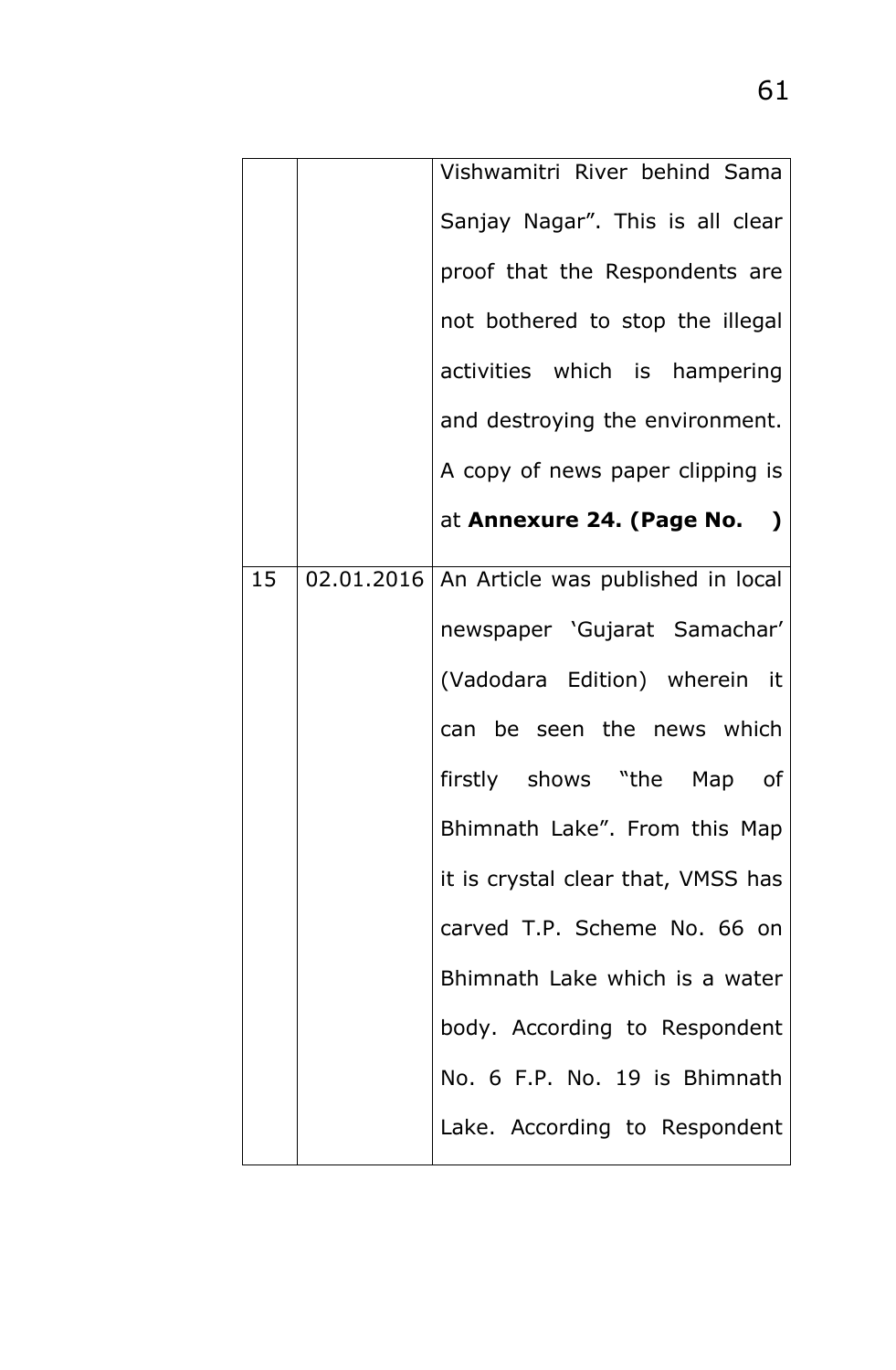| | | |
|---|---|---|
| | | Vishwamitri River behind Sama Sanjay Nagar". This is all clear proof that the Respondents are not bothered to stop the illegal activities which is hampering and destroying the environment. A copy of news paper clipping is at **Annexure 24. (Page No. )** |
| 15 | 02.01.2016 | An Article was published in local newspaper 'Gujarat Samachar' (Vadodara Edition) wherein it can be seen the news which firstly shows "the Map of Bhimnath Lake". From this Map it is crystal clear that, VMSS has carved T.P. Scheme No. 66 on Bhimnath Lake which is a water body. According to Respondent No. 6 F.P. No. 19 is Bhimnath Lake. According to Respondent |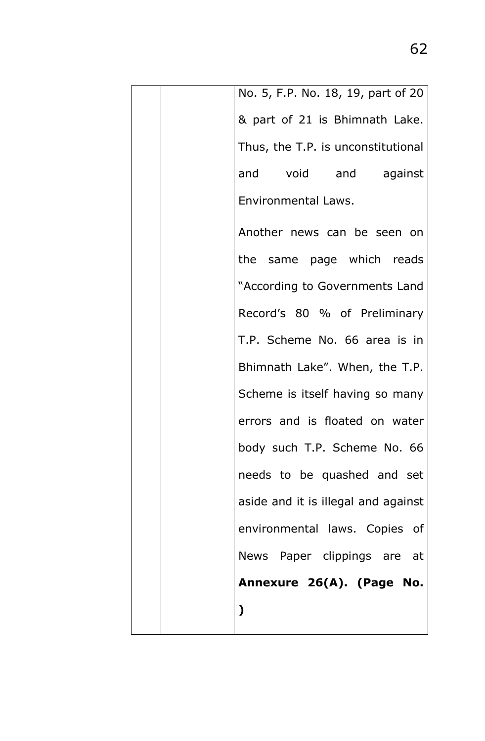|  |  | No. 5, F.P. No. 18, 19, part of 20 & part of 21 is Bhimnath Lake. Thus, the T.P. is unconstitutional and void and against Environmental Laws.<br><br>Another news can be seen on the same page which reads "According to Governments Land Record's 80 % of Preliminary T.P. Scheme No. 66 area is in Bhimnath Lake". When, the T.P. Scheme is itself having so many errors and is floated on water body such T.P. Scheme No. 66 needs to be quashed and set aside and it is illegal and against environmental laws. Copies of News Paper clippings are at **Annexure 26(A). (Page No. )** |
|---|---|---|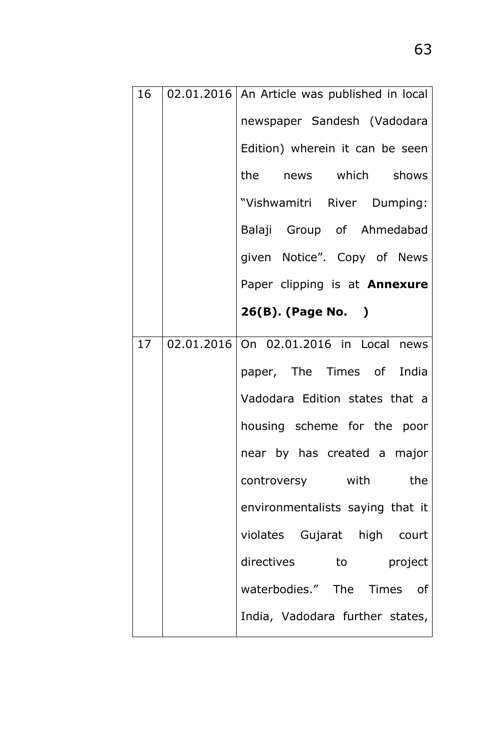| 16 | 02.01.2016 | An Article was published in local newspaper Sandesh (Vadodara Edition) wherein it can be seen the news which shows "Vishwamitri River Dumping: Balaji Group of Ahmedabad given Notice". Copy of News Paper clipping is at **Annexure 26(B). (Page No. )** |
|---|---|---|
| 17 | 02.01.2016 | On 02.01.2016 in Local news paper, The Times of India Vadodara Edition states that a housing scheme for the poor near by has created a major controversy with the environmentalists saying that it violates Gujarat high court directives to project waterbodies." The Times of India, Vadodara further states, |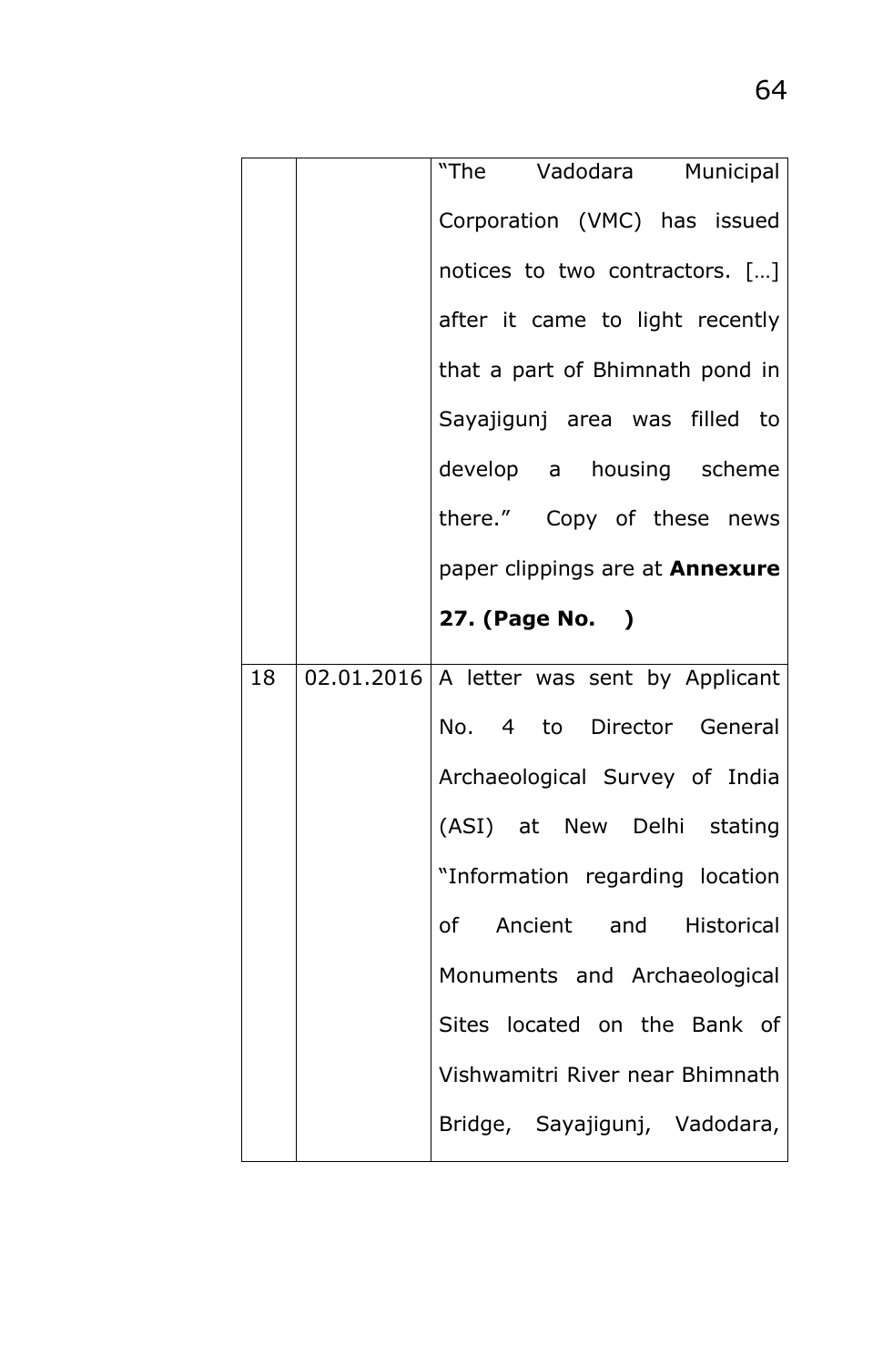|  |  |  |
|---|---|---|
|  |  | "The Vadodara Municipal Corporation (VMC) has issued notices to two contractors. […] after it came to light recently that a part of Bhimnath pond in Sayajigunj area was filled to develop a housing scheme there." Copy of these news paper clippings are at **Annexure 27. (Page No. )** |
| 18 | 02.01.2016 | A letter was sent by Applicant No. 4 to Director General Archaeological Survey of India (ASI) at New Delhi stating "Information regarding location of Ancient and Historical Monuments and Archaeological Sites located on the Bank of Vishwamitri River near Bhimnath Bridge, Sayajigunj, Vadodara, |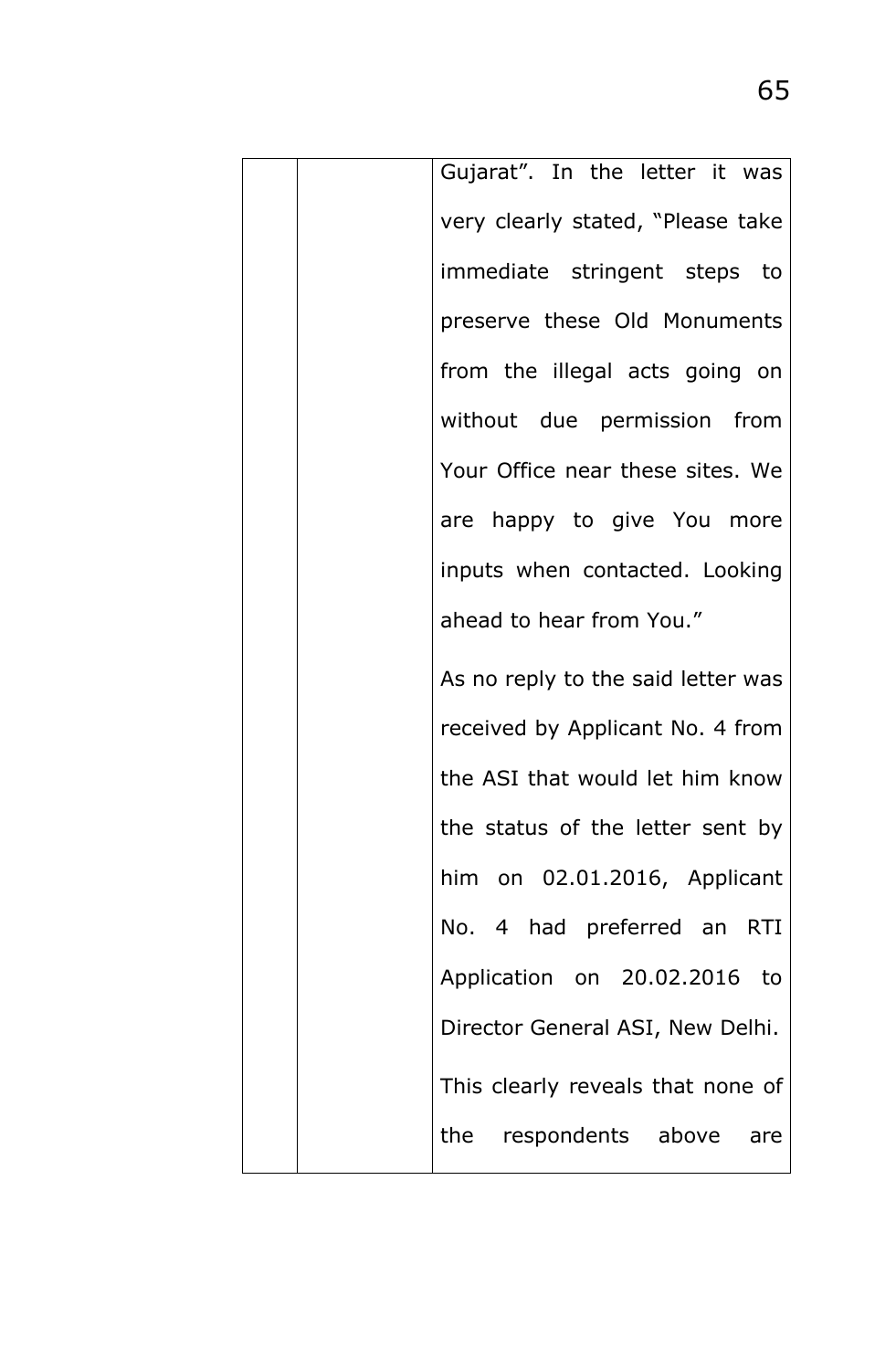|  |  | Gujarat". In the letter it was very clearly stated, "Please take immediate stringent steps to preserve these Old Monuments from the illegal acts going on without due permission from Your Office near these sites. We are happy to give You more inputs when contacted. Looking ahead to hear from You."<br><br>As no reply to the said letter was received by Applicant No. 4 from the ASI that would let him know the status of the letter sent by him on 02.01.2016, Applicant No. 4 had preferred an RTI Application on 20.02.2016 to Director General ASI, New Delhi.<br><br>This clearly reveals that none of the respondents above are |
|---|---|---|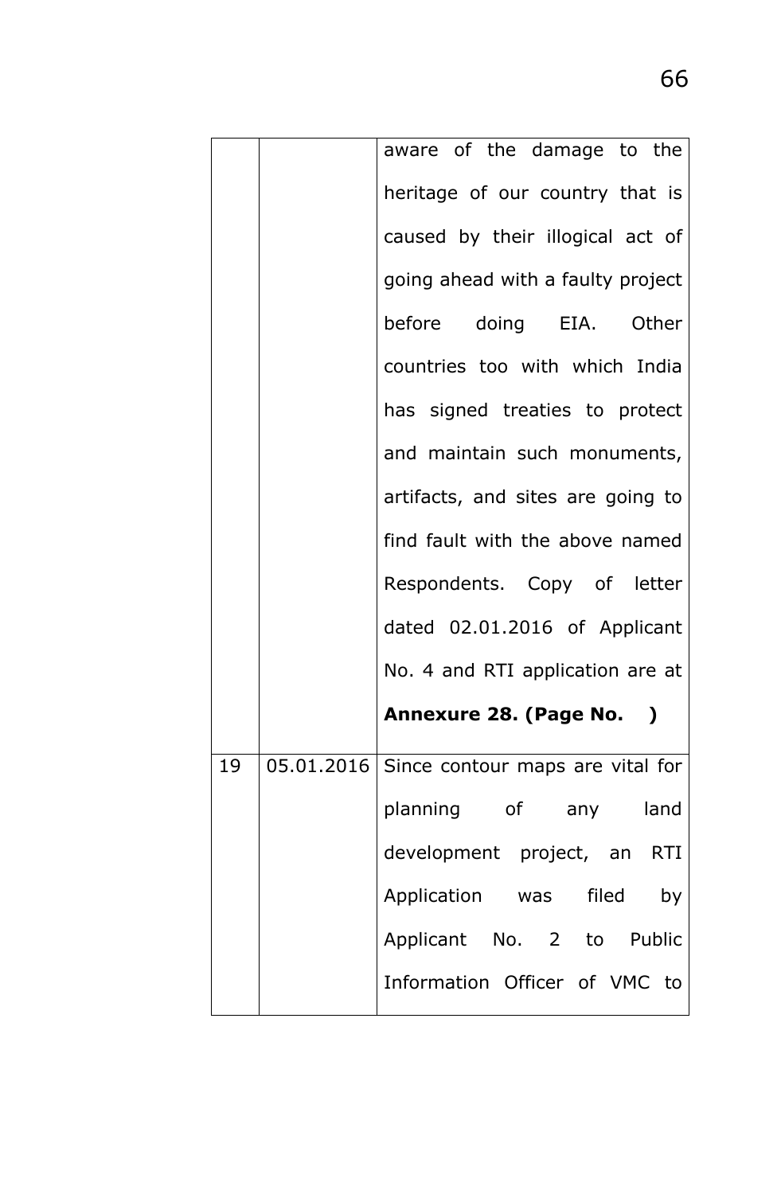| | | |
|---|---|---|
| | | aware of the damage to the heritage of our country that is caused by their illogical act of going ahead with a faulty project before doing EIA. Other countries too with which India has signed treaties to protect and maintain such monuments, artifacts, and sites are going to find fault with the above named Respondents. Copy of letter dated 02.01.2016 of Applicant No. 4 and RTI application are at **Annexure 28. (Page No. )** |
| 19 | 05.01.2016 | Since contour maps are vital for planning of any land development project, an RTI Application was filed by Applicant No. 2 to Public Information Officer of VMC to |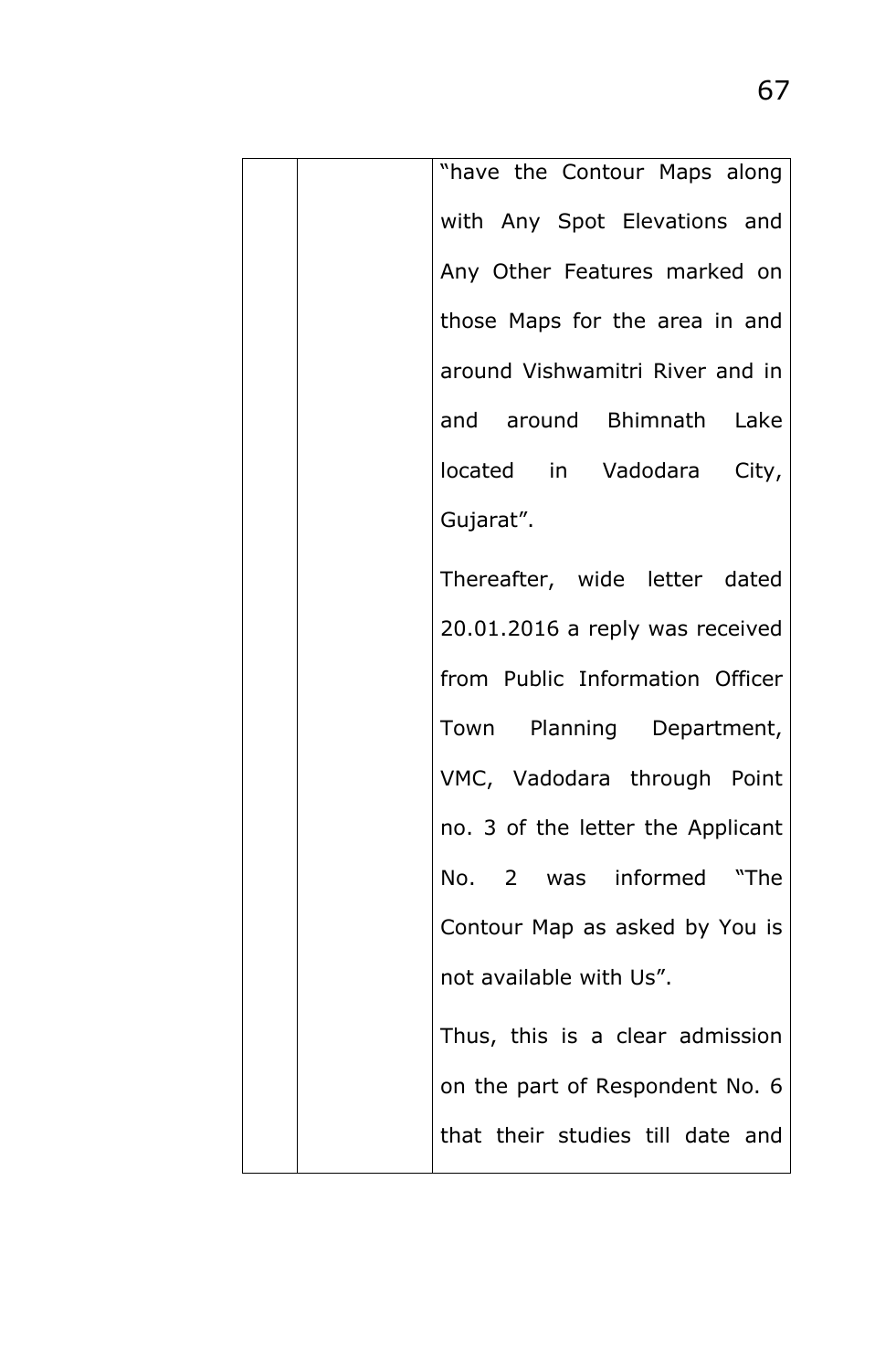| | | "have the Contour Maps along with Any Spot Elevations and Any Other Features marked on those Maps for the area in and around Vishwamitri River and in and around Bhimnath Lake located in Vadodara City, Gujarat".<br><br>Thereafter, wide letter dated 20.01.2016 a reply was received from Public Information Officer Town Planning Department, VMC, Vadodara through Point no. 3 of the letter the Applicant No. 2 was informed "The Contour Map as asked by You is not available with Us".<br><br>Thus, this is a clear admission on the part of Respondent No. 6 that their studies till date and |
|---|---|---|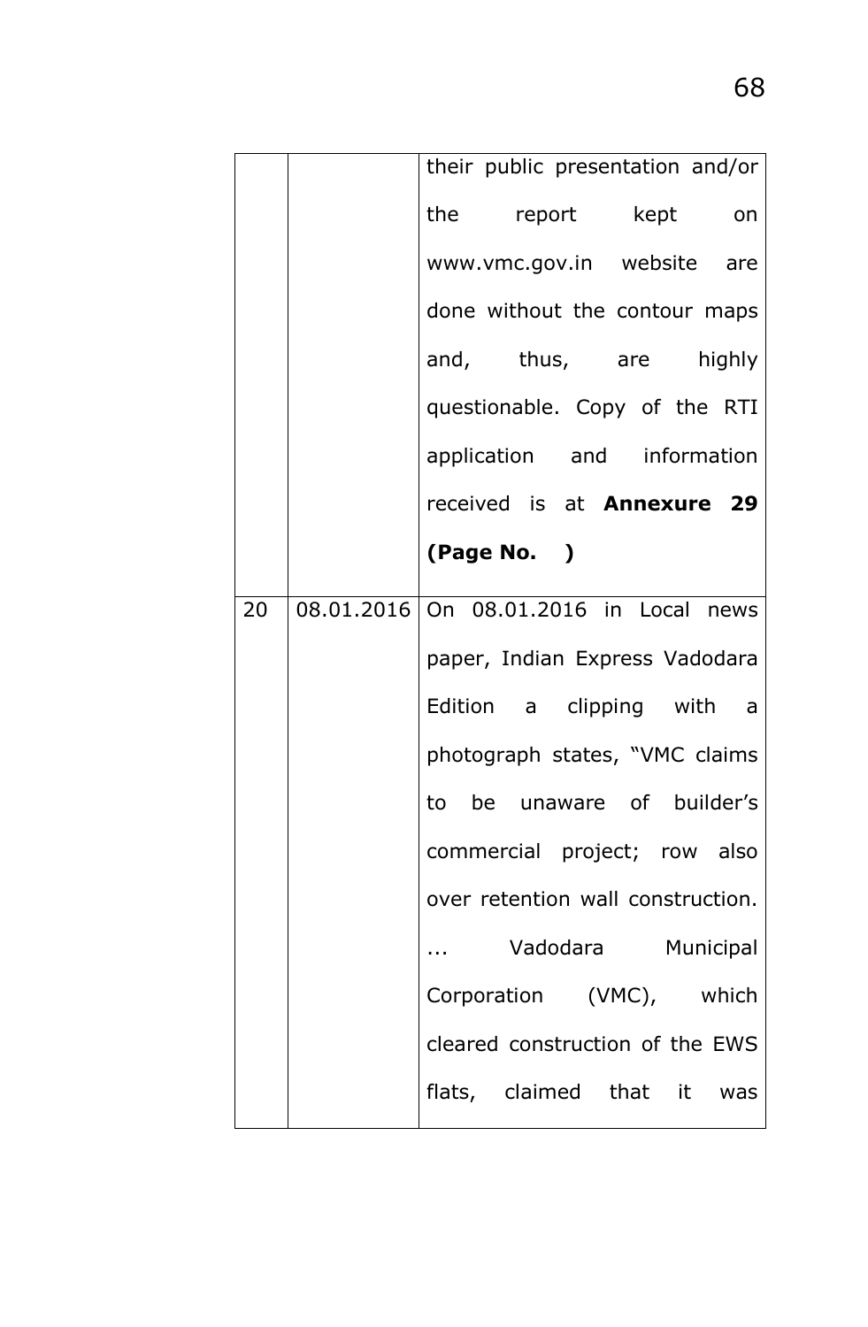| | | |
|---|---|---|
| | | their public presentation and/or the report kept on www.vmc.gov.in website are done without the contour maps and, thus, are highly questionable. Copy of the RTI application and information received is at **Annexure 29 (Page No. )** |
| 20 | 08.01.2016 | On 08.01.2016 in Local news paper, Indian Express Vadodara Edition a clipping with a photograph states, "VMC claims to be unaware of builder's commercial project; row also over retention wall construction. ... Vadodara Municipal Corporation (VMC), which cleared construction of the EWS flats, claimed that it was |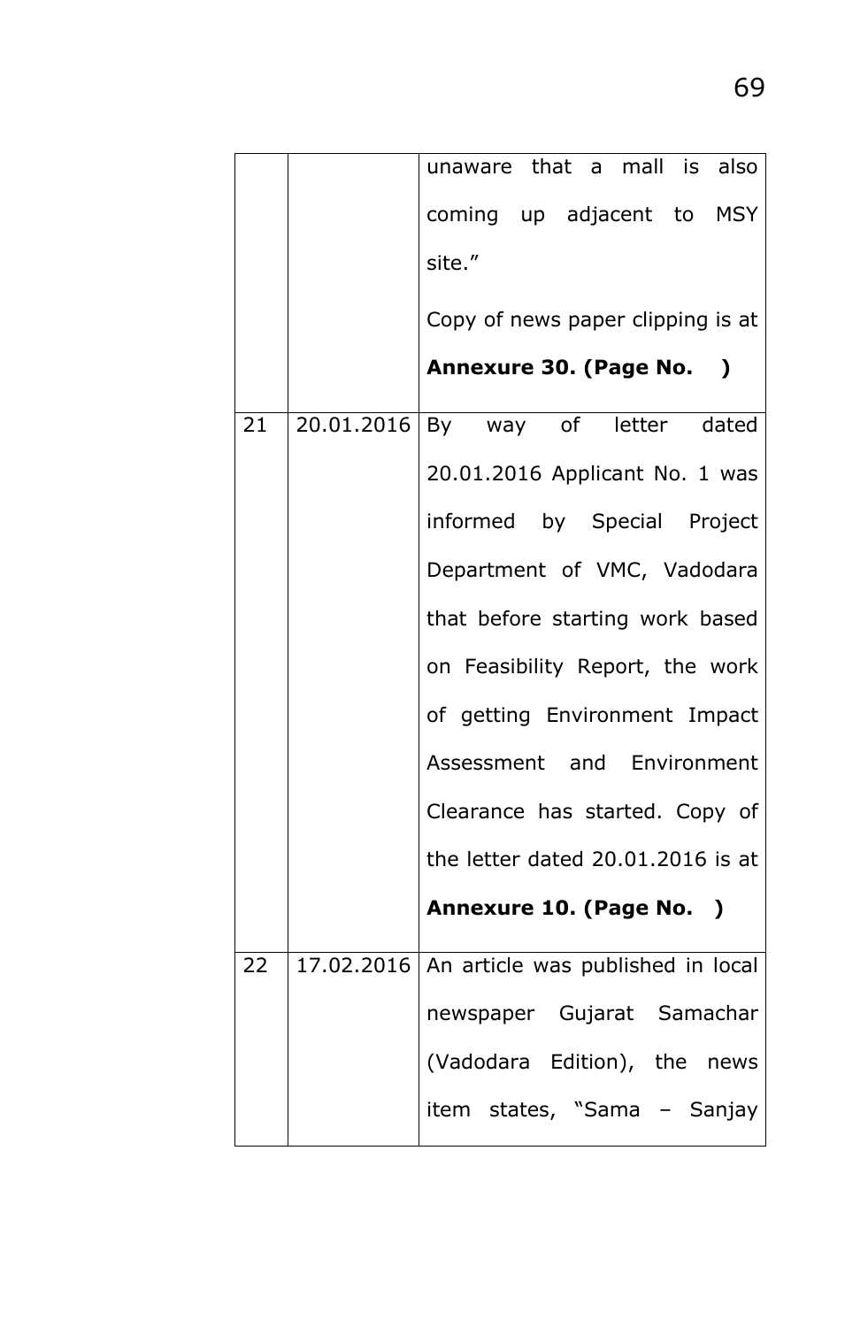| | | |
|---|---|---|
| | | unaware that a mall is also coming up adjacent to MSY site." Copy of news paper clipping is at **Annexure 30. (Page No. )** |
| 21 | 20.01.2016 | By way of letter dated 20.01.2016 Applicant No. 1 was informed by Special Project Department of VMC, Vadodara that before starting work based on Feasibility Report, the work of getting Environment Impact Assessment and Environment Clearance has started. Copy of the letter dated 20.01.2016 is at **Annexure 10. (Page No. )** |
| 22 | 17.02.2016 | An article was published in local newspaper Gujarat Samachar (Vadodara Edition), the news item states, "Sama – Sanjay |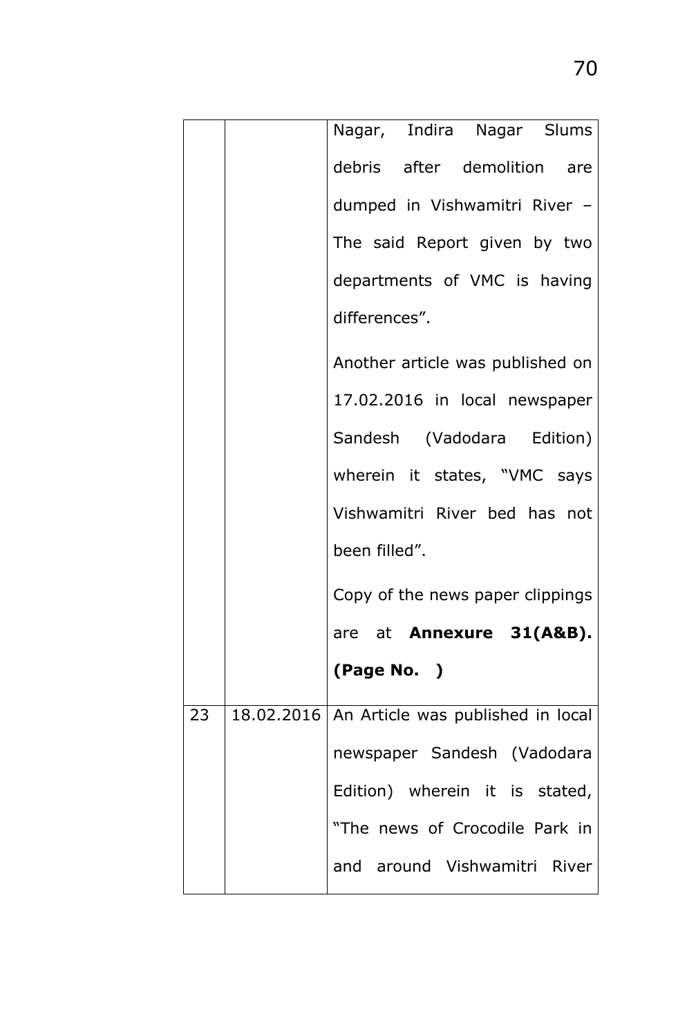| | | |
|---|---|---|
| | | Nagar, Indira Nagar Slums debris after demolition are dumped in Vishwamitri River – The said Report given by two departments of VMC is having differences".<br><br>Another article was published on 17.02.2016 in local newspaper Sandesh (Vadodara Edition) wherein it states, "VMC says Vishwamitri River bed has not been filled".<br><br>Copy of the news paper clippings are at **Annexure 31(A&B). (Page No. )** |
| 23 | 18.02.2016 | An Article was published in local newspaper Sandesh (Vadodara Edition) wherein it is stated, "The news of Crocodile Park in and around Vishwamitri River |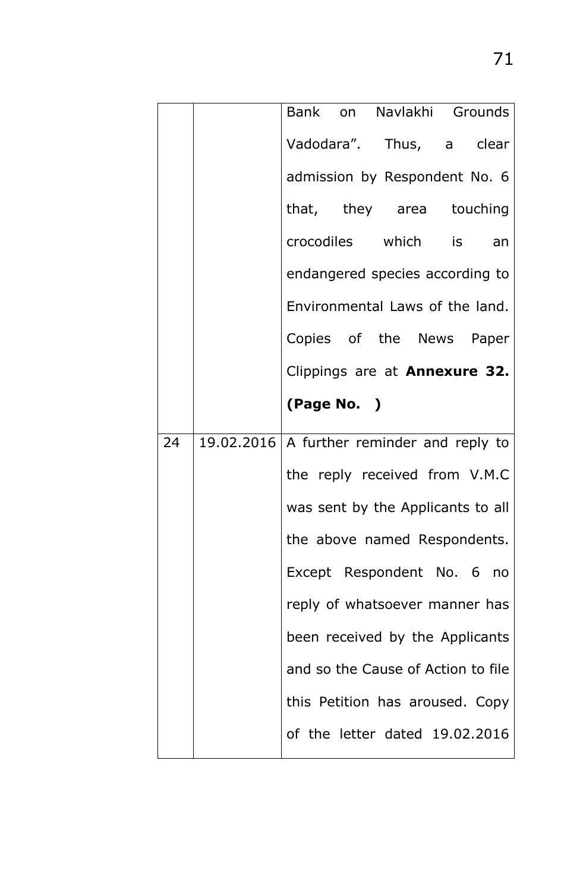| | | |
|---|---|---|
| | | Bank on Navlakhi Grounds Vadodara". Thus, a clear admission by Respondent No. 6 that, they area touching crocodiles which is an endangered species according to Environmental Laws of the land. Copies of the News Paper Clippings are at **Annexure 32. (Page No. )** |
| 24 | 19.02.2016 | A further reminder and reply to the reply received from V.M.C was sent by the Applicants to all the above named Respondents. Except Respondent No. 6 no reply of whatsoever manner has been received by the Applicants and so the Cause of Action to file this Petition has aroused. Copy of the letter dated 19.02.2016 |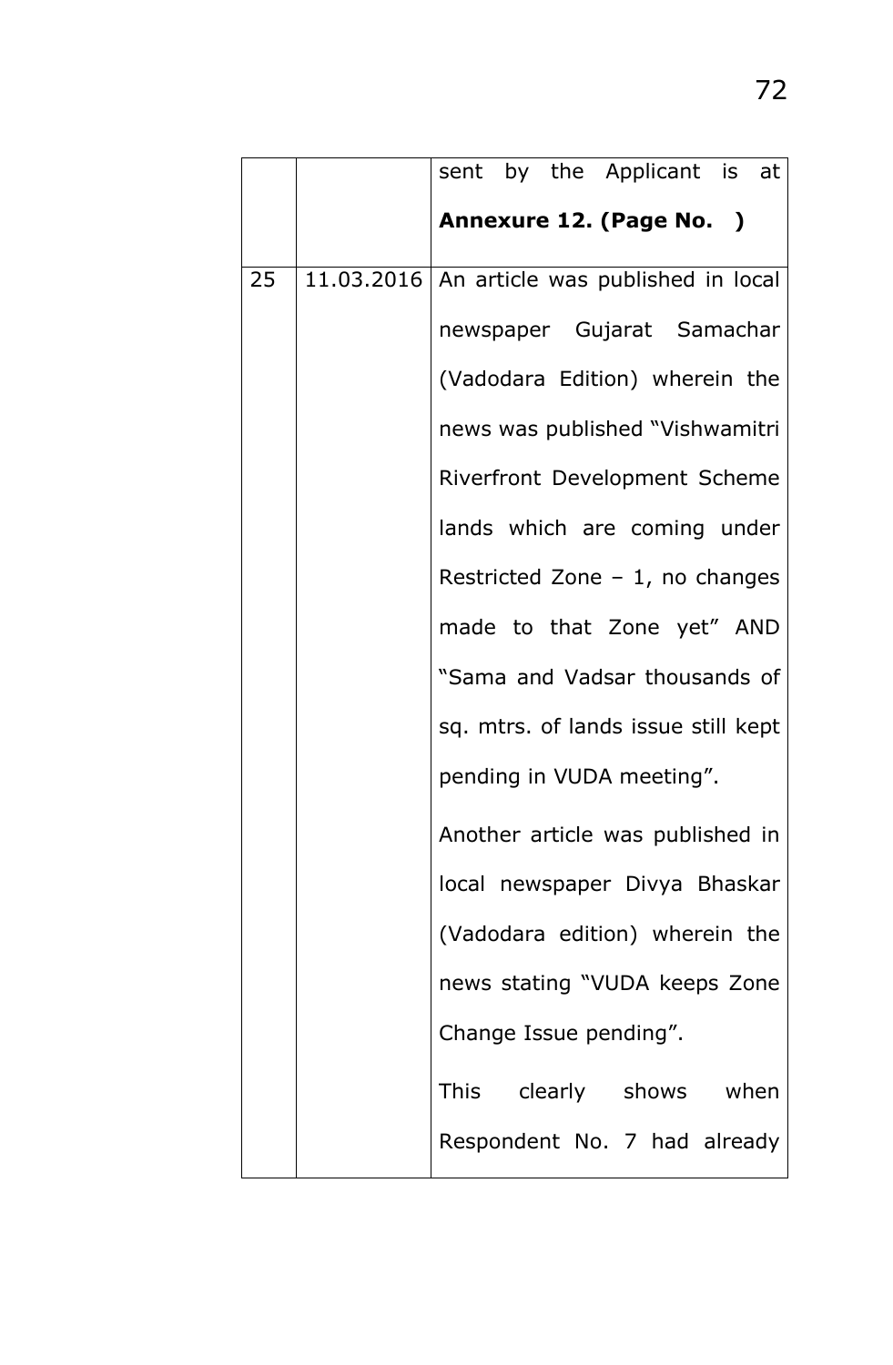| | | |
|---|---|---|
| | | sent by the Applicant is at **Annexure 12. (Page No. )** |
| 25 | 11.03.2016 | An article was published in local newspaper Gujarat Samachar (Vadodara Edition) wherein the news was published "Vishwamitri Riverfront Development Scheme lands which are coming under Restricted Zone – 1, no changes made to that Zone yet" AND "Sama and Vadsar thousands of sq. mtrs. of lands issue still kept pending in VUDA meeting".<br><br>Another article was published in local newspaper Divya Bhaskar (Vadodara edition) wherein the news stating "VUDA keeps Zone Change Issue pending".<br><br>This clearly shows when Respondent No. 7 had already |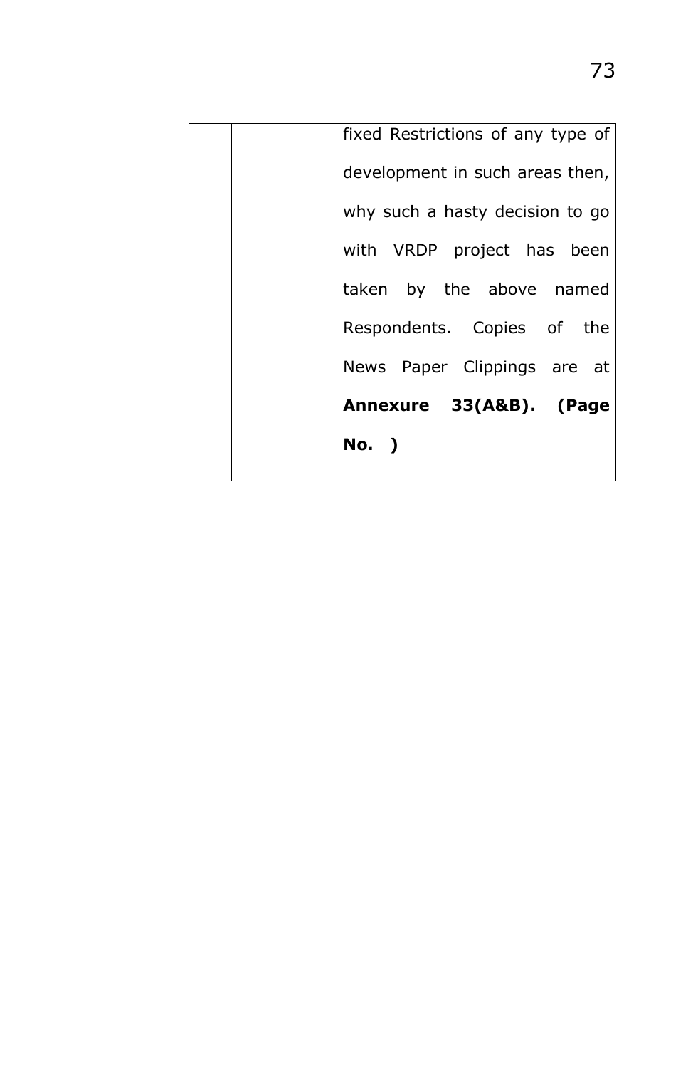| | | |
|---|---|---|
| | | fixed Restrictions of any type of development in such areas then, why such a hasty decision to go with VRDP project has been taken by the above named Respondents. Copies of the News Paper Clippings are at **Annexure 33(A&B). (Page No. )** |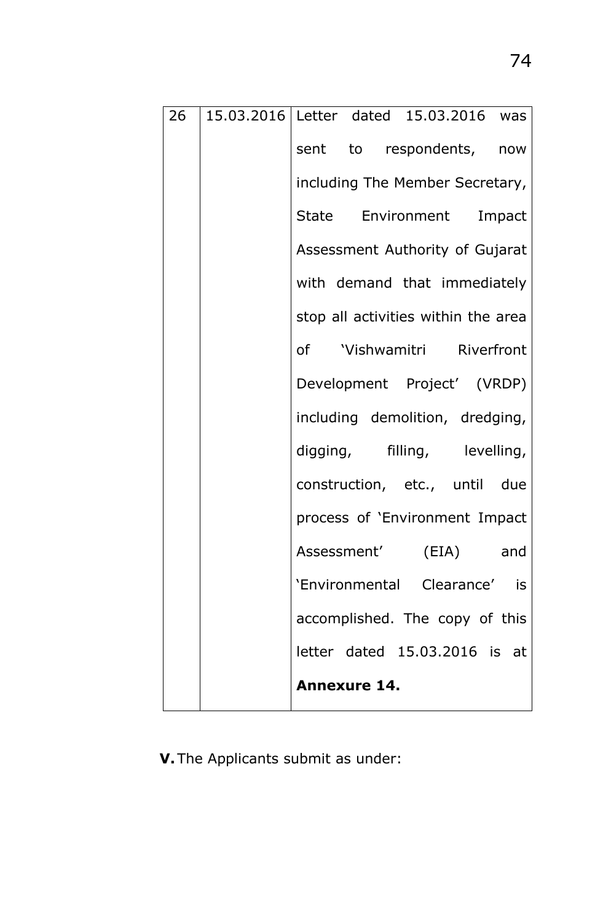| 26 | 15.03.2016 | Letter dated 15.03.2016 was sent to respondents, now including The Member Secretary, State Environment Impact Assessment Authority of Gujarat with demand that immediately stop all activities within the area of 'Vishwamitri Riverfront Development Project' (VRDP) including demolition, dredging, digging, filling, levelling, construction, etc., until due process of 'Environment Impact Assessment' (EIA) and 'Environmental Clearance' is accomplished. The copy of this letter dated 15.03.2016 is at **Annexure 14.** |
|---|---|---|

**V.** The Applicants submit as under: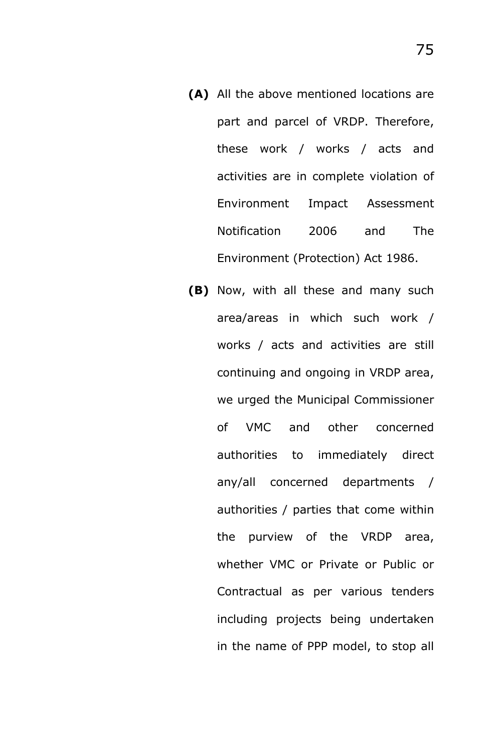**(A)** All the above mentioned locations are part and parcel of VRDP. Therefore, these work / works / acts and activities are in complete violation of Environment Impact Assessment Notification 2006 and The Environment (Protection) Act 1986.

**(B)** Now, with all these and many such area/areas in which such work / works / acts and activities are still continuing and ongoing in VRDP area, we urged the Municipal Commissioner of VMC and other concerned authorities to immediately direct any/all concerned departments / authorities / parties that come within the purview of the VRDP area, whether VMC or Private or Public or Contractual as per various tenders including projects being undertaken in the name of PPP model, to stop all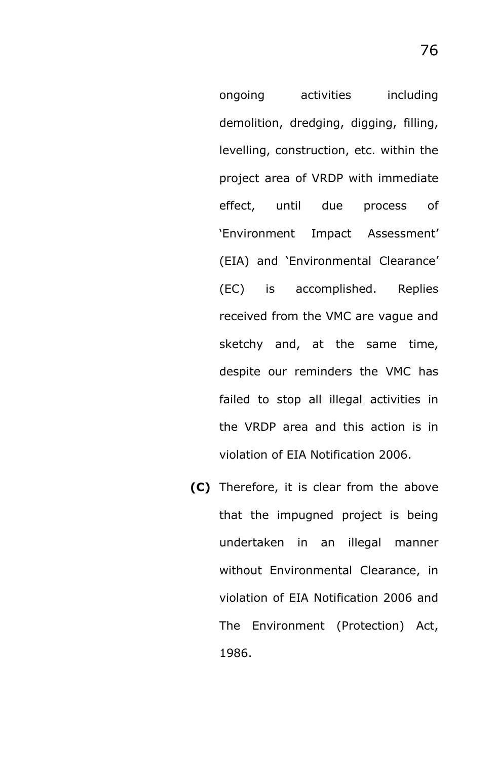ongoing activities including demolition, dredging, digging, filling, levelling, construction, etc. within the project area of VRDP with immediate effect, until due process of 'Environment Impact Assessment' (EIA) and 'Environmental Clearance' (EC) is accomplished. Replies received from the VMC are vague and sketchy and, at the same time, despite our reminders the VMC has failed to stop all illegal activities in the VRDP area and this action is in violation of EIA Notification 2006.

**(C)** Therefore, it is clear from the above that the impugned project is being undertaken in an illegal manner without Environmental Clearance, in violation of EIA Notification 2006 and The Environment (Protection) Act, 1986.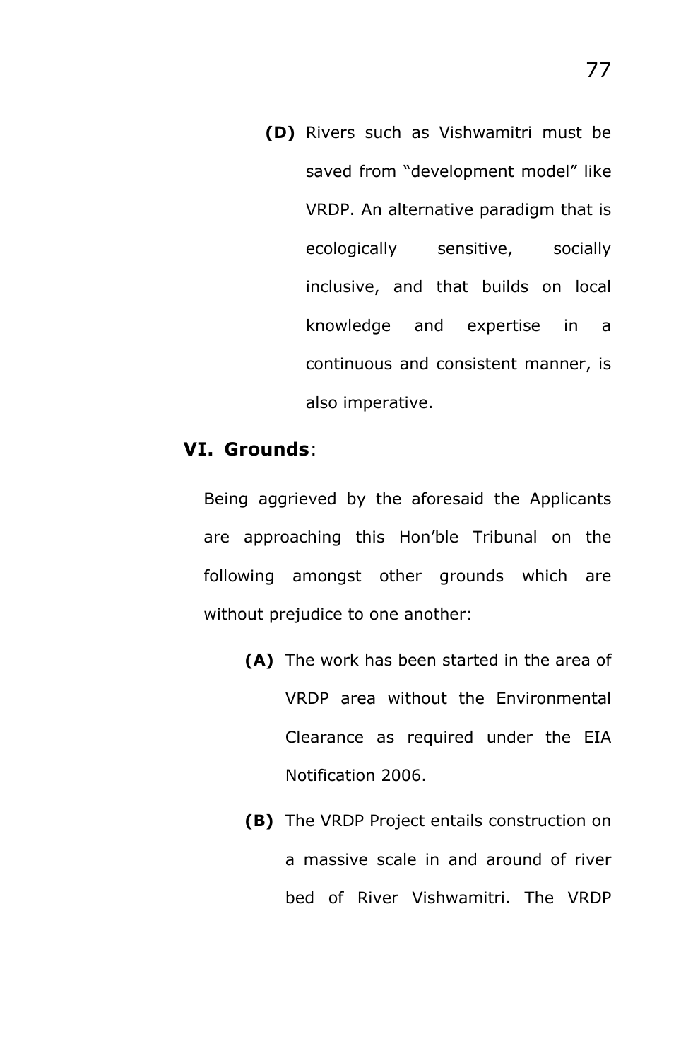**(D)** Rivers such as Vishwamitri must be saved from "development model" like VRDP. An alternative paradigm that is ecologically sensitive, socially inclusive, and that builds on local knowledge and expertise in a continuous and consistent manner, is also imperative.

## VI. Grounds:

Being aggrieved by the aforesaid the Applicants are approaching this Hon'ble Tribunal on the following amongst other grounds which are without prejudice to one another:

**(A)** The work has been started in the area of VRDP area without the Environmental Clearance as required under the EIA Notification 2006.

**(B)** The VRDP Project entails construction on a massive scale in and around of river bed of River Vishwamitri. The VRDP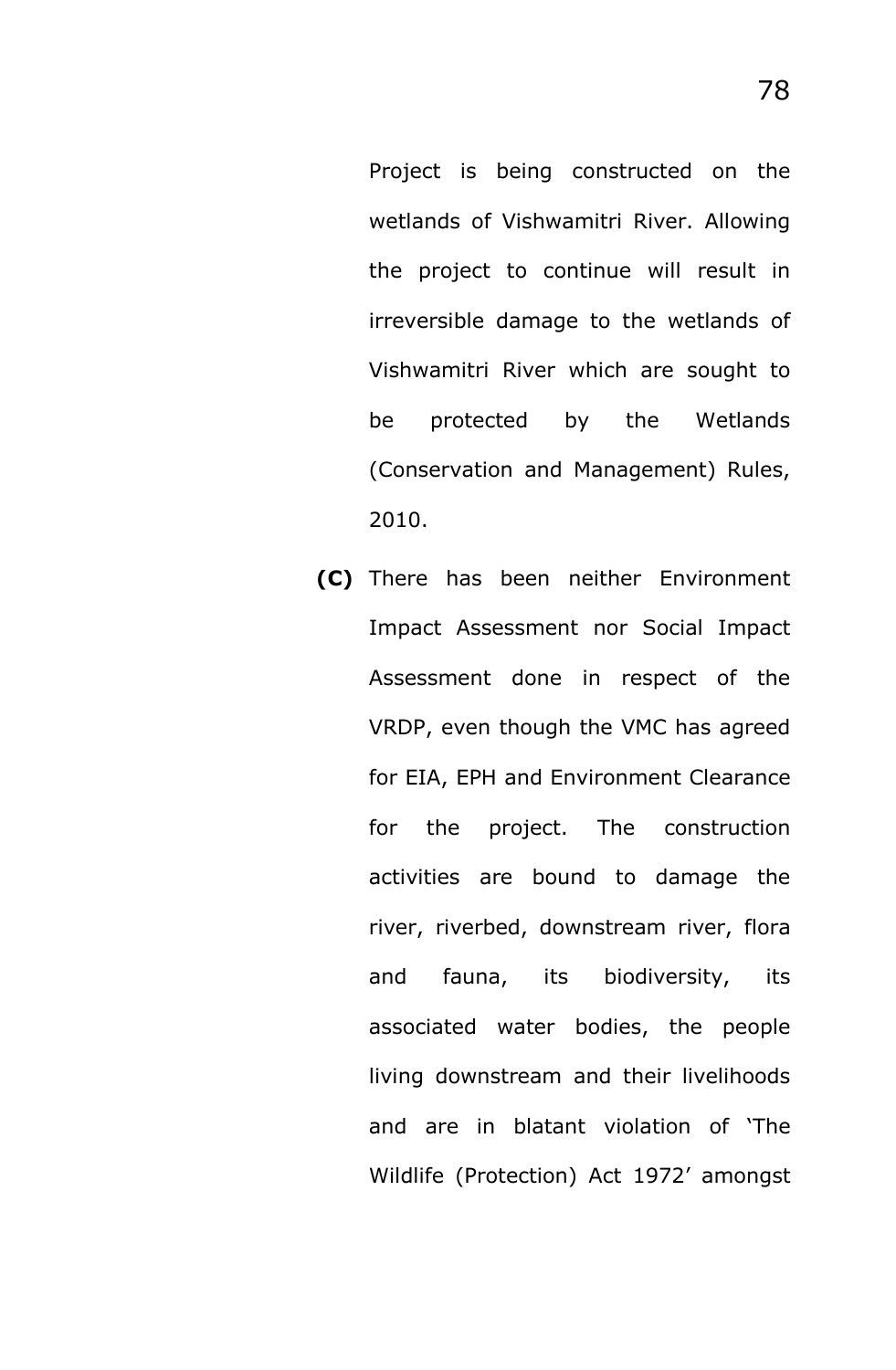Project is being constructed on the wetlands of Vishwamitri River. Allowing the project to continue will result in irreversible damage to the wetlands of Vishwamitri River which are sought to be protected by the Wetlands (Conservation and Management) Rules, 2010.

**(C)** There has been neither Environment Impact Assessment nor Social Impact Assessment done in respect of the VRDP, even though the VMC has agreed for EIA, EPH and Environment Clearance for the project. The construction activities are bound to damage the river, riverbed, downstream river, flora and fauna, its biodiversity, its associated water bodies, the people living downstream and their livelihoods and are in blatant violation of 'The Wildlife (Protection) Act 1972' amongst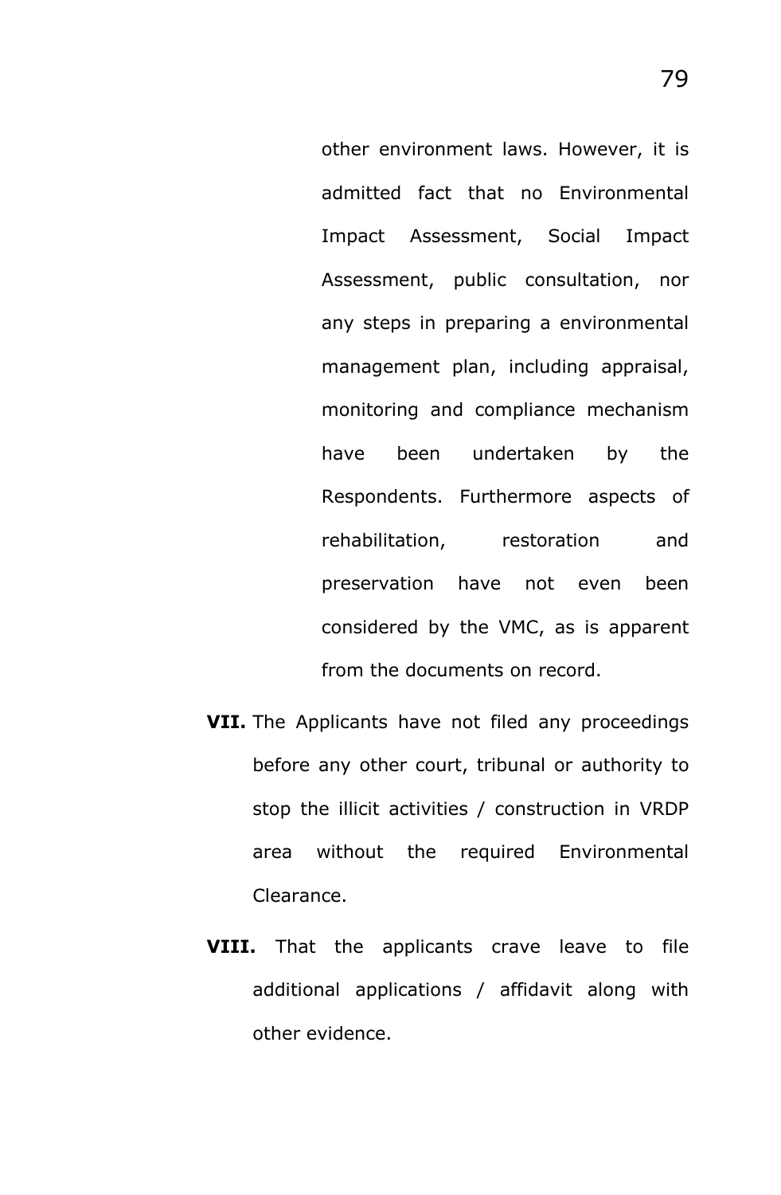other environment laws. However, it is admitted fact that no Environmental Impact Assessment, Social Impact Assessment, public consultation, nor any steps in preparing a environmental management plan, including appraisal, monitoring and compliance mechanism have been undertaken by the Respondents. Furthermore aspects of rehabilitation, restoration and preservation have not even been considered by the VMC, as is apparent from the documents on record.

**VII.** The Applicants have not filed any proceedings before any other court, tribunal or authority to stop the illicit activities / construction in VRDP area without the required Environmental Clearance.

**VIII.** That the applicants crave leave to file additional applications / affidavit along with other evidence.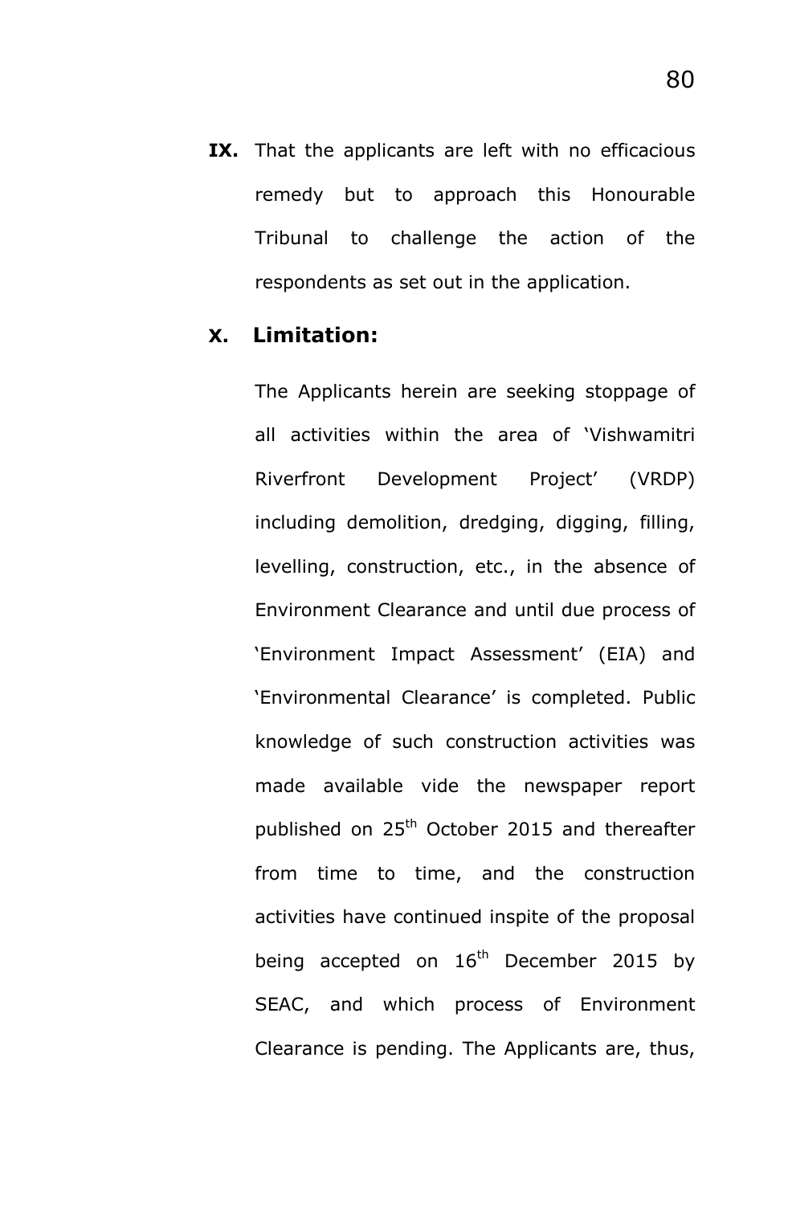**IX.** That the applicants are left with no efficacious remedy but to approach this Honourable Tribunal to challenge the action of the respondents as set out in the application.

**X. Limitation:**

The Applicants herein are seeking stoppage of all activities within the area of 'Vishwamitri Riverfront Development Project' (VRDP) including demolition, dredging, digging, filling, levelling, construction, etc., in the absence of Environment Clearance and until due process of 'Environment Impact Assessment' (EIA) and 'Environmental Clearance' is completed. Public knowledge of such construction activities was made available vide the newspaper report published on 25th October 2015 and thereafter from time to time, and the construction activities have continued inspite of the proposal being accepted on 16th December 2015 by SEAC, and which process of Environment Clearance is pending. The Applicants are, thus,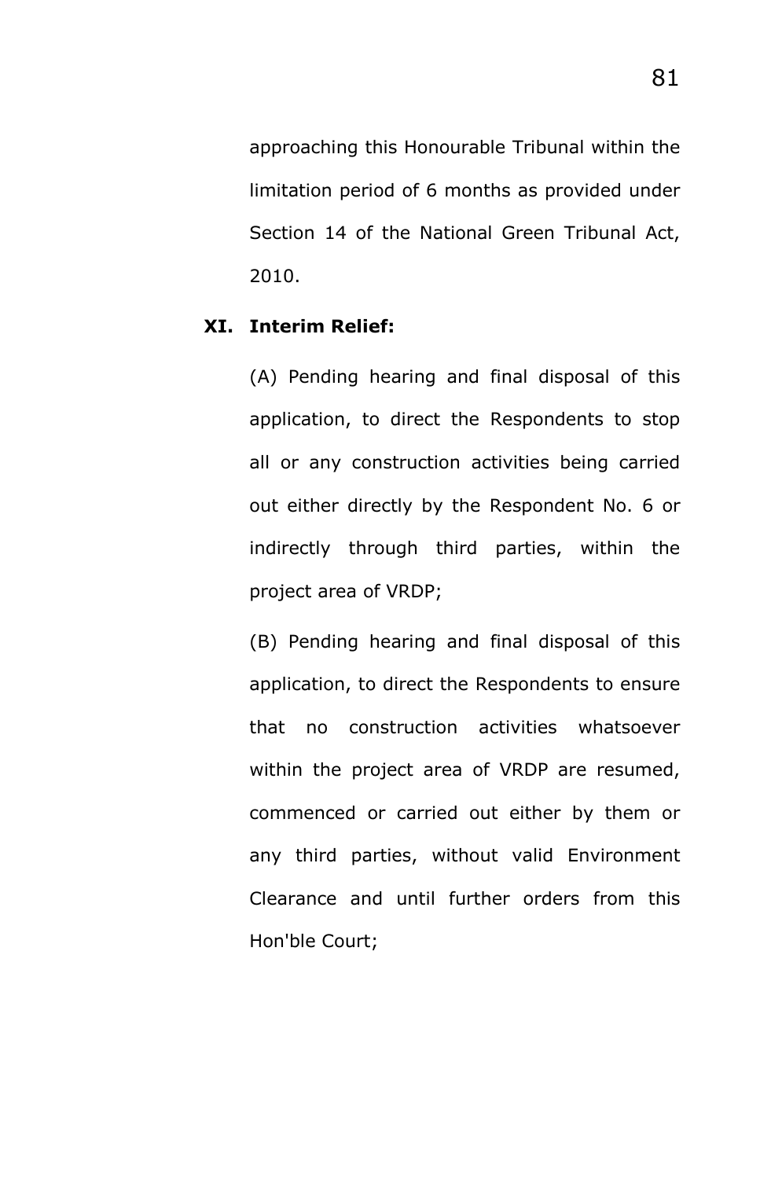approaching this Honourable Tribunal within the limitation period of 6 months as provided under Section 14 of the National Green Tribunal Act, 2010.

## XI. Interim Relief:

(A) Pending hearing and final disposal of this application, to direct the Respondents to stop all or any construction activities being carried out either directly by the Respondent No. 6 or indirectly through third parties, within the project area of VRDP;

(B) Pending hearing and final disposal of this application, to direct the Respondents to ensure that no construction activities whatsoever within the project area of VRDP are resumed, commenced or carried out either by them or any third parties, without valid Environment Clearance and until further orders from this Hon'ble Court;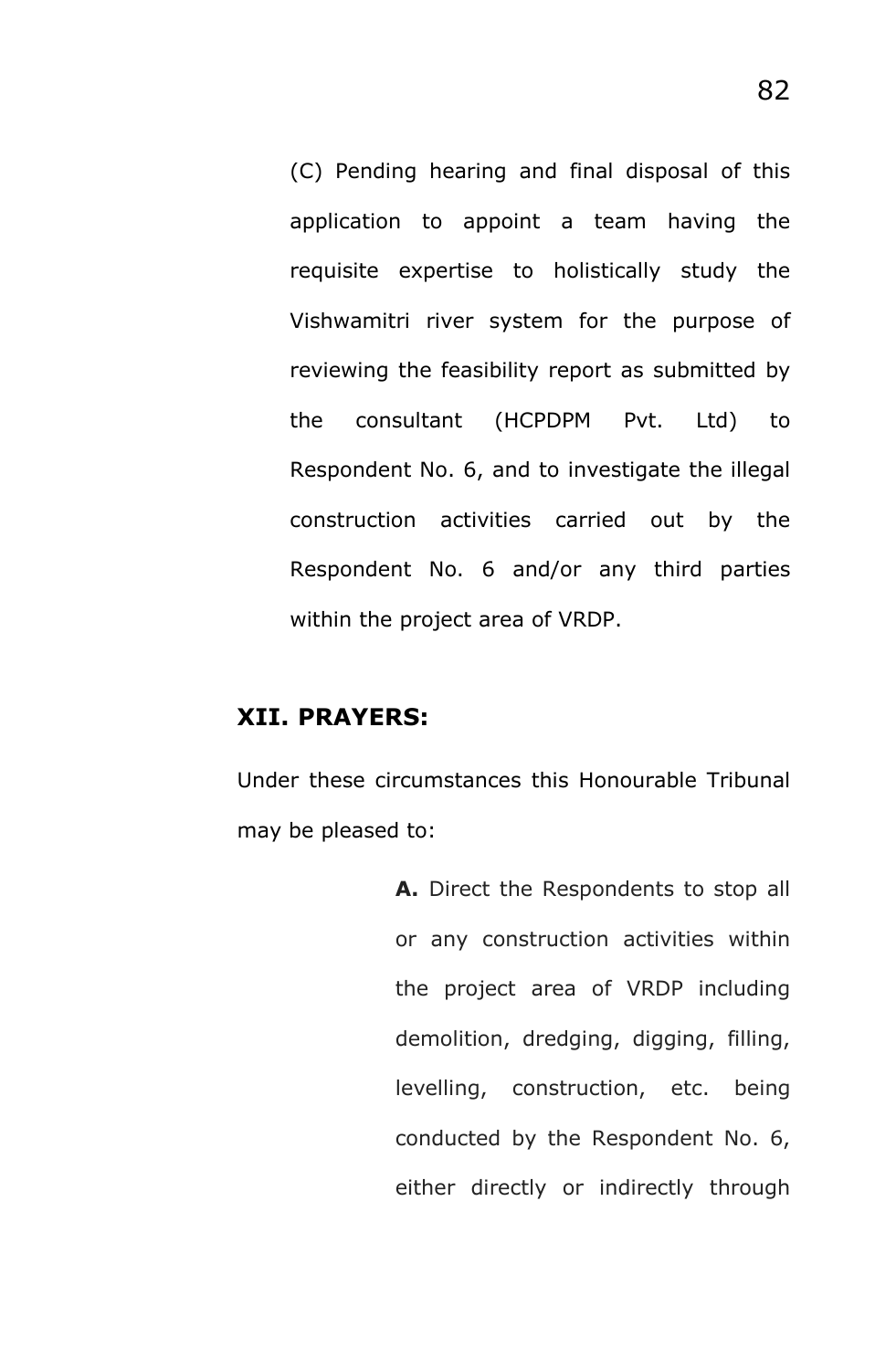(C) Pending hearing and final disposal of this application to appoint a team having the requisite expertise to holistically study the Vishwamitri river system for the purpose of reviewing the feasibility report as submitted by the consultant (HCPDPM Pvt. Ltd) to Respondent No. 6, and to investigate the illegal construction activities carried out by the Respondent No. 6 and/or any third parties within the project area of VRDP.

## XII. PRAYERS:

Under these circumstances this Honourable Tribunal may be pleased to:

**A.** Direct the Respondents to stop all or any construction activities within the project area of VRDP including demolition, dredging, digging, filling, levelling, construction, etc. being conducted by the Respondent No. 6, either directly or indirectly through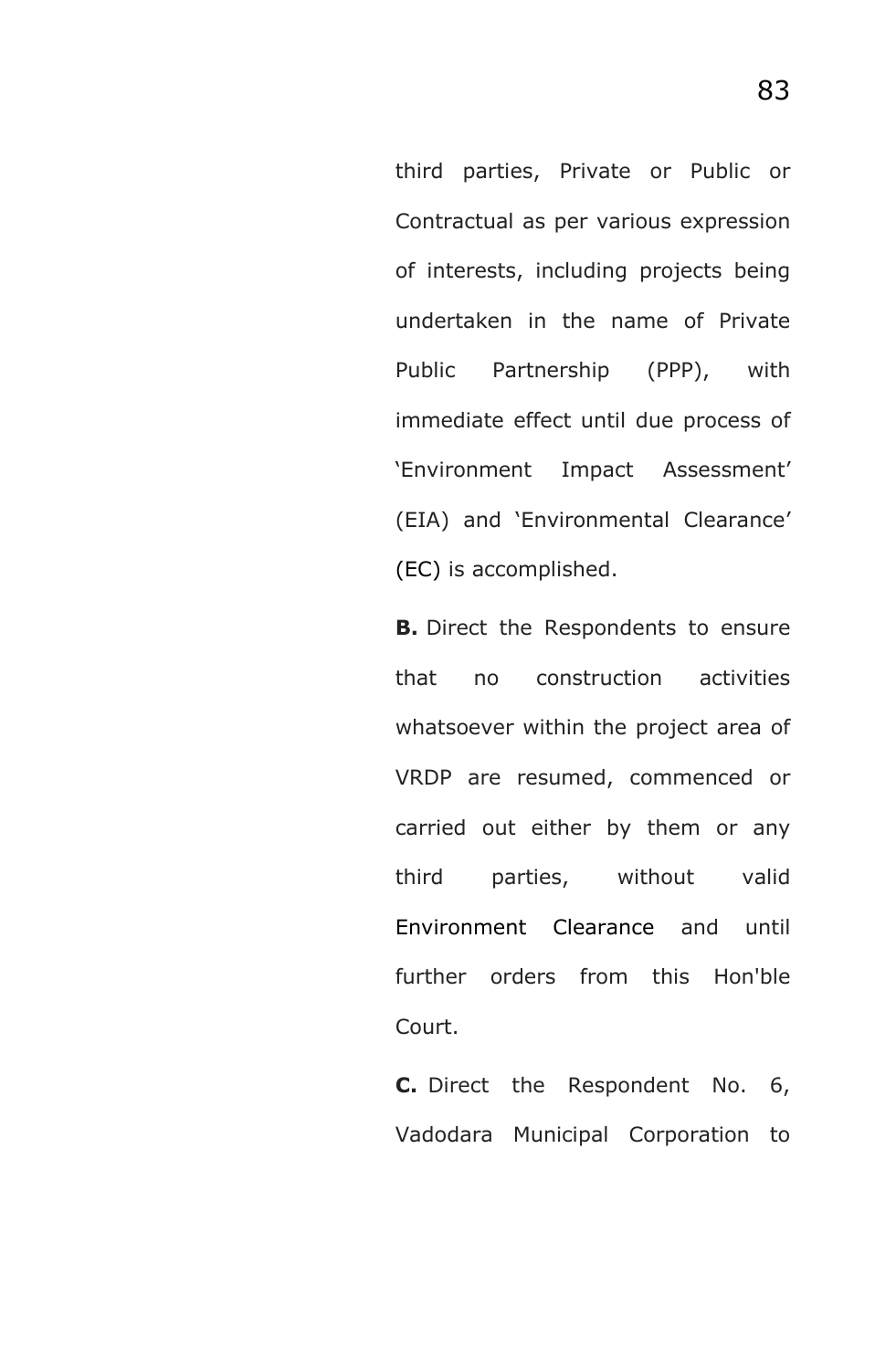third parties, Private or Public or Contractual as per various expression of interests, including projects being undertaken in the name of Private Public Partnership (PPP), with immediate effect until due process of 'Environment Impact Assessment' (EIA) and 'Environmental Clearance' (EC) is accomplished.

**B.** Direct the Respondents to ensure that no construction activities whatsoever within the project area of VRDP are resumed, commenced or carried out either by them or any third parties, without valid Environment Clearance and until further orders from this Hon'ble Court.

**C.** Direct the Respondent No. 6, Vadodara Municipal Corporation to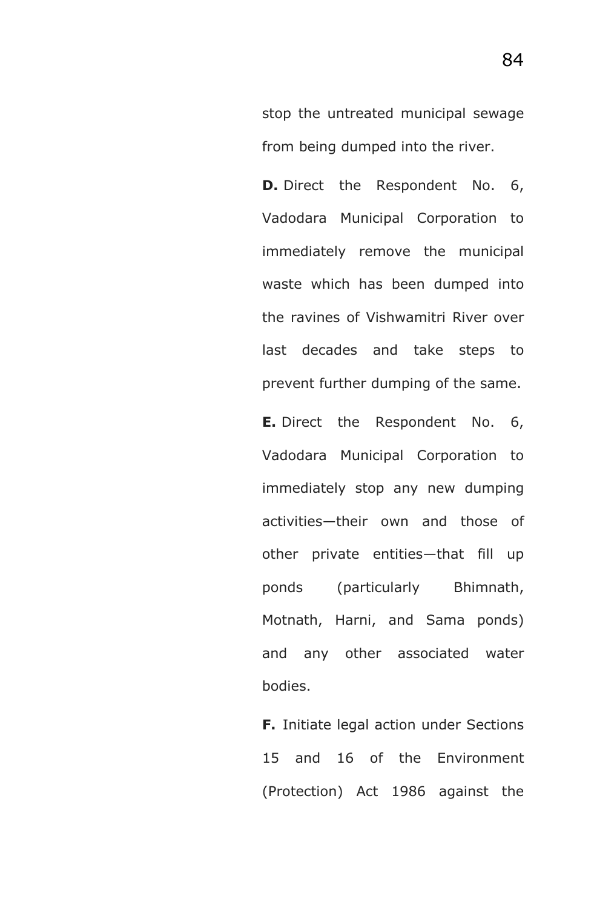stop the untreated municipal sewage from being dumped into the river.

**D.** Direct the Respondent No. 6, Vadodara Municipal Corporation to immediately remove the municipal waste which has been dumped into the ravines of Vishwamitri River over last decades and take steps to prevent further dumping of the same.

**E.** Direct the Respondent No. 6, Vadodara Municipal Corporation to immediately stop any new dumping activities—their own and those of other private entities—that fill up ponds (particularly Bhimnath, Motnath, Harni, and Sama ponds) and any other associated water bodies.

**F.** Initiate legal action under Sections 15 and 16 of the Environment (Protection) Act 1986 against the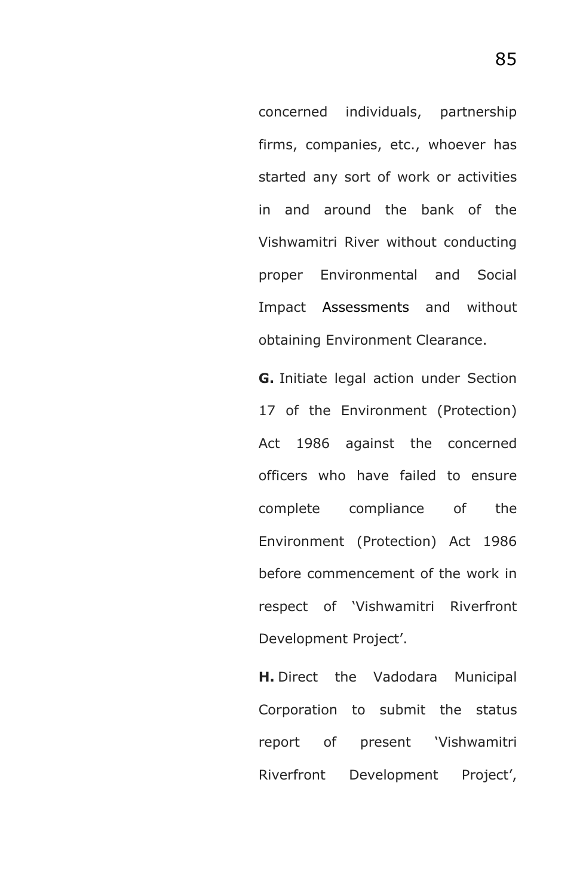concerned individuals, partnership firms, companies, etc., whoever has started any sort of work or activities in and around the bank of the Vishwamitri River without conducting proper Environmental and Social Impact Assessments and without obtaining Environment Clearance.

**G.** Initiate legal action under Section 17 of the Environment (Protection) Act 1986 against the concerned officers who have failed to ensure complete compliance of the Environment (Protection) Act 1986 before commencement of the work in respect of 'Vishwamitri Riverfront Development Project'.

**H.** Direct the Vadodara Municipal Corporation to submit the status report of present 'Vishwamitri Riverfront Development Project',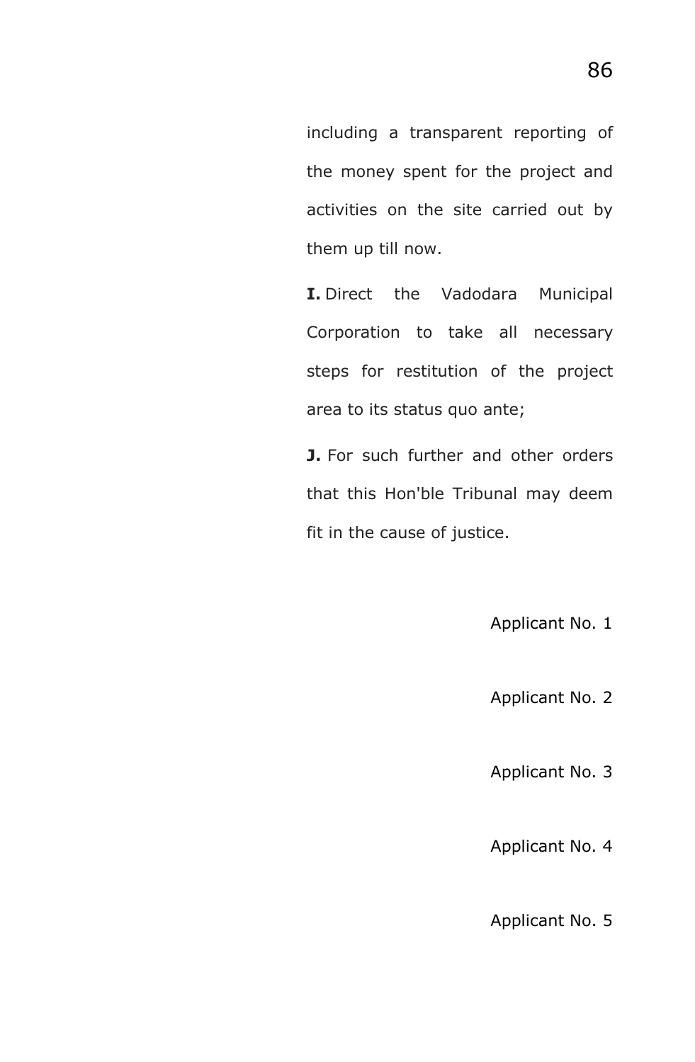including a transparent reporting of the money spent for the project and activities on the site carried out by them up till now.

**I.** Direct the Vadodara Municipal Corporation to take all necessary steps for restitution of the project area to its status quo ante;

**J.** For such further and other orders that this Hon'ble Tribunal may deem fit in the cause of justice.

Applicant No. 1

Applicant No. 2

Applicant No. 3

Applicant No. 4

Applicant No. 5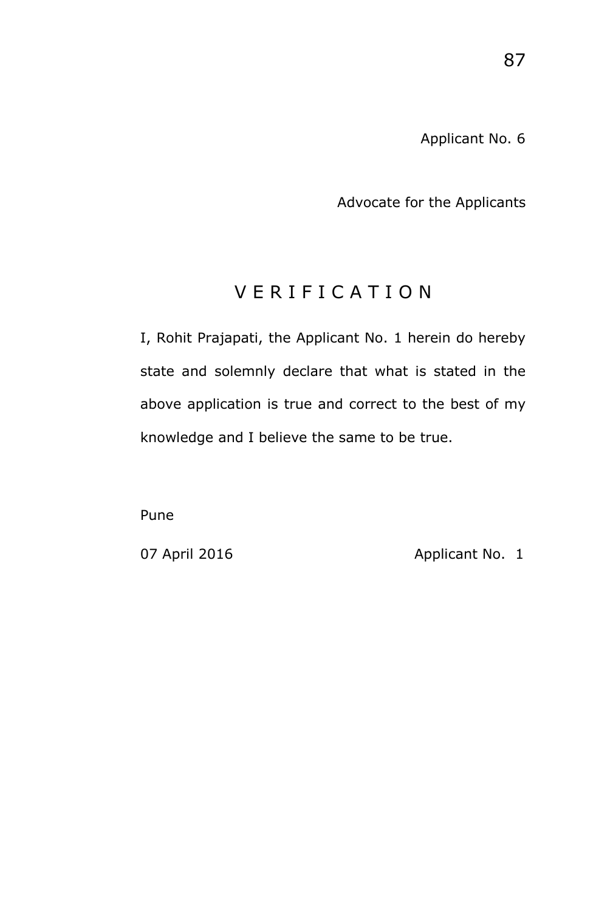Applicant No. 6

Advocate for the Applicants

# V E R I F I C A T I O N

I, Rohit Prajapati, the Applicant No. 1 herein do hereby state and solemnly declare that what is stated in the above application is true and correct to the best of my knowledge and I believe the same to be true.

Pune

07 April 2016 Applicant No. 1